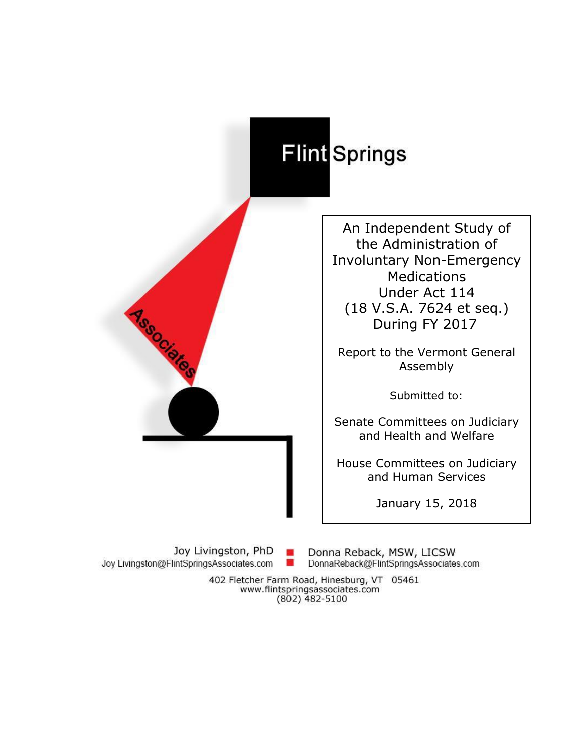Flint Springs

Associates

# An Independent Study of the Administration of Involuntary Non-Emergency Medications Under Act 114 (18 V.S.A. 7624 et seq.) During FY 2017

Report to the Vermont General Assembly

Submitted to:

Senate Committees on Judiciary and Health and Welfare

House Committees on Judiciary and Human Services

January 15, 2018

Joy Livingston, PhD
Joy Livingston@FlintSpringsAssociates.com

Donna Reback, MSW, LICSW
DonnaReback@FlintSpringsAssociates.com

402 Fletcher Farm Road, Hinesburg, VT 05461
www.flintspringsassociates.com
(802) 482-5100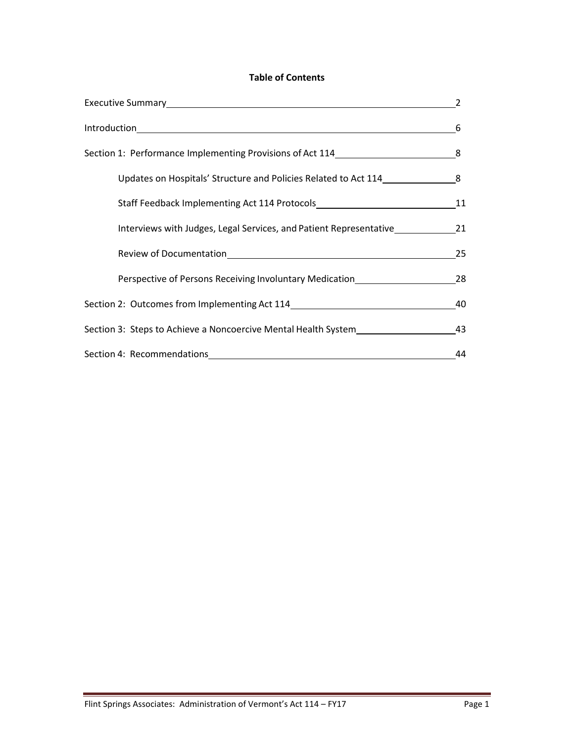**Table of Contents**

| | |
|---|---|
| Executive Summary | 2 |
| Introduction | 6 |
| Section 1: Performance Implementing Provisions of Act 114 | 8 |
| Updates on Hospitals' Structure and Policies Related to Act 114 | 8 |
| Staff Feedback Implementing Act 114 Protocols | 11 |
| Interviews with Judges, Legal Services, and Patient Representative | 21 |
| Review of Documentation | 25 |
| Perspective of Persons Receiving Involuntary Medication | 28 |
| Section 2: Outcomes from Implementing Act 114 | 40 |
| Section 3: Steps to Achieve a Noncoercive Mental Health System | 43 |
| Section 4: Recommendations | 44 |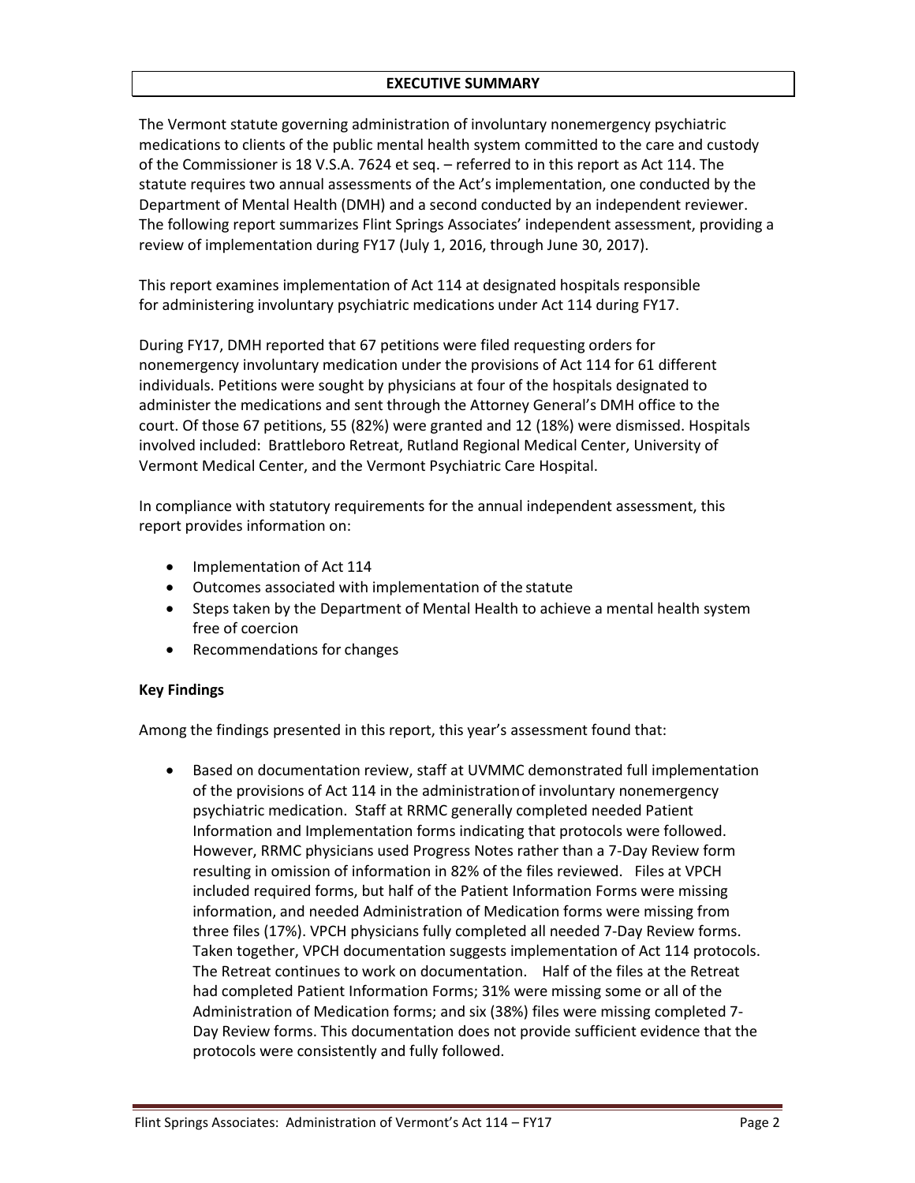## EXECUTIVE SUMMARY

The Vermont statute governing administration of involuntary nonemergency psychiatric medications to clients of the public mental health system committed to the care and custody of the Commissioner is 18 V.S.A. 7624 et seq. – referred to in this report as Act 114. The statute requires two annual assessments of the Act's implementation, one conducted by the Department of Mental Health (DMH) and a second conducted by an independent reviewer. The following report summarizes Flint Springs Associates' independent assessment, providing a review of implementation during FY17 (July 1, 2016, through June 30, 2017).

This report examines implementation of Act 114 at designated hospitals responsible for administering involuntary psychiatric medications under Act 114 during FY17.

During FY17, DMH reported that 67 petitions were filed requesting orders for nonemergency involuntary medication under the provisions of Act 114 for 61 different individuals. Petitions were sought by physicians at four of the hospitals designated to administer the medications and sent through the Attorney General's DMH office to the court. Of those 67 petitions, 55 (82%) were granted and 12 (18%) were dismissed. Hospitals involved included: Brattleboro Retreat, Rutland Regional Medical Center, University of Vermont Medical Center, and the Vermont Psychiatric Care Hospital.

In compliance with statutory requirements for the annual independent assessment, this report provides information on:

- Implementation of Act 114
- Outcomes associated with implementation of the statute
- Steps taken by the Department of Mental Health to achieve a mental health system free of coercion
- Recommendations for changes

### Key Findings

Among the findings presented in this report, this year's assessment found that:

- Based on documentation review, staff at UVMMC demonstrated full implementation of the provisions of Act 114 in the administration of involuntary nonemergency psychiatric medication. Staff at RRMC generally completed needed Patient Information and Implementation forms indicating that protocols were followed. However, RRMC physicians used Progress Notes rather than a 7-Day Review form resulting in omission of information in 82% of the files reviewed. Files at VPCH included required forms, but half of the Patient Information Forms were missing information, and needed Administration of Medication forms were missing from three files (17%). VPCH physicians fully completed all needed 7-Day Review forms. Taken together, VPCH documentation suggests implementation of Act 114 protocols. The Retreat continues to work on documentation. Half of the files at the Retreat had completed Patient Information Forms; 31% were missing some or all of the Administration of Medication forms; and six (38%) files were missing completed 7-Day Review forms. This documentation does not provide sufficient evidence that the protocols were consistently and fully followed.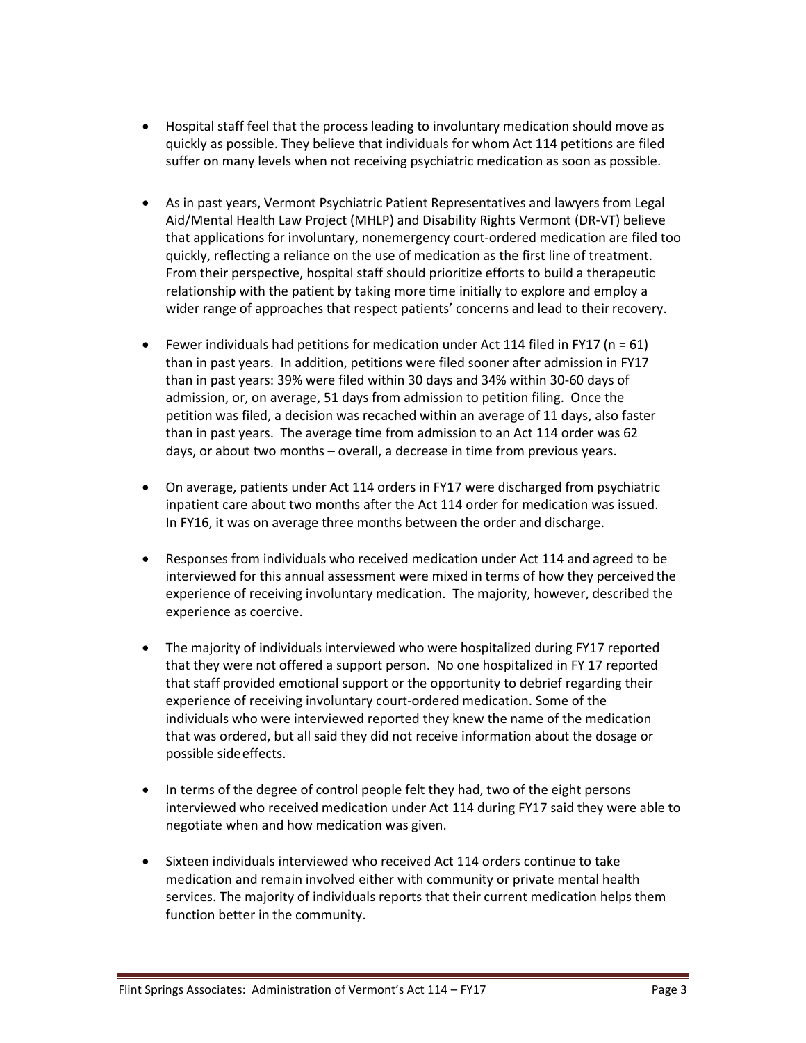- Hospital staff feel that the process leading to involuntary medication should move as quickly as possible. They believe that individuals for whom Act 114 petitions are filed suffer on many levels when not receiving psychiatric medication as soon as possible.

- As in past years, Vermont Psychiatric Patient Representatives and lawyers from Legal Aid/Mental Health Law Project (MHLP) and Disability Rights Vermont (DR-VT) believe that applications for involuntary, nonemergency court-ordered medication are filed too quickly, reflecting a reliance on the use of medication as the first line of treatment. From their perspective, hospital staff should prioritize efforts to build a therapeutic relationship with the patient by taking more time initially to explore and employ a wider range of approaches that respect patients' concerns and lead to their recovery.

- Fewer individuals had petitions for medication under Act 114 filed in FY17 (n = 61) than in past years. In addition, petitions were filed sooner after admission in FY17 than in past years: 39% were filed within 30 days and 34% within 30-60 days of admission, or, on average, 51 days from admission to petition filing. Once the petition was filed, a decision was recached within an average of 11 days, also faster than in past years. The average time from admission to an Act 114 order was 62 days, or about two months – overall, a decrease in time from previous years.

- On average, patients under Act 114 orders in FY17 were discharged from psychiatric inpatient care about two months after the Act 114 order for medication was issued. In FY16, it was on average three months between the order and discharge.

- Responses from individuals who received medication under Act 114 and agreed to be interviewed for this annual assessment were mixed in terms of how they perceived the experience of receiving involuntary medication. The majority, however, described the experience as coercive.

- The majority of individuals interviewed who were hospitalized during FY17 reported that they were not offered a support person. No one hospitalized in FY 17 reported that staff provided emotional support or the opportunity to debrief regarding their experience of receiving involuntary court-ordered medication. Some of the individuals who were interviewed reported they knew the name of the medication that was ordered, but all said they did not receive information about the dosage or possible side effects.

- In terms of the degree of control people felt they had, two of the eight persons interviewed who received medication under Act 114 during FY17 said they were able to negotiate when and how medication was given.

- Sixteen individuals interviewed who received Act 114 orders continue to take medication and remain involved either with community or private mental health services. The majority of individuals reports that their current medication helps them function better in the community.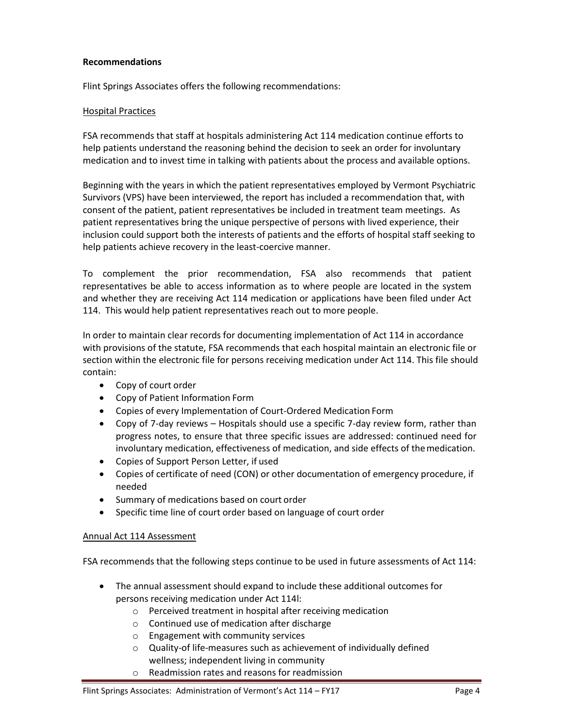**Recommendations**

Flint Springs Associates offers the following recommendations:

Hospital Practices

FSA recommends that staff at hospitals administering Act 114 medication continue efforts to help patients understand the reasoning behind the decision to seek an order for involuntary medication and to invest time in talking with patients about the process and available options.

Beginning with the years in which the patient representatives employed by Vermont Psychiatric Survivors (VPS) have been interviewed, the report has included a recommendation that, with consent of the patient, patient representatives be included in treatment team meetings. As patient representatives bring the unique perspective of persons with lived experience, their inclusion could support both the interests of patients and the efforts of hospital staff seeking to help patients achieve recovery in the least-coercive manner.

To complement the prior recommendation, FSA also recommends that patient representatives be able to access information as to where people are located in the system and whether they are receiving Act 114 medication or applications have been filed under Act 114. This would help patient representatives reach out to more people.

In order to maintain clear records for documenting implementation of Act 114 in accordance with provisions of the statute, FSA recommends that each hospital maintain an electronic file or section within the electronic file for persons receiving medication under Act 114. This file should contain:

- Copy of court order
- Copy of Patient Information Form
- Copies of every Implementation of Court-Ordered Medication Form
- Copy of 7-day reviews – Hospitals should use a specific 7-day review form, rather than progress notes, to ensure that three specific issues are addressed: continued need for involuntary medication, effectiveness of medication, and side effects of the medication.
- Copies of Support Person Letter, if used
- Copies of certificate of need (CON) or other documentation of emergency procedure, if needed
- Summary of medications based on court order
- Specific time line of court order based on language of court order

Annual Act 114 Assessment

FSA recommends that the following steps continue to be used in future assessments of Act 114:

- The annual assessment should expand to include these additional outcomes for persons receiving medication under Act 114l:
  - Perceived treatment in hospital after receiving medication
  - Continued use of medication after discharge
  - Engagement with community services
  - Quality-of life-measures such as achievement of individually defined wellness; independent living in community
  - Readmission rates and reasons for readmission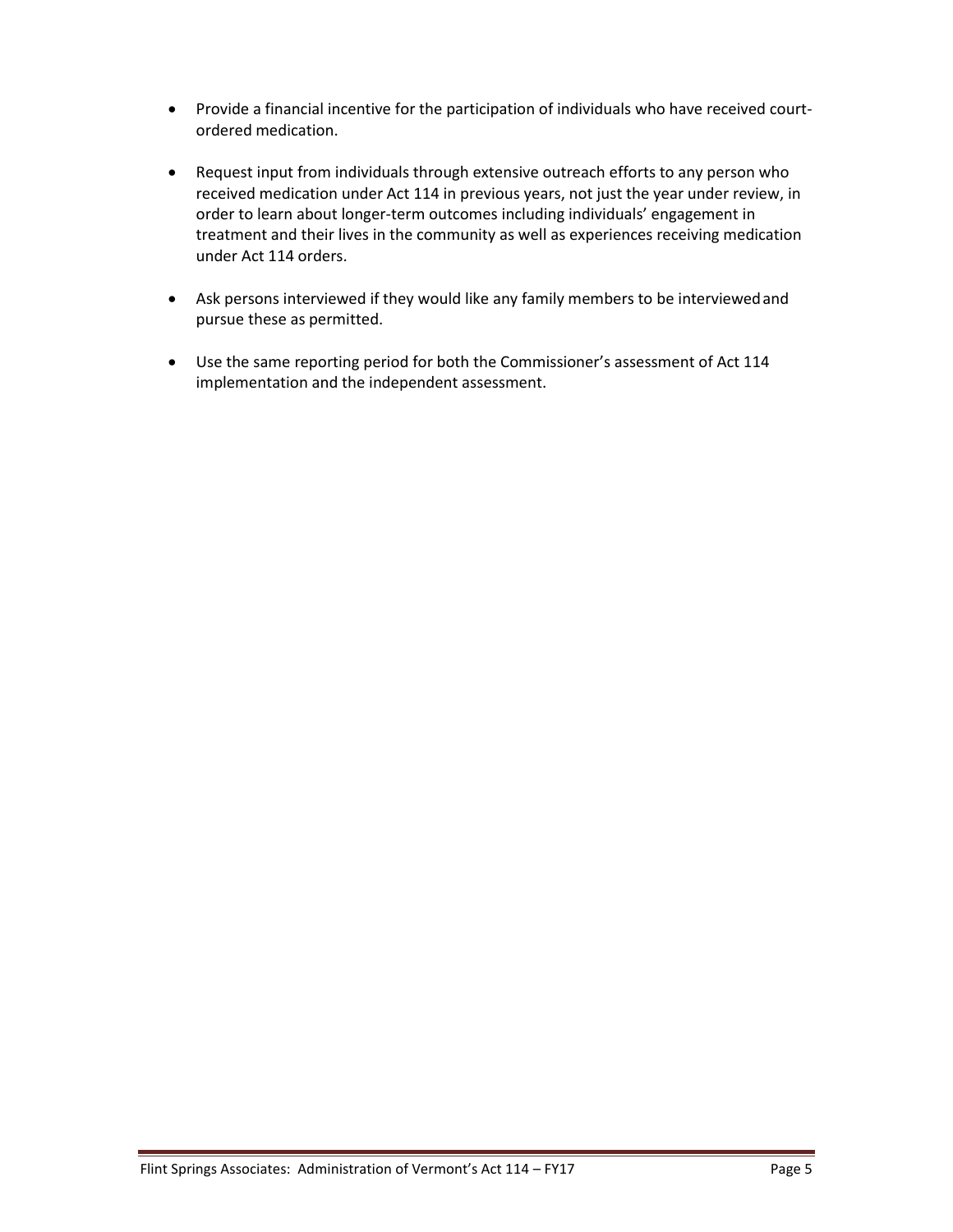- Provide a financial incentive for the participation of individuals who have received court-ordered medication.

- Request input from individuals through extensive outreach efforts to any person who received medication under Act 114 in previous years, not just the year under review, in order to learn about longer-term outcomes including individuals' engagement in treatment and their lives in the community as well as experiences receiving medication under Act 114 orders.

- Ask persons interviewed if they would like any family members to be interviewed and pursue these as permitted.

- Use the same reporting period for both the Commissioner's assessment of Act 114 implementation and the independent assessment.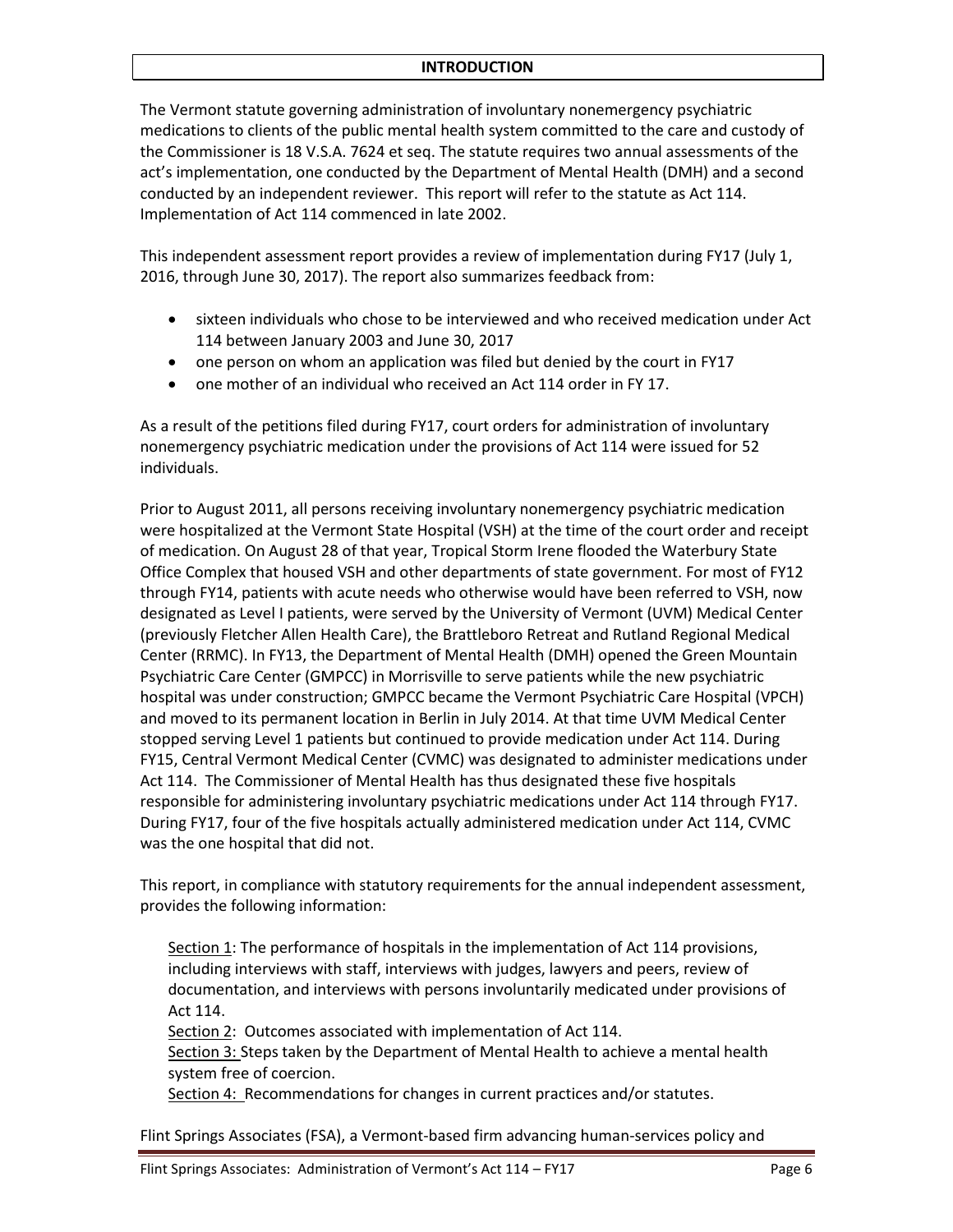# INTRODUCTION

The Vermont statute governing administration of involuntary nonemergency psychiatric medications to clients of the public mental health system committed to the care and custody of the Commissioner is 18 V.S.A. 7624 et seq. The statute requires two annual assessments of the act's implementation, one conducted by the Department of Mental Health (DMH) and a second conducted by an independent reviewer. This report will refer to the statute as Act 114. Implementation of Act 114 commenced in late 2002.

This independent assessment report provides a review of implementation during FY17 (July 1, 2016, through June 30, 2017). The report also summarizes feedback from:

- sixteen individuals who chose to be interviewed and who received medication under Act 114 between January 2003 and June 30, 2017
- one person on whom an application was filed but denied by the court in FY17
- one mother of an individual who received an Act 114 order in FY 17.

As a result of the petitions filed during FY17, court orders for administration of involuntary nonemergency psychiatric medication under the provisions of Act 114 were issued for 52 individuals.

Prior to August 2011, all persons receiving involuntary nonemergency psychiatric medication were hospitalized at the Vermont State Hospital (VSH) at the time of the court order and receipt of medication. On August 28 of that year, Tropical Storm Irene flooded the Waterbury State Office Complex that housed VSH and other departments of state government. For most of FY12 through FY14, patients with acute needs who otherwise would have been referred to VSH, now designated as Level I patients, were served by the University of Vermont (UVM) Medical Center (previously Fletcher Allen Health Care), the Brattleboro Retreat and Rutland Regional Medical Center (RRMC). In FY13, the Department of Mental Health (DMH) opened the Green Mountain Psychiatric Care Center (GMPCC) in Morrisville to serve patients while the new psychiatric hospital was under construction; GMPCC became the Vermont Psychiatric Care Hospital (VPCH) and moved to its permanent location in Berlin in July 2014. At that time UVM Medical Center stopped serving Level 1 patients but continued to provide medication under Act 114. During FY15, Central Vermont Medical Center (CVMC) was designated to administer medications under Act 114. The Commissioner of Mental Health has thus designated these five hospitals responsible for administering involuntary psychiatric medications under Act 114 through FY17. During FY17, four of the five hospitals actually administered medication under Act 114, CVMC was the one hospital that did not.

This report, in compliance with statutory requirements for the annual independent assessment, provides the following information:

Section 1: The performance of hospitals in the implementation of Act 114 provisions, including interviews with staff, interviews with judges, lawyers and peers, review of documentation, and interviews with persons involuntarily medicated under provisions of Act 114.
Section 2: Outcomes associated with implementation of Act 114.
Section 3: Steps taken by the Department of Mental Health to achieve a mental health system free of coercion.
Section 4: Recommendations for changes in current practices and/or statutes.

Flint Springs Associates (FSA), a Vermont-based firm advancing human-services policy and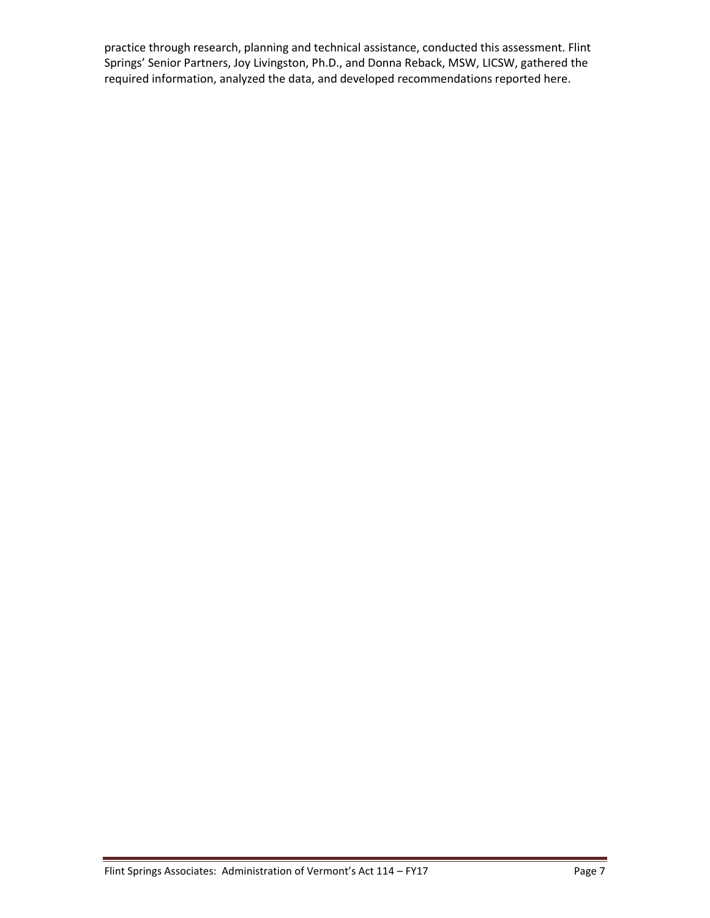practice through research, planning and technical assistance, conducted this assessment. Flint Springs' Senior Partners, Joy Livingston, Ph.D., and Donna Reback, MSW, LICSW, gathered the required information, analyzed the data, and developed recommendations reported here.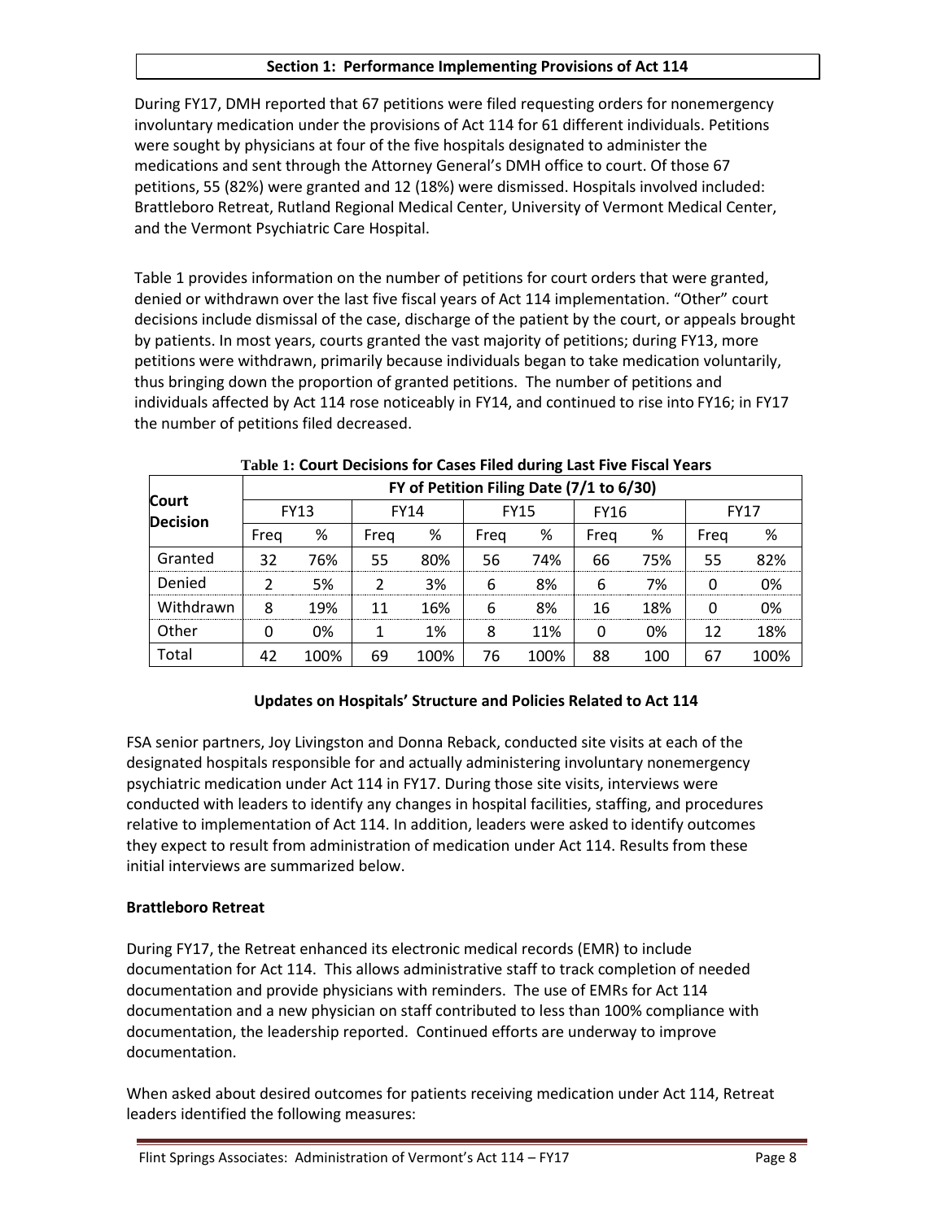## Section 1: Performance Implementing Provisions of Act 114

During FY17, DMH reported that 67 petitions were filed requesting orders for nonemergency involuntary medication under the provisions of Act 114 for 61 different individuals. Petitions were sought by physicians at four of the five hospitals designated to administer the medications and sent through the Attorney General's DMH office to court. Of those 67 petitions, 55 (82%) were granted and 12 (18%) were dismissed. Hospitals involved included: Brattleboro Retreat, Rutland Regional Medical Center, University of Vermont Medical Center, and the Vermont Psychiatric Care Hospital.

Table 1 provides information on the number of petitions for court orders that were granted, denied or withdrawn over the last five fiscal years of Act 114 implementation. "Other" court decisions include dismissal of the case, discharge of the patient by the court, or appeals brought by patients. In most years, courts granted the vast majority of petitions; during FY13, more petitions were withdrawn, primarily because individuals began to take medication voluntarily, thus bringing down the proportion of granted petitions. The number of petitions and individuals affected by Act 114 rose noticeably in FY14, and continued to rise into FY16; in FY17 the number of petitions filed decreased.

**Table 1: Court Decisions for Cases Filed during Last Five Fiscal Years**

| Court Decision | FY of Petition Filing Date (7/1 to 6/30) | | | | | | | | | |
|---|---|---|---|---|---|---|---|---|---|---|
| | FY13 | | FY14 | | FY15 | | FY16 | | FY17 | |
| | Freq | % | Freq | % | Freq | % | Freq | % | Freq | % |
| Granted | 32 | 76% | 55 | 80% | 56 | 74% | 66 | 75% | 55 | 82% |
| Denied | 2 | 5% | 2 | 3% | 6 | 8% | 6 | 7% | 0 | 0% |
| Withdrawn | 8 | 19% | 11 | 16% | 6 | 8% | 16 | 18% | 0 | 0% |
| Other | 0 | 0% | 1 | 1% | 8 | 11% | 0 | 0% | 12 | 18% |
| Total | 42 | 100% | 69 | 100% | 76 | 100% | 88 | 100 | 67 | 100% |

### Updates on Hospitals' Structure and Policies Related to Act 114

FSA senior partners, Joy Livingston and Donna Reback, conducted site visits at each of the designated hospitals responsible for and actually administering involuntary nonemergency psychiatric medication under Act 114 in FY17. During those site visits, interviews were conducted with leaders to identify any changes in hospital facilities, staffing, and procedures relative to implementation of Act 114. In addition, leaders were asked to identify outcomes they expect to result from administration of medication under Act 114. Results from these initial interviews are summarized below.

**Brattleboro Retreat**

During FY17, the Retreat enhanced its electronic medical records (EMR) to include documentation for Act 114. This allows administrative staff to track completion of needed documentation and provide physicians with reminders. The use of EMRs for Act 114 documentation and a new physician on staff contributed to less than 100% compliance with documentation, the leadership reported. Continued efforts are underway to improve documentation.

When asked about desired outcomes for patients receiving medication under Act 114, Retreat leaders identified the following measures: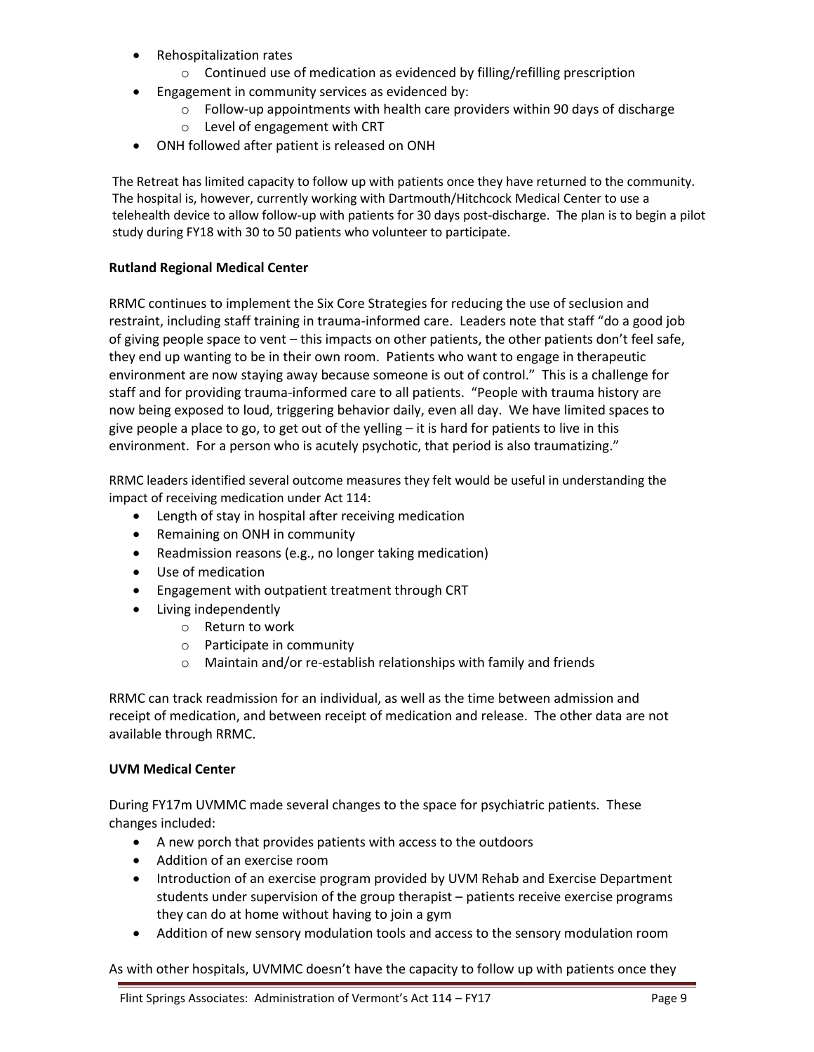- Rehospitalization rates
    - Continued use of medication as evidenced by filling/refilling prescription
- Engagement in community services as evidenced by:
    - Follow-up appointments with health care providers within 90 days of discharge
    - Level of engagement with CRT
- ONH followed after patient is released on ONH

The Retreat has limited capacity to follow up with patients once they have returned to the community. The hospital is, however, currently working with Dartmouth/Hitchcock Medical Center to use a telehealth device to allow follow-up with patients for 30 days post-discharge. The plan is to begin a pilot study during FY18 with 30 to 50 patients who volunteer to participate.

**Rutland Regional Medical Center**

RRMC continues to implement the Six Core Strategies for reducing the use of seclusion and restraint, including staff training in trauma-informed care. Leaders note that staff "do a good job of giving people space to vent – this impacts on other patients, the other patients don't feel safe, they end up wanting to be in their own room. Patients who want to engage in therapeutic environment are now staying away because someone is out of control." This is a challenge for staff and for providing trauma-informed care to all patients. "People with trauma history are now being exposed to loud, triggering behavior daily, even all day. We have limited spaces to give people a place to go, to get out of the yelling – it is hard for patients to live in this environment. For a person who is acutely psychotic, that period is also traumatizing."

RRMC leaders identified several outcome measures they felt would be useful in understanding the impact of receiving medication under Act 114:

- Length of stay in hospital after receiving medication
- Remaining on ONH in community
- Readmission reasons (e.g., no longer taking medication)
- Use of medication
- Engagement with outpatient treatment through CRT
- Living independently
    - Return to work
    - Participate in community
    - Maintain and/or re-establish relationships with family and friends

RRMC can track readmission for an individual, as well as the time between admission and receipt of medication, and between receipt of medication and release. The other data are not available through RRMC.

**UVM Medical Center**

During FY17m UVMMC made several changes to the space for psychiatric patients. These changes included:

- A new porch that provides patients with access to the outdoors
- Addition of an exercise room
- Introduction of an exercise program provided by UVM Rehab and Exercise Department students under supervision of the group therapist – patients receive exercise programs they can do at home without having to join a gym
- Addition of new sensory modulation tools and access to the sensory modulation room

As with other hospitals, UVMMC doesn't have the capacity to follow up with patients once they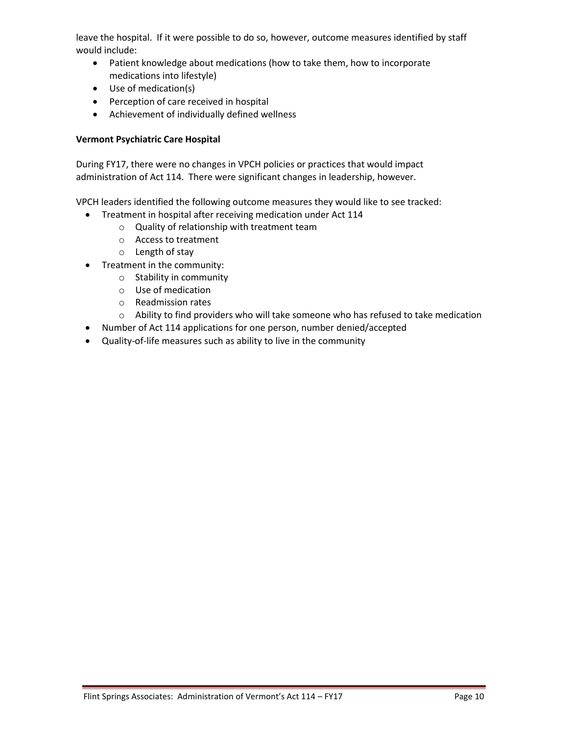leave the hospital. If it were possible to do so, however, outcome measures identified by staff would include:

- Patient knowledge about medications (how to take them, how to incorporate medications into lifestyle)
- Use of medication(s)
- Perception of care received in hospital
- Achievement of individually defined wellness

**Vermont Psychiatric Care Hospital**

During FY17, there were no changes in VPCH policies or practices that would impact administration of Act 114. There were significant changes in leadership, however.

VPCH leaders identified the following outcome measures they would like to see tracked:

- Treatment in hospital after receiving medication under Act 114
    - Quality of relationship with treatment team
    - Access to treatment
    - Length of stay
- Treatment in the community:
    - Stability in community
    - Use of medication
    - Readmission rates
    - Ability to find providers who will take someone who has refused to take medication
- Number of Act 114 applications for one person, number denied/accepted
- Quality-of-life measures such as ability to live in the community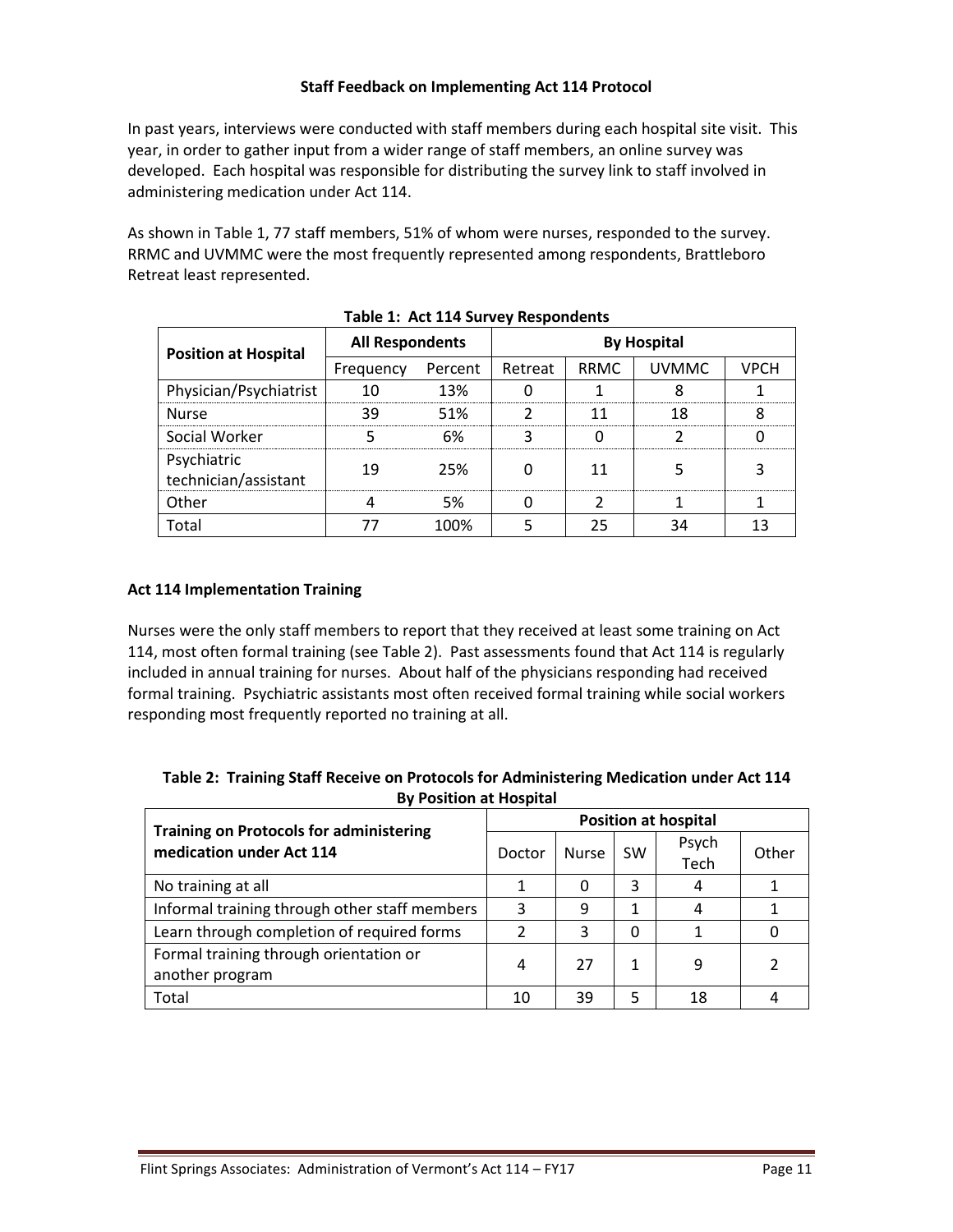### Staff Feedback on Implementing Act 114 Protocol

In past years, interviews were conducted with staff members during each hospital site visit. This year, in order to gather input from a wider range of staff members, an online survey was developed. Each hospital was responsible for distributing the survey link to staff involved in administering medication under Act 114.

As shown in Table 1, 77 staff members, 51% of whom were nurses, responded to the survey. RRMC and UVMMC were the most frequently represented among respondents, Brattleboro Retreat least represented.

**Table 1: Act 114 Survey Respondents**

| Position at Hospital | All Respondents | | By Hospital | | | |
|---|---|---|---|---|---|---|
| | Frequency | Percent | Retreat | RRMC | UVMMC | VPCH |
| Physician/Psychiatrist | 10 | 13% | 0 | 1 | 8 | 1 |
| Nurse | 39 | 51% | 2 | 11 | 18 | 8 |
| Social Worker | 5 | 6% | 3 | 0 | 2 | 0 |
| Psychiatric technician/assistant | 19 | 25% | 0 | 11 | 5 | 3 |
| Other | 4 | 5% | 0 | 2 | 1 | 1 |
| Total | 77 | 100% | 5 | 25 | 34 | 13 |

### Act 114 Implementation Training

Nurses were the only staff members to report that they received at least some training on Act 114, most often formal training (see Table 2). Past assessments found that Act 114 is regularly included in annual training for nurses. About half of the physicians responding had received formal training. Psychiatric assistants most often received formal training while social workers responding most frequently reported no training at all.

**Table 2: Training Staff Receive on Protocols for Administering Medication under Act 114 By Position at Hospital**

| Training on Protocols for administering medication under Act 114 | Position at hospital | | | | |
|---|---|---|---|---|---|
| | Doctor | Nurse | SW | Psych Tech | Other |
| No training at all | 1 | 0 | 3 | 4 | 1 |
| Informal training through other staff members | 3 | 9 | 1 | 4 | 1 |
| Learn through completion of required forms | 2 | 3 | 0 | 1 | 0 |
| Formal training through orientation or another program | 4 | 27 | 1 | 9 | 2 |
| Total | 10 | 39 | 5 | 18 | 4 |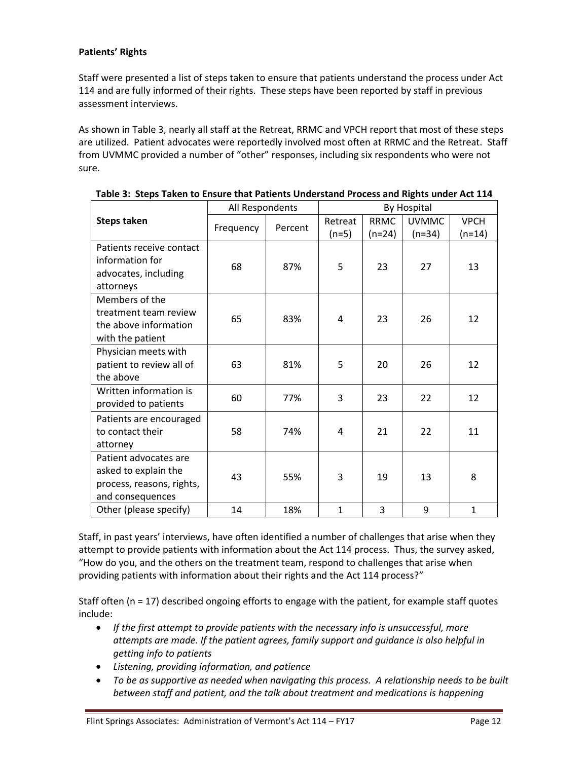**Patients' Rights**

Staff were presented a list of steps taken to ensure that patients understand the process under Act 114 and are fully informed of their rights. These steps have been reported by staff in previous assessment interviews.

As shown in Table 3, nearly all staff at the Retreat, RRMC and VPCH report that most of these steps are utilized. Patient advocates were reportedly involved most often at RRMC and the Retreat. Staff from UVMMC provided a number of "other" responses, including six respondents who were not sure.

**Table 3: Steps Taken to Ensure that Patients Understand Process and Rights under Act 114**

| Steps taken | All Respondents | | By Hospital | | | |
|---|---|---|---|---|---|---|
| | Frequency | Percent | Retreat (n=5) | RRMC (n=24) | UVMMC (n=34) | VPCH (n=14) |
| Patients receive contact information for advocates, including attorneys | 68 | 87% | 5 | 23 | 27 | 13 |
| Members of the treatment team review the above information with the patient | 65 | 83% | 4 | 23 | 26 | 12 |
| Physician meets with patient to review all of the above | 63 | 81% | 5 | 20 | 26 | 12 |
| Written information is provided to patients | 60 | 77% | 3 | 23 | 22 | 12 |
| Patients are encouraged to contact their attorney | 58 | 74% | 4 | 21 | 22 | 11 |
| Patient advocates are asked to explain the process, reasons, rights, and consequences | 43 | 55% | 3 | 19 | 13 | 8 |
| Other (please specify) | 14 | 18% | 1 | 3 | 9 | 1 |

Staff, in past years' interviews, have often identified a number of challenges that arise when they attempt to provide patients with information about the Act 114 process. Thus, the survey asked, "How do you, and the others on the treatment team, respond to challenges that arise when providing patients with information about their rights and the Act 114 process?"

Staff often (n = 17) described ongoing efforts to engage with the patient, for example staff quotes include:

- *If the first attempt to provide patients with the necessary info is unsuccessful, more attempts are made. If the patient agrees, family support and guidance is also helpful in getting info to patients*
- *Listening, providing information, and patience*
- *To be as supportive as needed when navigating this process. A relationship needs to be built between staff and patient, and the talk about treatment and medications is happening*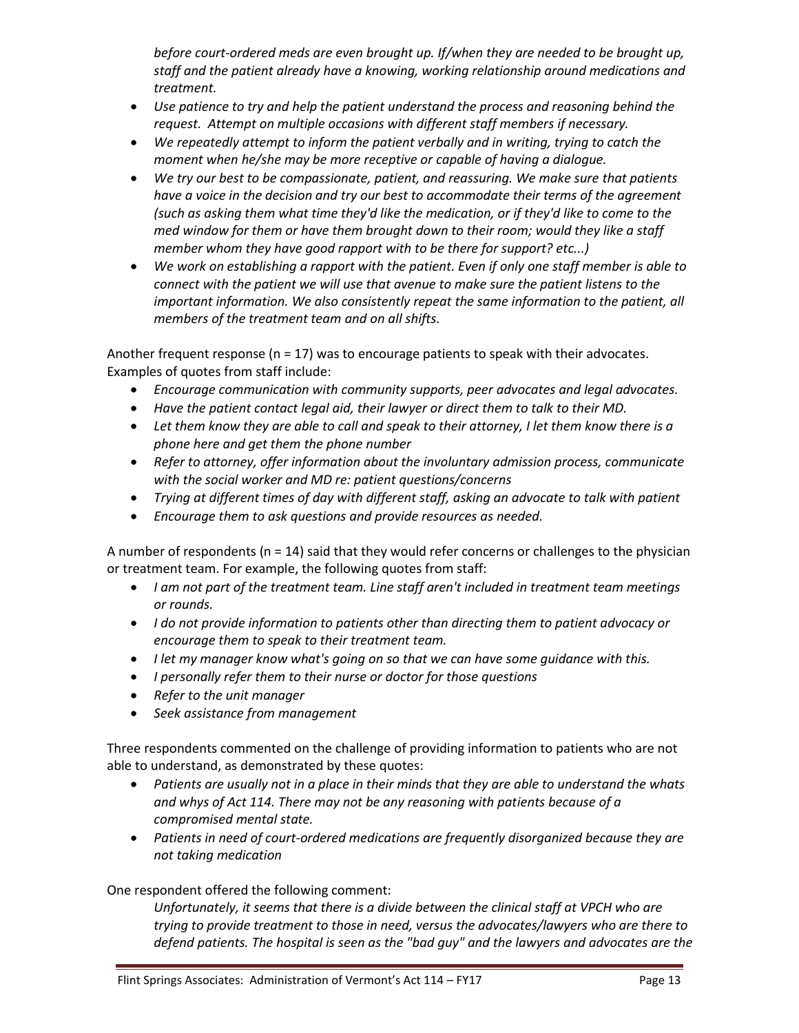*before court-ordered meds are even brought up. If/when they are needed to be brought up, staff and the patient already have a knowing, working relationship around medications and treatment.*

- *Use patience to try and help the patient understand the process and reasoning behind the request. Attempt on multiple occasions with different staff members if necessary.*
- *We repeatedly attempt to inform the patient verbally and in writing, trying to catch the moment when he/she may be more receptive or capable of having a dialogue.*
- *We try our best to be compassionate, patient, and reassuring. We make sure that patients have a voice in the decision and try our best to accommodate their terms of the agreement (such as asking them what time they'd like the medication, or if they'd like to come to the med window for them or have them brought down to their room; would they like a staff member whom they have good rapport with to be there for support? etc...)*
- *We work on establishing a rapport with the patient. Even if only one staff member is able to connect with the patient we will use that avenue to make sure the patient listens to the important information. We also consistently repeat the same information to the patient, all members of the treatment team and on all shifts.*

Another frequent response (n = 17) was to encourage patients to speak with their advocates. Examples of quotes from staff include:

- *Encourage communication with community supports, peer advocates and legal advocates.*
- *Have the patient contact legal aid, their lawyer or direct them to talk to their MD.*
- *Let them know they are able to call and speak to their attorney, I let them know there is a phone here and get them the phone number*
- *Refer to attorney, offer information about the involuntary admission process, communicate with the social worker and MD re: patient questions/concerns*
- *Trying at different times of day with different staff, asking an advocate to talk with patient*
- *Encourage them to ask questions and provide resources as needed.*

A number of respondents (n = 14) said that they would refer concerns or challenges to the physician or treatment team. For example, the following quotes from staff:

- *I am not part of the treatment team. Line staff aren't included in treatment team meetings or rounds.*
- *I do not provide information to patients other than directing them to patient advocacy or encourage them to speak to their treatment team.*
- *I let my manager know what's going on so that we can have some guidance with this.*
- *I personally refer them to their nurse or doctor for those questions*
- *Refer to the unit manager*
- *Seek assistance from management*

Three respondents commented on the challenge of providing information to patients who are not able to understand, as demonstrated by these quotes:

- *Patients are usually not in a place in their minds that they are able to understand the whats and whys of Act 114. There may not be any reasoning with patients because of a compromised mental state.*
- *Patients in need of court-ordered medications are frequently disorganized because they are not taking medication*

One respondent offered the following comment:

> *Unfortunately, it seems that there is a divide between the clinical staff at VPCH who are trying to provide treatment to those in need, versus the advocates/lawyers who are there to defend patients. The hospital is seen as the "bad guy" and the lawyers and advocates are the*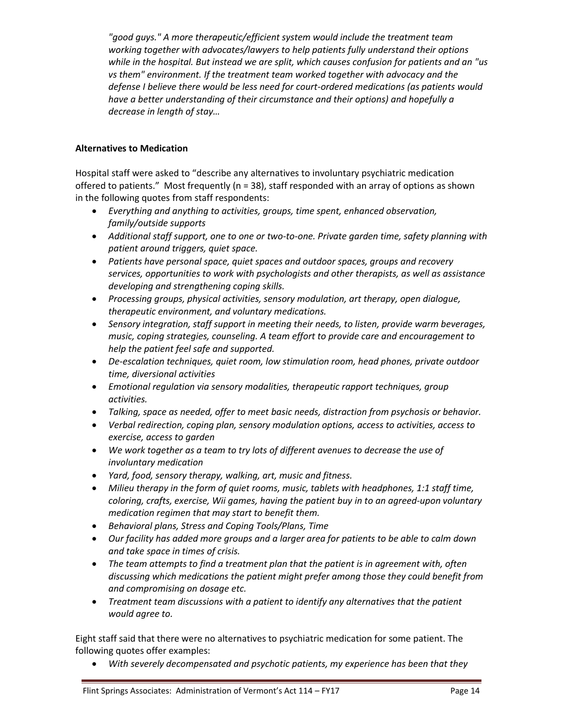*"good guys." A more therapeutic/efficient system would include the treatment team working together with advocates/lawyers to help patients fully understand their options while in the hospital. But instead we are split, which causes confusion for patients and an "us vs them" environment. If the treatment team worked together with advocacy and the defense I believe there would be less need for court-ordered medications (as patients would have a better understanding of their circumstance and their options) and hopefully a decrease in length of stay…*

**Alternatives to Medication**

Hospital staff were asked to "describe any alternatives to involuntary psychiatric medication offered to patients." Most frequently (n = 38), staff responded with an array of options as shown in the following quotes from staff respondents:

- *Everything and anything to activities, groups, time spent, enhanced observation, family/outside supports*
- *Additional staff support, one to one or two-to-one. Private garden time, safety planning with patient around triggers, quiet space.*
- *Patients have personal space, quiet spaces and outdoor spaces, groups and recovery services, opportunities to work with psychologists and other therapists, as well as assistance developing and strengthening coping skills.*
- *Processing groups, physical activities, sensory modulation, art therapy, open dialogue, therapeutic environment, and voluntary medications.*
- *Sensory integration, staff support in meeting their needs, to listen, provide warm beverages, music, coping strategies, counseling. A team effort to provide care and encouragement to help the patient feel safe and supported.*
- *De-escalation techniques, quiet room, low stimulation room, head phones, private outdoor time, diversional activities*
- *Emotional regulation via sensory modalities, therapeutic rapport techniques, group activities.*
- *Talking, space as needed, offer to meet basic needs, distraction from psychosis or behavior.*
- *Verbal redirection, coping plan, sensory modulation options, access to activities, access to exercise, access to garden*
- *We work together as a team to try lots of different avenues to decrease the use of involuntary medication*
- *Yard, food, sensory therapy, walking, art, music and fitness.*
- *Milieu therapy in the form of quiet rooms, music, tablets with headphones, 1:1 staff time, coloring, crafts, exercise, Wii games, having the patient buy in to an agreed-upon voluntary medication regimen that may start to benefit them.*
- *Behavioral plans, Stress and Coping Tools/Plans, Time*
- *Our facility has added more groups and a larger area for patients to be able to calm down and take space in times of crisis.*
- *The team attempts to find a treatment plan that the patient is in agreement with, often discussing which medications the patient might prefer among those they could benefit from and compromising on dosage etc.*
- *Treatment team discussions with a patient to identify any alternatives that the patient would agree to.*

Eight staff said that there were no alternatives to psychiatric medication for some patient. The following quotes offer examples:

- *With severely decompensated and psychotic patients, my experience has been that they*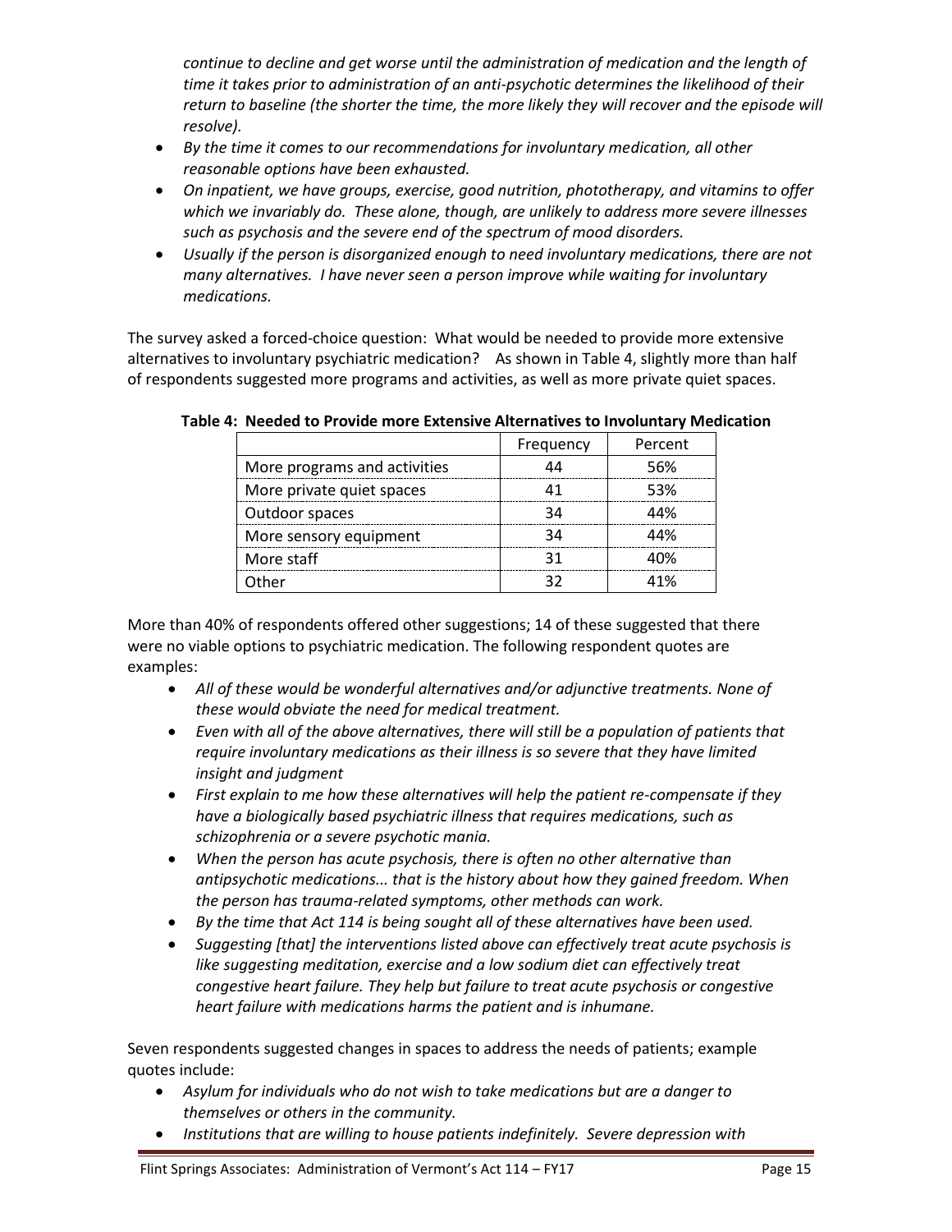*continue to decline and get worse until the administration of medication and the length of time it takes prior to administration of an anti-psychotic determines the likelihood of their return to baseline (the shorter the time, the more likely they will recover and the episode will resolve).*

- *By the time it comes to our recommendations for involuntary medication, all other reasonable options have been exhausted.*
- *On inpatient, we have groups, exercise, good nutrition, phototherapy, and vitamins to offer which we invariably do. These alone, though, are unlikely to address more severe illnesses such as psychosis and the severe end of the spectrum of mood disorders.*
- *Usually if the person is disorganized enough to need involuntary medications, there are not many alternatives. I have never seen a person improve while waiting for involuntary medications.*

The survey asked a forced-choice question: What would be needed to provide more extensive alternatives to involuntary psychiatric medication? As shown in Table 4, slightly more than half of respondents suggested more programs and activities, as well as more private quiet spaces.

**Table 4: Needed to Provide more Extensive Alternatives to Involuntary Medication**

| | Frequency | Percent |
|---|---|---|
| More programs and activities | 44 | 56% |
| More private quiet spaces | 41 | 53% |
| Outdoor spaces | 34 | 44% |
| More sensory equipment | 34 | 44% |
| More staff | 31 | 40% |
| Other | 32 | 41% |

More than 40% of respondents offered other suggestions; 14 of these suggested that there were no viable options to psychiatric medication. The following respondent quotes are examples:

- *All of these would be wonderful alternatives and/or adjunctive treatments. None of these would obviate the need for medical treatment.*
- *Even with all of the above alternatives, there will still be a population of patients that require involuntary medications as their illness is so severe that they have limited insight and judgment*
- *First explain to me how these alternatives will help the patient re-compensate if they have a biologically based psychiatric illness that requires medications, such as schizophrenia or a severe psychotic mania.*
- *When the person has acute psychosis, there is often no other alternative than antipsychotic medications... that is the history about how they gained freedom. When the person has trauma-related symptoms, other methods can work.*
- *By the time that Act 114 is being sought all of these alternatives have been used.*
- *Suggesting [that] the interventions listed above can effectively treat acute psychosis is like suggesting meditation, exercise and a low sodium diet can effectively treat congestive heart failure. They help but failure to treat acute psychosis or congestive heart failure with medications harms the patient and is inhumane.*

Seven respondents suggested changes in spaces to address the needs of patients; example quotes include:

- *Asylum for individuals who do not wish to take medications but are a danger to themselves or others in the community.*
- *Institutions that are willing to house patients indefinitely. Severe depression with*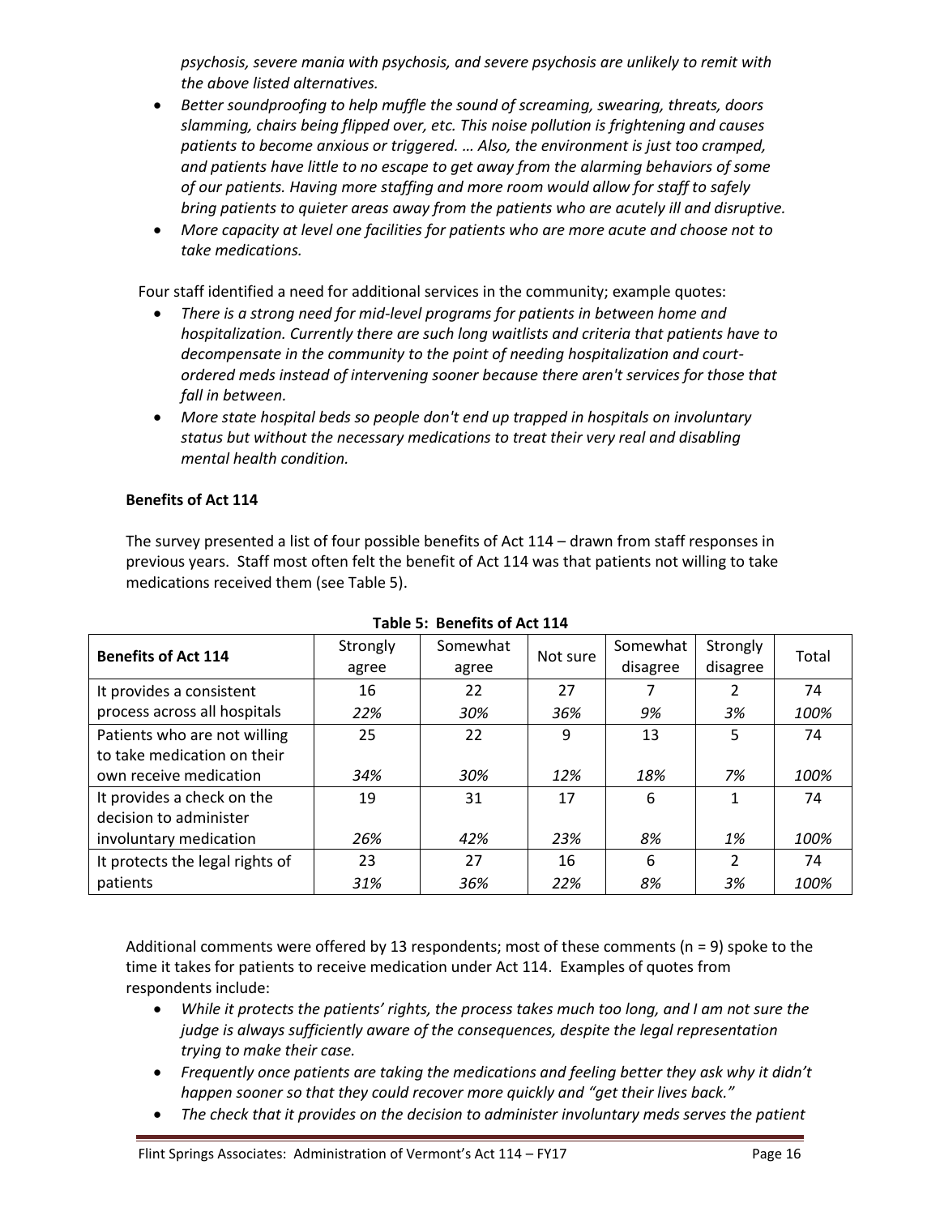*psychosis, severe mania with psychosis, and severe psychosis are unlikely to remit with the above listed alternatives.*

- *Better soundproofing to help muffle the sound of screaming, swearing, threats, doors slamming, chairs being flipped over, etc. This noise pollution is frightening and causes patients to become anxious or triggered. … Also, the environment is just too cramped, and patients have little to no escape to get away from the alarming behaviors of some of our patients. Having more staffing and more room would allow for staff to safely bring patients to quieter areas away from the patients who are acutely ill and disruptive.*
- *More capacity at level one facilities for patients who are more acute and choose not to take medications.*

Four staff identified a need for additional services in the community; example quotes:

- *There is a strong need for mid-level programs for patients in between home and hospitalization. Currently there are such long waitlists and criteria that patients have to decompensate in the community to the point of needing hospitalization and court-ordered meds instead of intervening sooner because there aren't services for those that fall in between.*
- *More state hospital beds so people don't end up trapped in hospitals on involuntary status but without the necessary medications to treat their very real and disabling mental health condition.*

**Benefits of Act 114**

The survey presented a list of four possible benefits of Act 114 – drawn from staff responses in previous years. Staff most often felt the benefit of Act 114 was that patients not willing to take medications received them (see Table 5).

**Table 5: Benefits of Act 114**

| Benefits of Act 114 | Strongly agree | Somewhat agree | Not sure | Somewhat disagree | Strongly disagree | Total |
|---|---|---|---|---|---|---|
| It provides a consistent process across all hospitals | 16<br>*22%* | 22<br>*30%* | 27<br>*36%* | 7<br>*9%* | 2<br>*3%* | 74<br>*100%* |
| Patients who are not willing to take medication on their own receive medication | 25<br>*34%* | 22<br>*30%* | 9<br>*12%* | 13<br>*18%* | 5<br>*7%* | 74<br>*100%* |
| It provides a check on the decision to administer involuntary medication | 19<br>*26%* | 31<br>*42%* | 17<br>*23%* | 6<br>*8%* | 1<br>*1%* | 74<br>*100%* |
| It protects the legal rights of patients | 23<br>*31%* | 27<br>*36%* | 16<br>*22%* | 6<br>*8%* | 2<br>*3%* | 74<br>*100%* |

Additional comments were offered by 13 respondents; most of these comments (n = 9) spoke to the time it takes for patients to receive medication under Act 114. Examples of quotes from respondents include:

- *While it protects the patients' rights, the process takes much too long, and I am not sure the judge is always sufficiently aware of the consequences, despite the legal representation trying to make their case.*
- *Frequently once patients are taking the medications and feeling better they ask why it didn't happen sooner so that they could recover more quickly and "get their lives back."*
- *The check that it provides on the decision to administer involuntary meds serves the patient*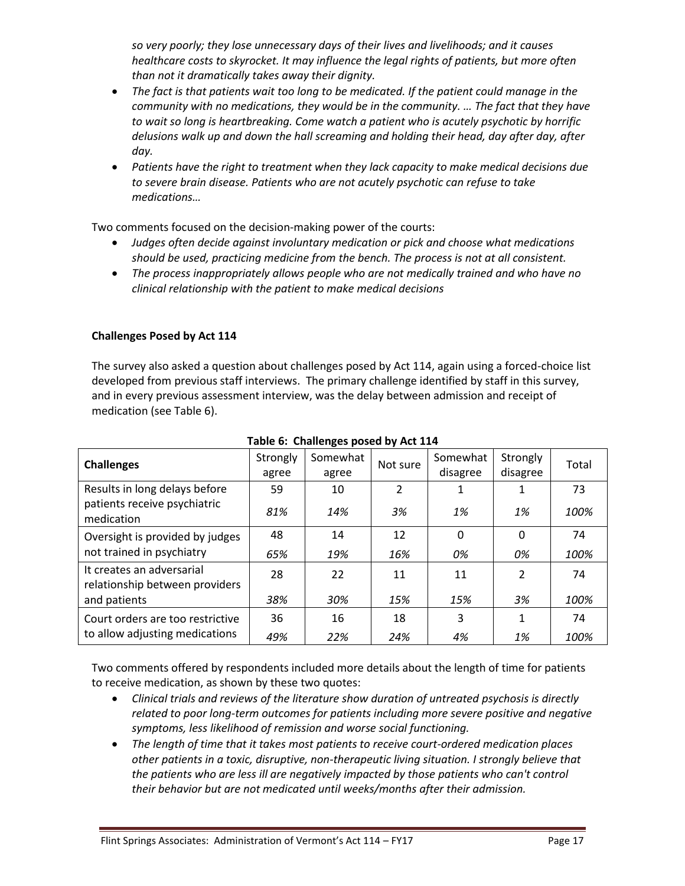*so very poorly; they lose unnecessary days of their lives and livelihoods; and it causes healthcare costs to skyrocket. It may influence the legal rights of patients, but more often than not it dramatically takes away their dignity.*

- *The fact is that patients wait too long to be medicated. If the patient could manage in the community with no medications, they would be in the community. … The fact that they have to wait so long is heartbreaking. Come watch a patient who is acutely psychotic by horrific delusions walk up and down the hall screaming and holding their head, day after day, after day.*
- *Patients have the right to treatment when they lack capacity to make medical decisions due to severe brain disease. Patients who are not acutely psychotic can refuse to take medications…*

Two comments focused on the decision-making power of the courts:

- *Judges often decide against involuntary medication or pick and choose what medications should be used, practicing medicine from the bench. The process is not at all consistent.*
- *The process inappropriately allows people who are not medically trained and who have no clinical relationship with the patient to make medical decisions*

**Challenges Posed by Act 114**

The survey also asked a question about challenges posed by Act 114, again using a forced-choice list developed from previous staff interviews. The primary challenge identified by staff in this survey, and in every previous assessment interview, was the delay between admission and receipt of medication (see Table 6).

**Table 6: Challenges posed by Act 114**

| Challenges | Strongly agree | Somewhat agree | Not sure | Somewhat disagree | Strongly disagree | Total |
|---|---|---|---|---|---|---|
| Results in long delays before patients receive psychiatric medication | 59 | 10 | 2 | 1 | 1 | 73 |
| | *81%* | *14%* | *3%* | *1%* | *1%* | *100%* |
| Oversight is provided by judges not trained in psychiatry | 48 | 14 | 12 | 0 | 0 | 74 |
| | *65%* | *19%* | *16%* | *0%* | *0%* | *100%* |
| It creates an adversarial relationship between providers and patients | 28 | 22 | 11 | 11 | 2 | 74 |
| | *38%* | *30%* | *15%* | *15%* | *3%* | *100%* |
| Court orders are too restrictive to allow adjusting medications | 36 | 16 | 18 | 3 | 1 | 74 |
| | *49%* | *22%* | *24%* | *4%* | *1%* | *100%* |

Two comments offered by respondents included more details about the length of time for patients to receive medication, as shown by these two quotes:

- *Clinical trials and reviews of the literature show duration of untreated psychosis is directly related to poor long-term outcomes for patients including more severe positive and negative symptoms, less likelihood of remission and worse social functioning.*
- *The length of time that it takes most patients to receive court-ordered medication places other patients in a toxic, disruptive, non-therapeutic living situation. I strongly believe that the patients who are less ill are negatively impacted by those patients who can't control their behavior but are not medicated until weeks/months after their admission.*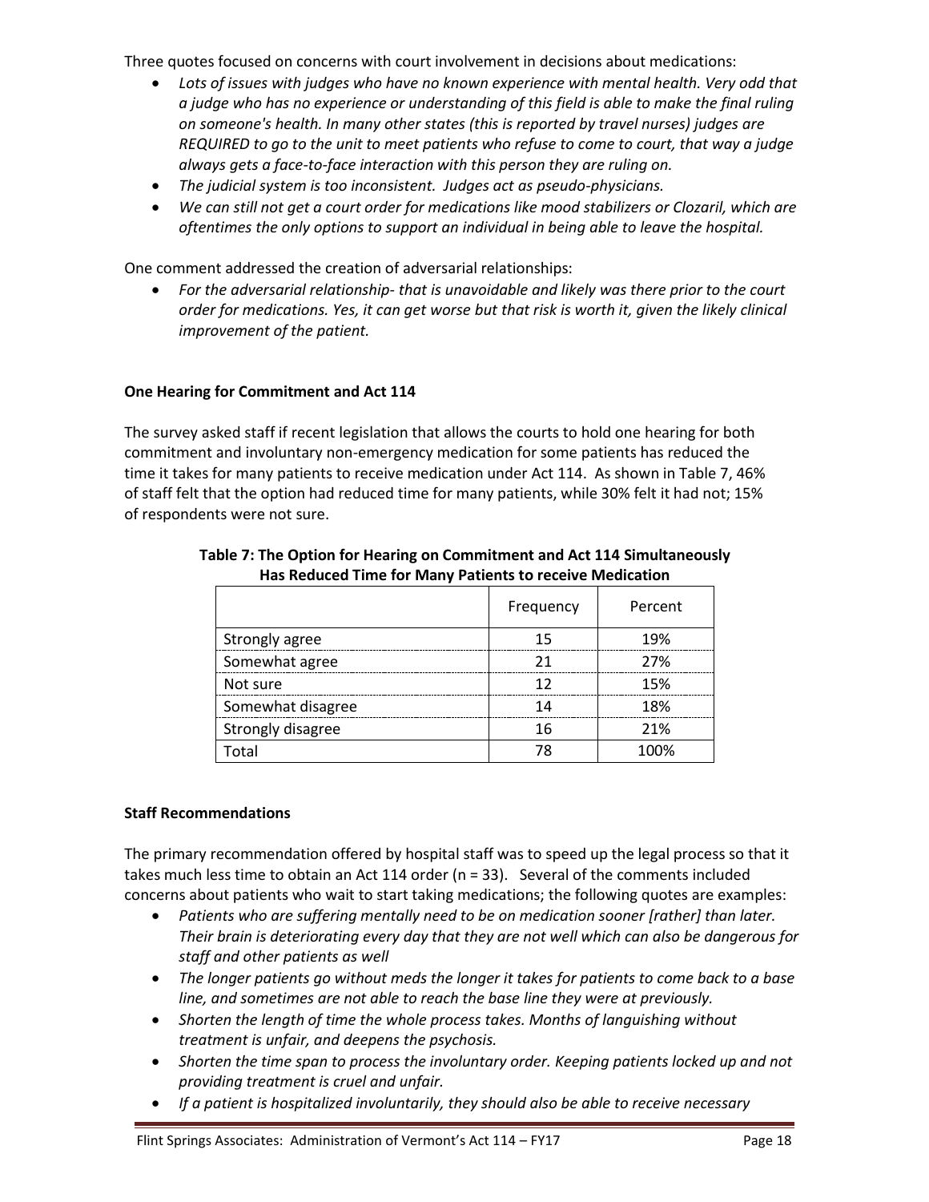Three quotes focused on concerns with court involvement in decisions about medications:

- *Lots of issues with judges who have no known experience with mental health. Very odd that a judge who has no experience or understanding of this field is able to make the final ruling on someone's health. In many other states (this is reported by travel nurses) judges are REQUIRED to go to the unit to meet patients who refuse to come to court, that way a judge always gets a face-to-face interaction with this person they are ruling on.*
- *The judicial system is too inconsistent. Judges act as pseudo-physicians.*
- *We can still not get a court order for medications like mood stabilizers or Clozaril, which are oftentimes the only options to support an individual in being able to leave the hospital.*

One comment addressed the creation of adversarial relationships:

- *For the adversarial relationship- that is unavoidable and likely was there prior to the court order for medications. Yes, it can get worse but that risk is worth it, given the likely clinical improvement of the patient.*

**One Hearing for Commitment and Act 114**

The survey asked staff if recent legislation that allows the courts to hold one hearing for both commitment and involuntary non-emergency medication for some patients has reduced the time it takes for many patients to receive medication under Act 114. As shown in Table 7, 46% of staff felt that the option had reduced time for many patients, while 30% felt it had not; 15% of respondents were not sure.

**Table 7: The Option for Hearing on Commitment and Act 114 Simultaneously Has Reduced Time for Many Patients to receive Medication**

| | Frequency | Percent |
|---|---|---|
| Strongly agree | 15 | 19% |
| Somewhat agree | 21 | 27% |
| Not sure | 12 | 15% |
| Somewhat disagree | 14 | 18% |
| Strongly disagree | 16 | 21% |
| Total | 78 | 100% |

**Staff Recommendations**

The primary recommendation offered by hospital staff was to speed up the legal process so that it takes much less time to obtain an Act 114 order (n = 33). Several of the comments included concerns about patients who wait to start taking medications; the following quotes are examples:

- *Patients who are suffering mentally need to be on medication sooner [rather] than later. Their brain is deteriorating every day that they are not well which can also be dangerous for staff and other patients as well*
- *The longer patients go without meds the longer it takes for patients to come back to a base line, and sometimes are not able to reach the base line they were at previously.*
- *Shorten the length of time the whole process takes. Months of languishing without treatment is unfair, and deepens the psychosis.*
- *Shorten the time span to process the involuntary order. Keeping patients locked up and not providing treatment is cruel and unfair.*
- *If a patient is hospitalized involuntarily, they should also be able to receive necessary*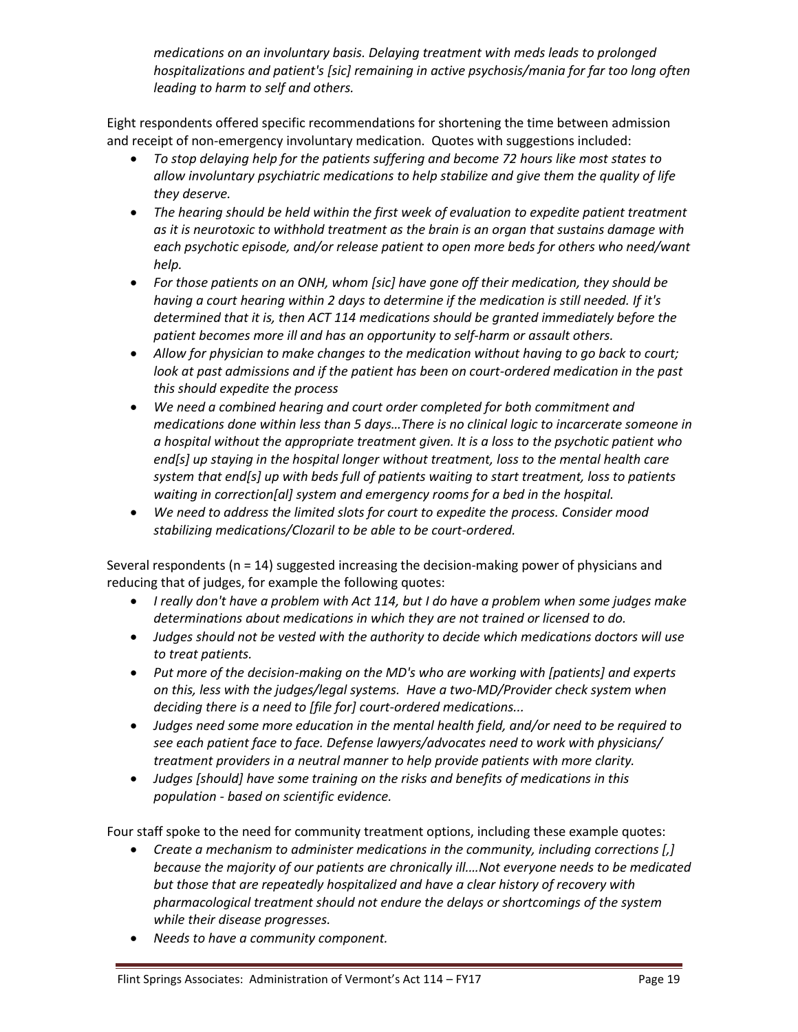*medications on an involuntary basis. Delaying treatment with meds leads to prolonged hospitalizations and patient's [sic] remaining in active psychosis/mania for far too long often leading to harm to self and others.*

Eight respondents offered specific recommendations for shortening the time between admission and receipt of non-emergency involuntary medication. Quotes with suggestions included:

- *To stop delaying help for the patients suffering and become 72 hours like most states to allow involuntary psychiatric medications to help stabilize and give them the quality of life they deserve.*
- *The hearing should be held within the first week of evaluation to expedite patient treatment as it is neurotoxic to withhold treatment as the brain is an organ that sustains damage with each psychotic episode, and/or release patient to open more beds for others who need/want help.*
- *For those patients on an ONH, whom [sic] have gone off their medication, they should be having a court hearing within 2 days to determine if the medication is still needed. If it's determined that it is, then ACT 114 medications should be granted immediately before the patient becomes more ill and has an opportunity to self-harm or assault others.*
- *Allow for physician to make changes to the medication without having to go back to court; look at past admissions and if the patient has been on court-ordered medication in the past this should expedite the process*
- *We need a combined hearing and court order completed for both commitment and medications done within less than 5 days…There is no clinical logic to incarcerate someone in a hospital without the appropriate treatment given. It is a loss to the psychotic patient who end[s] up staying in the hospital longer without treatment, loss to the mental health care system that end[s] up with beds full of patients waiting to start treatment, loss to patients waiting in correction[al] system and emergency rooms for a bed in the hospital.*
- *We need to address the limited slots for court to expedite the process. Consider mood stabilizing medications/Clozaril to be able to be court-ordered.*

Several respondents (n = 14) suggested increasing the decision-making power of physicians and reducing that of judges, for example the following quotes:

- *I really don't have a problem with Act 114, but I do have a problem when some judges make determinations about medications in which they are not trained or licensed to do.*
- *Judges should not be vested with the authority to decide which medications doctors will use to treat patients.*
- *Put more of the decision-making on the MD's who are working with [patients] and experts on this, less with the judges/legal systems. Have a two-MD/Provider check system when deciding there is a need to [file for] court-ordered medications...*
- *Judges need some more education in the mental health field, and/or need to be required to see each patient face to face. Defense lawyers/advocates need to work with physicians/ treatment providers in a neutral manner to help provide patients with more clarity.*
- *Judges [should] have some training on the risks and benefits of medications in this population - based on scientific evidence.*

Four staff spoke to the need for community treatment options, including these example quotes:

- *Create a mechanism to administer medications in the community, including corrections [,] because the majority of our patients are chronically ill.…Not everyone needs to be medicated but those that are repeatedly hospitalized and have a clear history of recovery with pharmacological treatment should not endure the delays or shortcomings of the system while their disease progresses.*
- *Needs to have a community component.*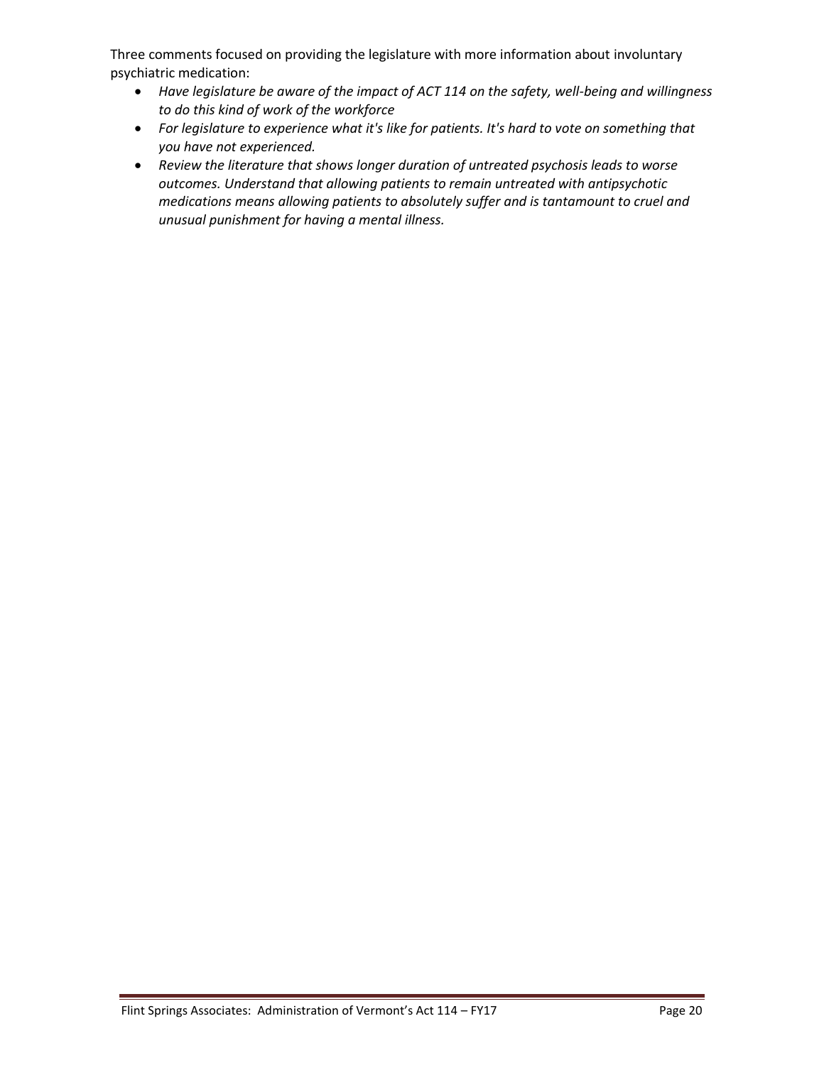Three comments focused on providing the legislature with more information about involuntary psychiatric medication:

- *Have legislature be aware of the impact of ACT 114 on the safety, well-being and willingness to do this kind of work of the workforce*
- *For legislature to experience what it's like for patients. It's hard to vote on something that you have not experienced.*
- *Review the literature that shows longer duration of untreated psychosis leads to worse outcomes. Understand that allowing patients to remain untreated with antipsychotic medications means allowing patients to absolutely suffer and is tantamount to cruel and unusual punishment for having a mental illness.*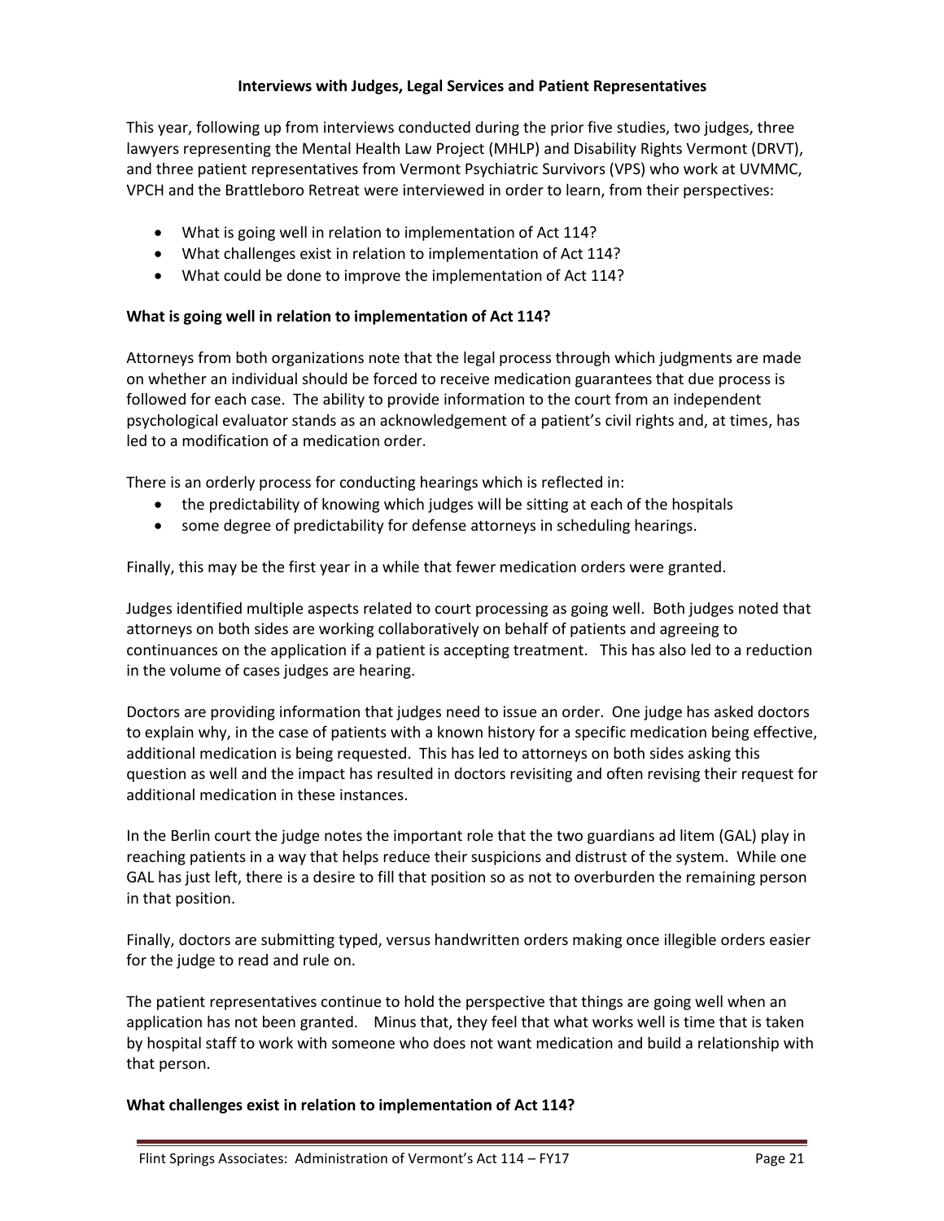### Interviews with Judges, Legal Services and Patient Representatives

This year, following up from interviews conducted during the prior five studies, two judges, three lawyers representing the Mental Health Law Project (MHLP) and Disability Rights Vermont (DRVT), and three patient representatives from Vermont Psychiatric Survivors (VPS) who work at UVMMC, VPCH and the Brattleboro Retreat were interviewed in order to learn, from their perspectives:

- What is going well in relation to implementation of Act 114?
- What challenges exist in relation to implementation of Act 114?
- What could be done to improve the implementation of Act 114?

**What is going well in relation to implementation of Act 114?**

Attorneys from both organizations note that the legal process through which judgments are made on whether an individual should be forced to receive medication guarantees that due process is followed for each case. The ability to provide information to the court from an independent psychological evaluator stands as an acknowledgement of a patient's civil rights and, at times, has led to a modification of a medication order.

There is an orderly process for conducting hearings which is reflected in:

- the predictability of knowing which judges will be sitting at each of the hospitals
- some degree of predictability for defense attorneys in scheduling hearings.

Finally, this may be the first year in a while that fewer medication orders were granted.

Judges identified multiple aspects related to court processing as going well. Both judges noted that attorneys on both sides are working collaboratively on behalf of patients and agreeing to continuances on the application if a patient is accepting treatment. This has also led to a reduction in the volume of cases judges are hearing.

Doctors are providing information that judges need to issue an order. One judge has asked doctors to explain why, in the case of patients with a known history for a specific medication being effective, additional medication is being requested. This has led to attorneys on both sides asking this question as well and the impact has resulted in doctors revisiting and often revising their request for additional medication in these instances.

In the Berlin court the judge notes the important role that the two guardians ad litem (GAL) play in reaching patients in a way that helps reduce their suspicions and distrust of the system. While one GAL has just left, there is a desire to fill that position so as not to overburden the remaining person in that position.

Finally, doctors are submitting typed, versus handwritten orders making once illegible orders easier for the judge to read and rule on.

The patient representatives continue to hold the perspective that things are going well when an application has not been granted. Minus that, they feel that what works well is time that is taken by hospital staff to work with someone who does not want medication and build a relationship with that person.

**What challenges exist in relation to implementation of Act 114?**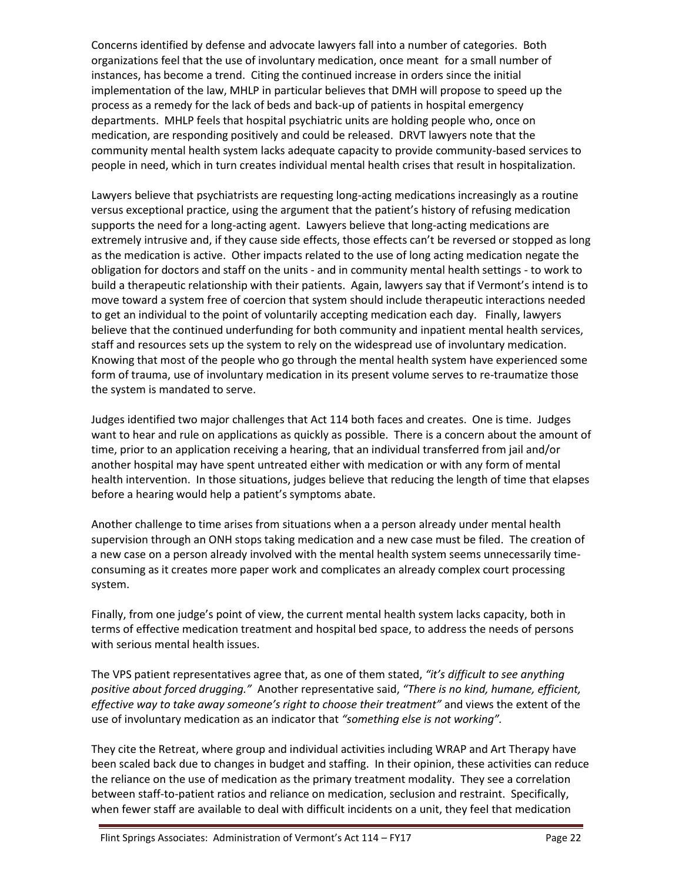Concerns identified by defense and advocate lawyers fall into a number of categories. Both organizations feel that the use of involuntary medication, once meant for a small number of instances, has become a trend. Citing the continued increase in orders since the initial implementation of the law, MHLP in particular believes that DMH will propose to speed up the process as a remedy for the lack of beds and back-up of patients in hospital emergency departments. MHLP feels that hospital psychiatric units are holding people who, once on medication, are responding positively and could be released. DRVT lawyers note that the community mental health system lacks adequate capacity to provide community-based services to people in need, which in turn creates individual mental health crises that result in hospitalization.

Lawyers believe that psychiatrists are requesting long-acting medications increasingly as a routine versus exceptional practice, using the argument that the patient's history of refusing medication supports the need for a long-acting agent. Lawyers believe that long-acting medications are extremely intrusive and, if they cause side effects, those effects can't be reversed or stopped as long as the medication is active. Other impacts related to the use of long acting medication negate the obligation for doctors and staff on the units - and in community mental health settings - to work to build a therapeutic relationship with their patients. Again, lawyers say that if Vermont's intend is to move toward a system free of coercion that system should include therapeutic interactions needed to get an individual to the point of voluntarily accepting medication each day. Finally, lawyers believe that the continued underfunding for both community and inpatient mental health services, staff and resources sets up the system to rely on the widespread use of involuntary medication. Knowing that most of the people who go through the mental health system have experienced some form of trauma, use of involuntary medication in its present volume serves to re-traumatize those the system is mandated to serve.

Judges identified two major challenges that Act 114 both faces and creates. One is time. Judges want to hear and rule on applications as quickly as possible. There is a concern about the amount of time, prior to an application receiving a hearing, that an individual transferred from jail and/or another hospital may have spent untreated either with medication or with any form of mental health intervention. In those situations, judges believe that reducing the length of time that elapses before a hearing would help a patient's symptoms abate.

Another challenge to time arises from situations when a a person already under mental health supervision through an ONH stops taking medication and a new case must be filed. The creation of a new case on a person already involved with the mental health system seems unnecessarily time-consuming as it creates more paper work and complicates an already complex court processing system.

Finally, from one judge's point of view, the current mental health system lacks capacity, both in terms of effective medication treatment and hospital bed space, to address the needs of persons with serious mental health issues.

The VPS patient representatives agree that, as one of them stated, *"it's difficult to see anything positive about forced drugging."* Another representative said, *"There is no kind, humane, efficient, effective way to take away someone's right to choose their treatment"* and views the extent of the use of involuntary medication as an indicator that *"something else is not working".*

They cite the Retreat, where group and individual activities including WRAP and Art Therapy have been scaled back due to changes in budget and staffing. In their opinion, these activities can reduce the reliance on the use of medication as the primary treatment modality. They see a correlation between staff-to-patient ratios and reliance on medication, seclusion and restraint. Specifically, when fewer staff are available to deal with difficult incidents on a unit, they feel that medication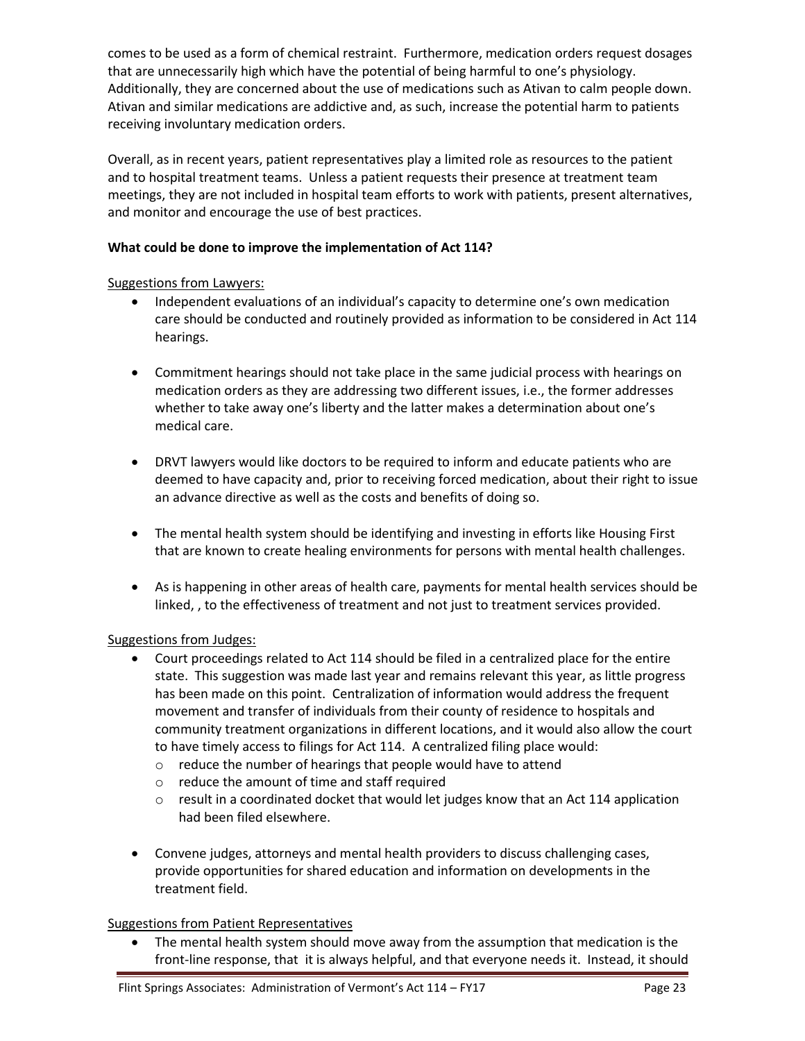comes to be used as a form of chemical restraint. Furthermore, medication orders request dosages that are unnecessarily high which have the potential of being harmful to one's physiology. Additionally, they are concerned about the use of medications such as Ativan to calm people down. Ativan and similar medications are addictive and, as such, increase the potential harm to patients receiving involuntary medication orders.

Overall, as in recent years, patient representatives play a limited role as resources to the patient and to hospital treatment teams. Unless a patient requests their presence at treatment team meetings, they are not included in hospital team efforts to work with patients, present alternatives, and monitor and encourage the use of best practices.

**What could be done to improve the implementation of Act 114?**

Suggestions from Lawyers:

- Independent evaluations of an individual's capacity to determine one's own medication care should be conducted and routinely provided as information to be considered in Act 114 hearings.

- Commitment hearings should not take place in the same judicial process with hearings on medication orders as they are addressing two different issues, i.e., the former addresses whether to take away one's liberty and the latter makes a determination about one's medical care.

- DRVT lawyers would like doctors to be required to inform and educate patients who are deemed to have capacity and, prior to receiving forced medication, about their right to issue an advance directive as well as the costs and benefits of doing so.

- The mental health system should be identifying and investing in efforts like Housing First that are known to create healing environments for persons with mental health challenges.

- As is happening in other areas of health care, payments for mental health services should be linked, , to the effectiveness of treatment and not just to treatment services provided.

Suggestions from Judges:

- Court proceedings related to Act 114 should be filed in a centralized place for the entire state. This suggestion was made last year and remains relevant this year, as little progress has been made on this point. Centralization of information would address the frequent movement and transfer of individuals from their county of residence to hospitals and community treatment organizations in different locations, and it would also allow the court to have timely access to filings for Act 114. A centralized filing place would:
  - reduce the number of hearings that people would have to attend
  - reduce the amount of time and staff required
  - result in a coordinated docket that would let judges know that an Act 114 application had been filed elsewhere.

- Convene judges, attorneys and mental health providers to discuss challenging cases, provide opportunities for shared education and information on developments in the treatment field.

Suggestions from Patient Representatives

- The mental health system should move away from the assumption that medication is the front-line response, that it is always helpful, and that everyone needs it. Instead, it should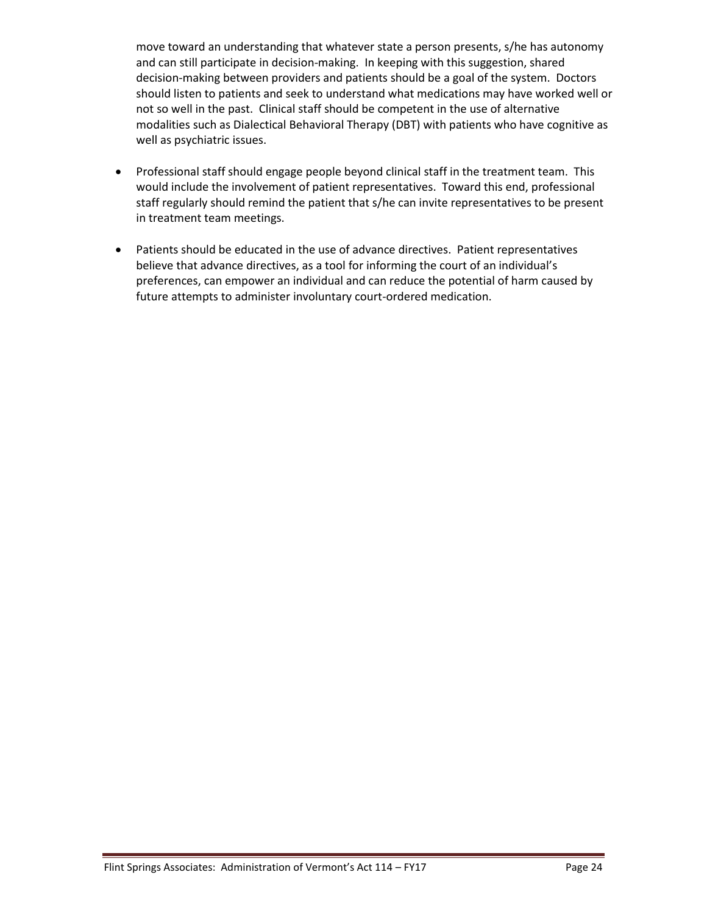move toward an understanding that whatever state a person presents, s/he has autonomy and can still participate in decision-making. In keeping with this suggestion, shared decision-making between providers and patients should be a goal of the system. Doctors should listen to patients and seek to understand what medications may have worked well or not so well in the past. Clinical staff should be competent in the use of alternative modalities such as Dialectical Behavioral Therapy (DBT) with patients who have cognitive as well as psychiatric issues.

- Professional staff should engage people beyond clinical staff in the treatment team. This would include the involvement of patient representatives. Toward this end, professional staff regularly should remind the patient that s/he can invite representatives to be present in treatment team meetings.

- Patients should be educated in the use of advance directives. Patient representatives believe that advance directives, as a tool for informing the court of an individual's preferences, can empower an individual and can reduce the potential of harm caused by future attempts to administer involuntary court-ordered medication.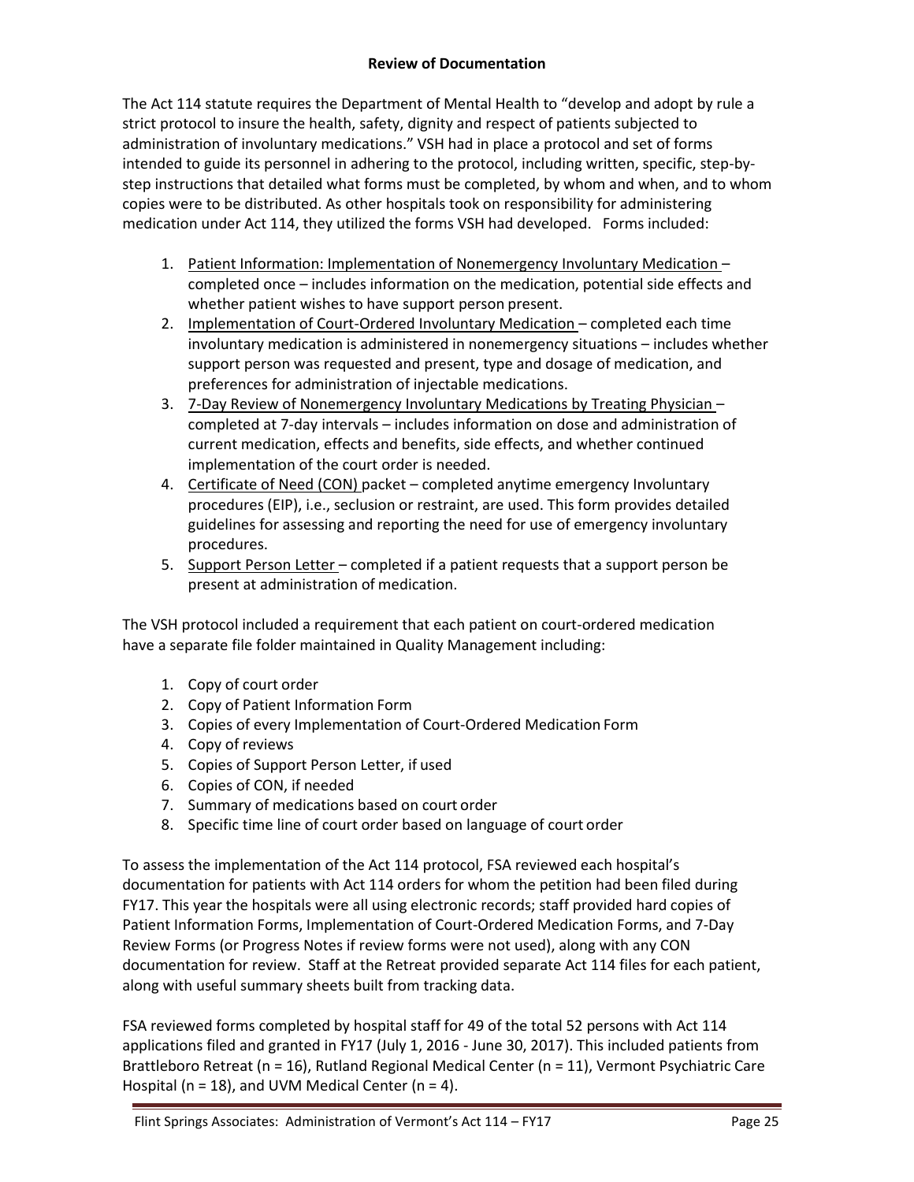### Review of Documentation

The Act 114 statute requires the Department of Mental Health to "develop and adopt by rule a strict protocol to insure the health, safety, dignity and respect of patients subjected to administration of involuntary medications." VSH had in place a protocol and set of forms intended to guide its personnel in adhering to the protocol, including written, specific, step-by-step instructions that detailed what forms must be completed, by whom and when, and to whom copies were to be distributed. As other hospitals took on responsibility for administering medication under Act 114, they utilized the forms VSH had developed. Forms included:

1. Patient Information: Implementation of Nonemergency Involuntary Medication – completed once – includes information on the medication, potential side effects and whether patient wishes to have support person present.
2. Implementation of Court-Ordered Involuntary Medication – completed each time involuntary medication is administered in nonemergency situations – includes whether support person was requested and present, type and dosage of medication, and preferences for administration of injectable medications.
3. 7-Day Review of Nonemergency Involuntary Medications by Treating Physician – completed at 7-day intervals – includes information on dose and administration of current medication, effects and benefits, side effects, and whether continued implementation of the court order is needed.
4. Certificate of Need (CON) packet – completed anytime emergency Involuntary procedures (EIP), i.e., seclusion or restraint, are used. This form provides detailed guidelines for assessing and reporting the need for use of emergency involuntary procedures.
5. Support Person Letter – completed if a patient requests that a support person be present at administration of medication.

The VSH protocol included a requirement that each patient on court-ordered medication have a separate file folder maintained in Quality Management including:

1. Copy of court order
2. Copy of Patient Information Form
3. Copies of every Implementation of Court-Ordered Medication Form
4. Copy of reviews
5. Copies of Support Person Letter, if used
6. Copies of CON, if needed
7. Summary of medications based on court order
8. Specific time line of court order based on language of court order

To assess the implementation of the Act 114 protocol, FSA reviewed each hospital's documentation for patients with Act 114 orders for whom the petition had been filed during FY17. This year the hospitals were all using electronic records; staff provided hard copies of Patient Information Forms, Implementation of Court-Ordered Medication Forms, and 7-Day Review Forms (or Progress Notes if review forms were not used), along with any CON documentation for review. Staff at the Retreat provided separate Act 114 files for each patient, along with useful summary sheets built from tracking data.

FSA reviewed forms completed by hospital staff for 49 of the total 52 persons with Act 114 applications filed and granted in FY17 (July 1, 2016 - June 30, 2017). This included patients from Brattleboro Retreat (n = 16), Rutland Regional Medical Center (n = 11), Vermont Psychiatric Care Hospital (n = 18), and UVM Medical Center (n = 4).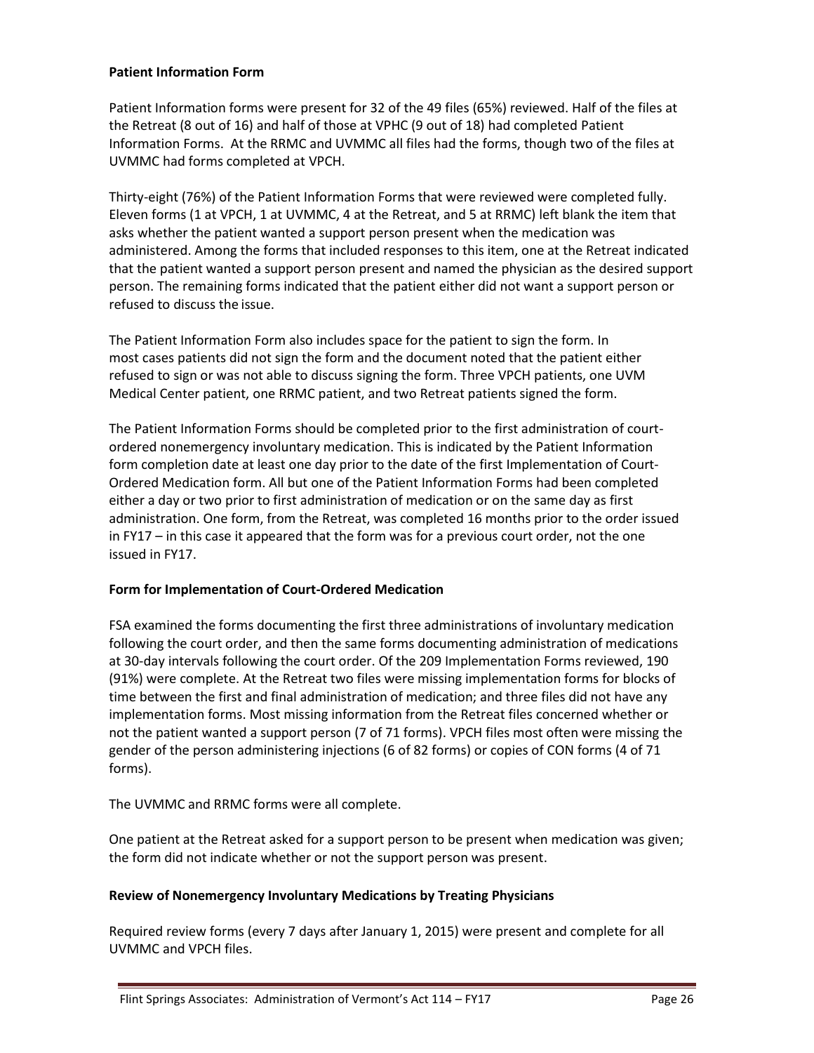**Patient Information Form**

Patient Information forms were present for 32 of the 49 files (65%) reviewed. Half of the files at the Retreat (8 out of 16) and half of those at VPHC (9 out of 18) had completed Patient Information Forms. At the RRMC and UVMMC all files had the forms, though two of the files at UVMMC had forms completed at VPCH.

Thirty-eight (76%) of the Patient Information Forms that were reviewed were completed fully. Eleven forms (1 at VPCH, 1 at UVMMC, 4 at the Retreat, and 5 at RRMC) left blank the item that asks whether the patient wanted a support person present when the medication was administered. Among the forms that included responses to this item, one at the Retreat indicated that the patient wanted a support person present and named the physician as the desired support person. The remaining forms indicated that the patient either did not want a support person or refused to discuss the issue.

The Patient Information Form also includes space for the patient to sign the form. In most cases patients did not sign the form and the document noted that the patient either refused to sign or was not able to discuss signing the form. Three VPCH patients, one UVM Medical Center patient, one RRMC patient, and two Retreat patients signed the form.

The Patient Information Forms should be completed prior to the first administration of court-ordered nonemergency involuntary medication. This is indicated by the Patient Information form completion date at least one day prior to the date of the first Implementation of Court-Ordered Medication form. All but one of the Patient Information Forms had been completed either a day or two prior to first administration of medication or on the same day as first administration. One form, from the Retreat, was completed 16 months prior to the order issued in FY17 – in this case it appeared that the form was for a previous court order, not the one issued in FY17.

**Form for Implementation of Court-Ordered Medication**

FSA examined the forms documenting the first three administrations of involuntary medication following the court order, and then the same forms documenting administration of medications at 30-day intervals following the court order. Of the 209 Implementation Forms reviewed, 190 (91%) were complete. At the Retreat two files were missing implementation forms for blocks of time between the first and final administration of medication; and three files did not have any implementation forms. Most missing information from the Retreat files concerned whether or not the patient wanted a support person (7 of 71 forms). VPCH files most often were missing the gender of the person administering injections (6 of 82 forms) or copies of CON forms (4 of 71 forms).

The UVMMC and RRMC forms were all complete.

One patient at the Retreat asked for a support person to be present when medication was given; the form did not indicate whether or not the support person was present.

**Review of Nonemergency Involuntary Medications by Treating Physicians**

Required review forms (every 7 days after January 1, 2015) were present and complete for all UVMMC and VPCH files.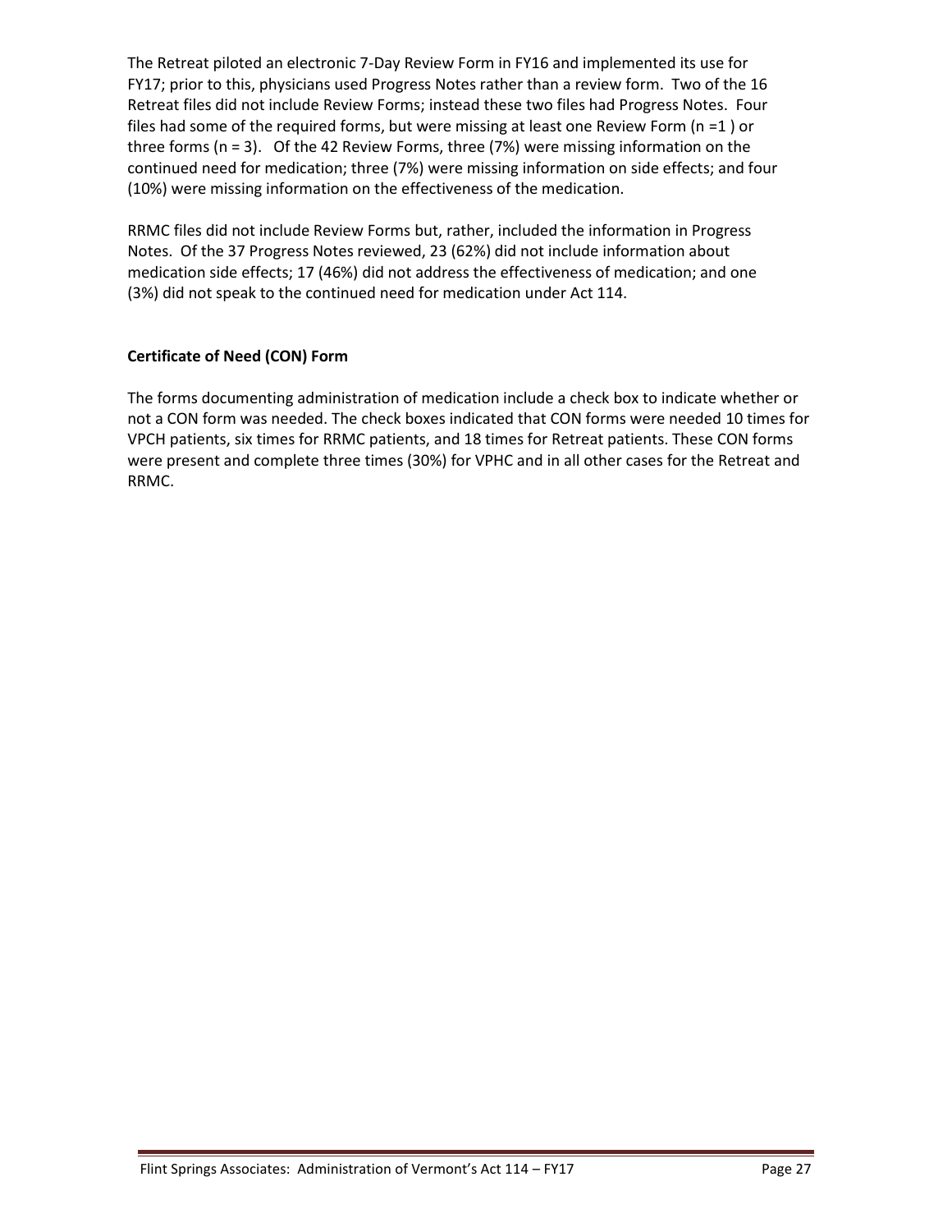The Retreat piloted an electronic 7-Day Review Form in FY16 and implemented its use for FY17; prior to this, physicians used Progress Notes rather than a review form. Two of the 16 Retreat files did not include Review Forms; instead these two files had Progress Notes. Four files had some of the required forms, but were missing at least one Review Form (n =1 ) or three forms (n = 3). Of the 42 Review Forms, three (7%) were missing information on the continued need for medication; three (7%) were missing information on side effects; and four (10%) were missing information on the effectiveness of the medication.

RRMC files did not include Review Forms but, rather, included the information in Progress Notes. Of the 37 Progress Notes reviewed, 23 (62%) did not include information about medication side effects; 17 (46%) did not address the effectiveness of medication; and one (3%) did not speak to the continued need for medication under Act 114.

**Certificate of Need (CON) Form**

The forms documenting administration of medication include a check box to indicate whether or not a CON form was needed. The check boxes indicated that CON forms were needed 10 times for VPCH patients, six times for RRMC patients, and 18 times for Retreat patients. These CON forms were present and complete three times (30%) for VPHC and in all other cases for the Retreat and RRMC.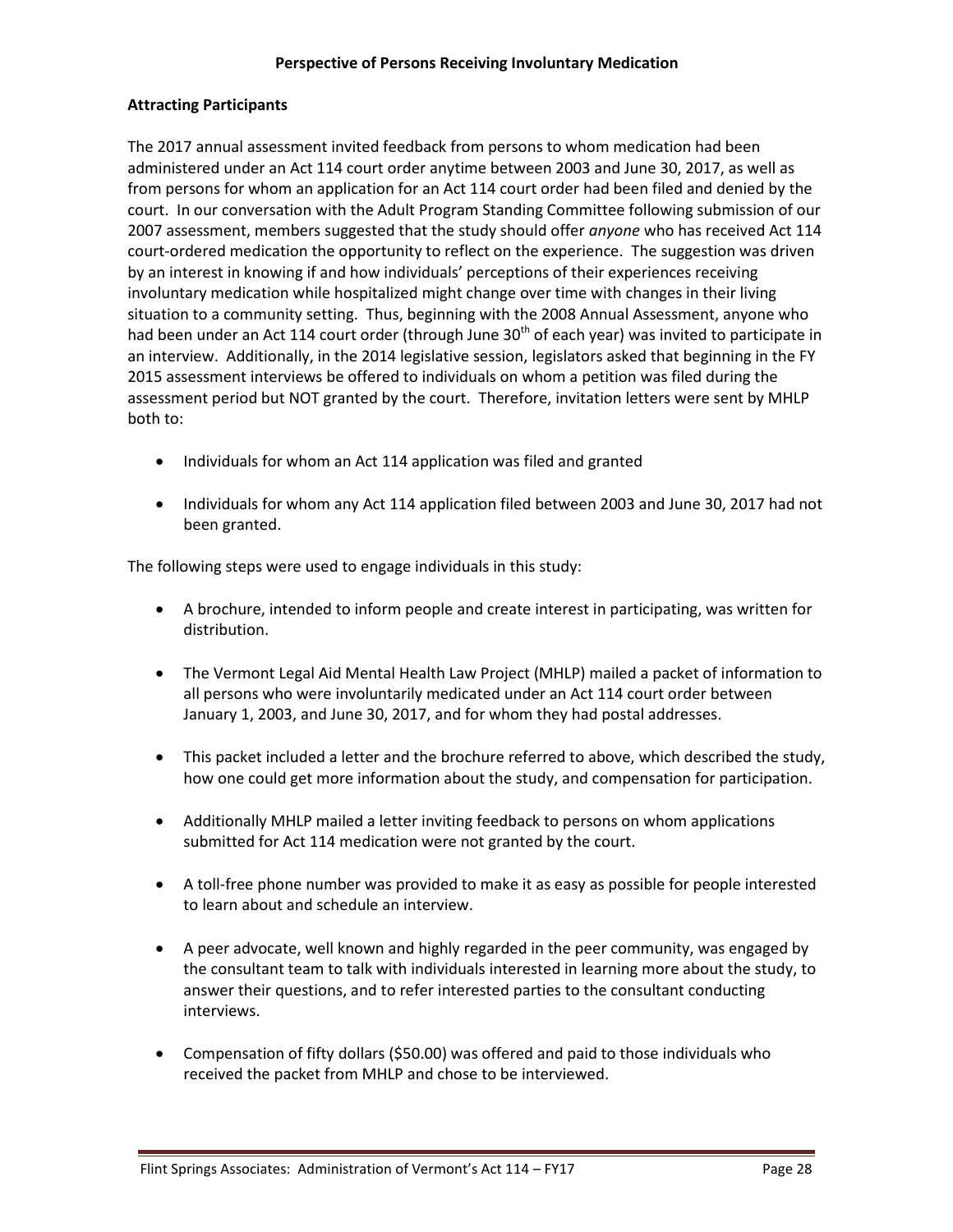## Perspective of Persons Receiving Involuntary Medication

### Attracting Participants

The 2017 annual assessment invited feedback from persons to whom medication had been administered under an Act 114 court order anytime between 2003 and June 30, 2017, as well as from persons for whom an application for an Act 114 court order had been filed and denied by the court. In our conversation with the Adult Program Standing Committee following submission of our 2007 assessment, members suggested that the study should offer *anyone* who has received Act 114 court-ordered medication the opportunity to reflect on the experience. The suggestion was driven by an interest in knowing if and how individuals' perceptions of their experiences receiving involuntary medication while hospitalized might change over time with changes in their living situation to a community setting. Thus, beginning with the 2008 Annual Assessment, anyone who had been under an Act 114 court order (through June 30th of each year) was invited to participate in an interview. Additionally, in the 2014 legislative session, legislators asked that beginning in the FY 2015 assessment interviews be offered to individuals on whom a petition was filed during the assessment period but NOT granted by the court. Therefore, invitation letters were sent by MHLP both to:

- Individuals for whom an Act 114 application was filed and granted
- Individuals for whom any Act 114 application filed between 2003 and June 30, 2017 had not been granted.

The following steps were used to engage individuals in this study:

- A brochure, intended to inform people and create interest in participating, was written for distribution.
- The Vermont Legal Aid Mental Health Law Project (MHLP) mailed a packet of information to all persons who were involuntarily medicated under an Act 114 court order between January 1, 2003, and June 30, 2017, and for whom they had postal addresses.
- This packet included a letter and the brochure referred to above, which described the study, how one could get more information about the study, and compensation for participation.
- Additionally MHLP mailed a letter inviting feedback to persons on whom applications submitted for Act 114 medication were not granted by the court.
- A toll-free phone number was provided to make it as easy as possible for people interested to learn about and schedule an interview.
- A peer advocate, well known and highly regarded in the peer community, was engaged by the consultant team to talk with individuals interested in learning more about the study, to answer their questions, and to refer interested parties to the consultant conducting interviews.
- Compensation of fifty dollars ($50.00) was offered and paid to those individuals who received the packet from MHLP and chose to be interviewed.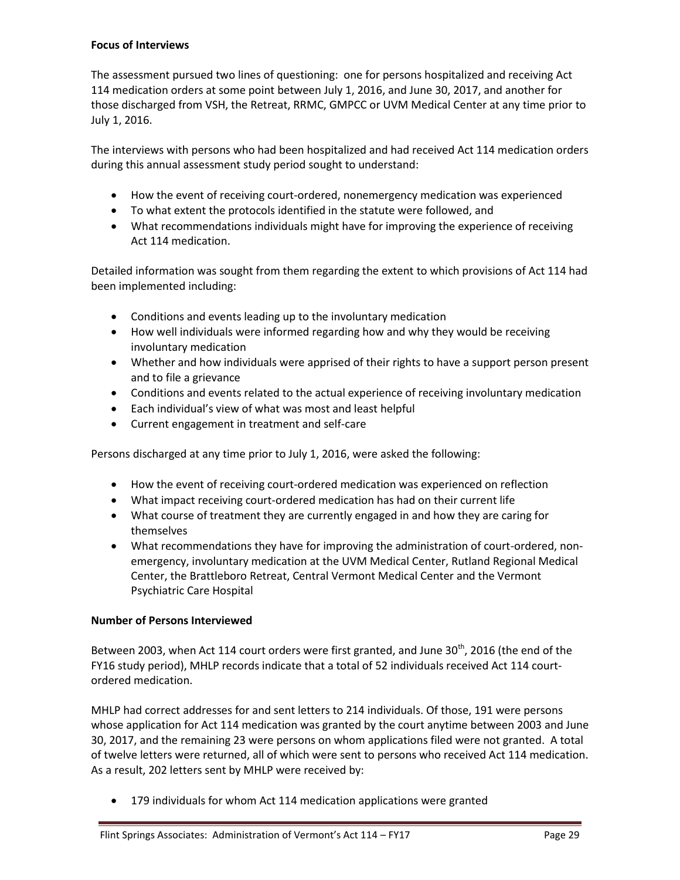**Focus of Interviews**

The assessment pursued two lines of questioning: one for persons hospitalized and receiving Act 114 medication orders at some point between July 1, 2016, and June 30, 2017, and another for those discharged from VSH, the Retreat, RRMC, GMPCC or UVM Medical Center at any time prior to July 1, 2016.

The interviews with persons who had been hospitalized and had received Act 114 medication orders during this annual assessment study period sought to understand:

- How the event of receiving court-ordered, nonemergency medication was experienced
- To what extent the protocols identified in the statute were followed, and
- What recommendations individuals might have for improving the experience of receiving Act 114 medication.

Detailed information was sought from them regarding the extent to which provisions of Act 114 had been implemented including:

- Conditions and events leading up to the involuntary medication
- How well individuals were informed regarding how and why they would be receiving involuntary medication
- Whether and how individuals were apprised of their rights to have a support person present and to file a grievance
- Conditions and events related to the actual experience of receiving involuntary medication
- Each individual's view of what was most and least helpful
- Current engagement in treatment and self-care

Persons discharged at any time prior to July 1, 2016, were asked the following:

- How the event of receiving court-ordered medication was experienced on reflection
- What impact receiving court-ordered medication has had on their current life
- What course of treatment they are currently engaged in and how they are caring for themselves
- What recommendations they have for improving the administration of court-ordered, non-emergency, involuntary medication at the UVM Medical Center, Rutland Regional Medical Center, the Brattleboro Retreat, Central Vermont Medical Center and the Vermont Psychiatric Care Hospital

**Number of Persons Interviewed**

Between 2003, when Act 114 court orders were first granted, and June 30th, 2016 (the end of the FY16 study period), MHLP records indicate that a total of 52 individuals received Act 114 court-ordered medication.

MHLP had correct addresses for and sent letters to 214 individuals. Of those, 191 were persons whose application for Act 114 medication was granted by the court anytime between 2003 and June 30, 2017, and the remaining 23 were persons on whom applications filed were not granted. A total of twelve letters were returned, all of which were sent to persons who received Act 114 medication. As a result, 202 letters sent by MHLP were received by:

- 179 individuals for whom Act 114 medication applications were granted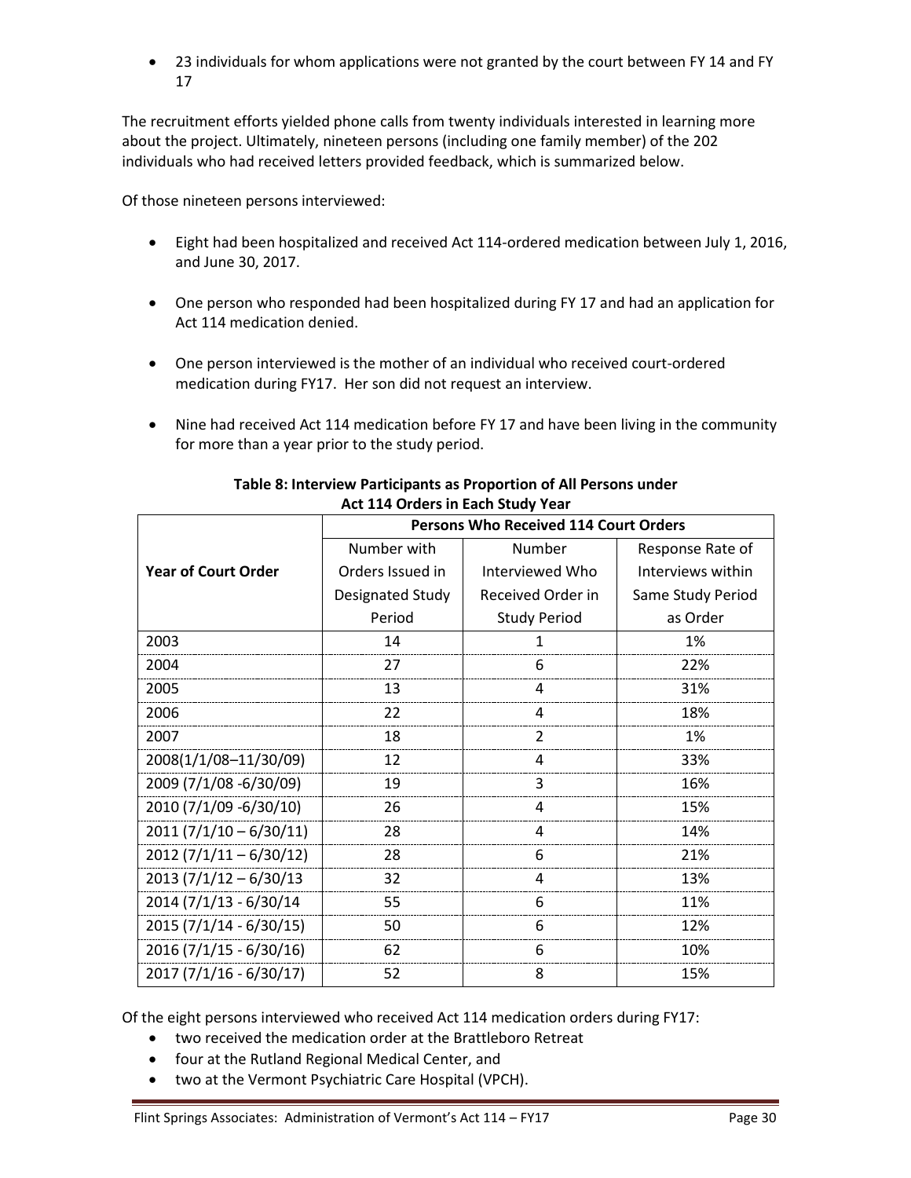- 23 individuals for whom applications were not granted by the court between FY 14 and FY 17

The recruitment efforts yielded phone calls from twenty individuals interested in learning more about the project. Ultimately, nineteen persons (including one family member) of the 202 individuals who had received letters provided feedback, which is summarized below.

Of those nineteen persons interviewed:

- Eight had been hospitalized and received Act 114-ordered medication between July 1, 2016, and June 30, 2017.
- One person who responded had been hospitalized during FY 17 and had an application for Act 114 medication denied.
- One person interviewed is the mother of an individual who received court-ordered medication during FY17. Her son did not request an interview.
- Nine had received Act 114 medication before FY 17 and have been living in the community for more than a year prior to the study period.

**Table 8: Interview Participants as Proportion of All Persons under Act 114 Orders in Each Study Year**

| Year of Court Order | Persons Who Received 114 Court Orders | | |
|---|---|---|---|
| | Number with Orders Issued in Designated Study Period | Number Interviewed Who Received Order in Study Period | Response Rate of Interviews within Same Study Period as Order |
| 2003 | 14 | 1 | 1% |
| 2004 | 27 | 6 | 22% |
| 2005 | 13 | 4 | 31% |
| 2006 | 22 | 4 | 18% |
| 2007 | 18 | 2 | 1% |
| 2008(1/1/08–11/30/09) | 12 | 4 | 33% |
| 2009 (7/1/08 -6/30/09) | 19 | 3 | 16% |
| 2010 (7/1/09 -6/30/10) | 26 | 4 | 15% |
| 2011 (7/1/10 – 6/30/11) | 28 | 4 | 14% |
| 2012 (7/1/11 – 6/30/12) | 28 | 6 | 21% |
| 2013 (7/1/12 – 6/30/13 | 32 | 4 | 13% |
| 2014 (7/1/13 - 6/30/14 | 55 | 6 | 11% |
| 2015 (7/1/14 - 6/30/15) | 50 | 6 | 12% |
| 2016 (7/1/15 - 6/30/16) | 62 | 6 | 10% |
| 2017 (7/1/16 - 6/30/17) | 52 | 8 | 15% |

Of the eight persons interviewed who received Act 114 medication orders during FY17:

- two received the medication order at the Brattleboro Retreat
- four at the Rutland Regional Medical Center, and
- two at the Vermont Psychiatric Care Hospital (VPCH).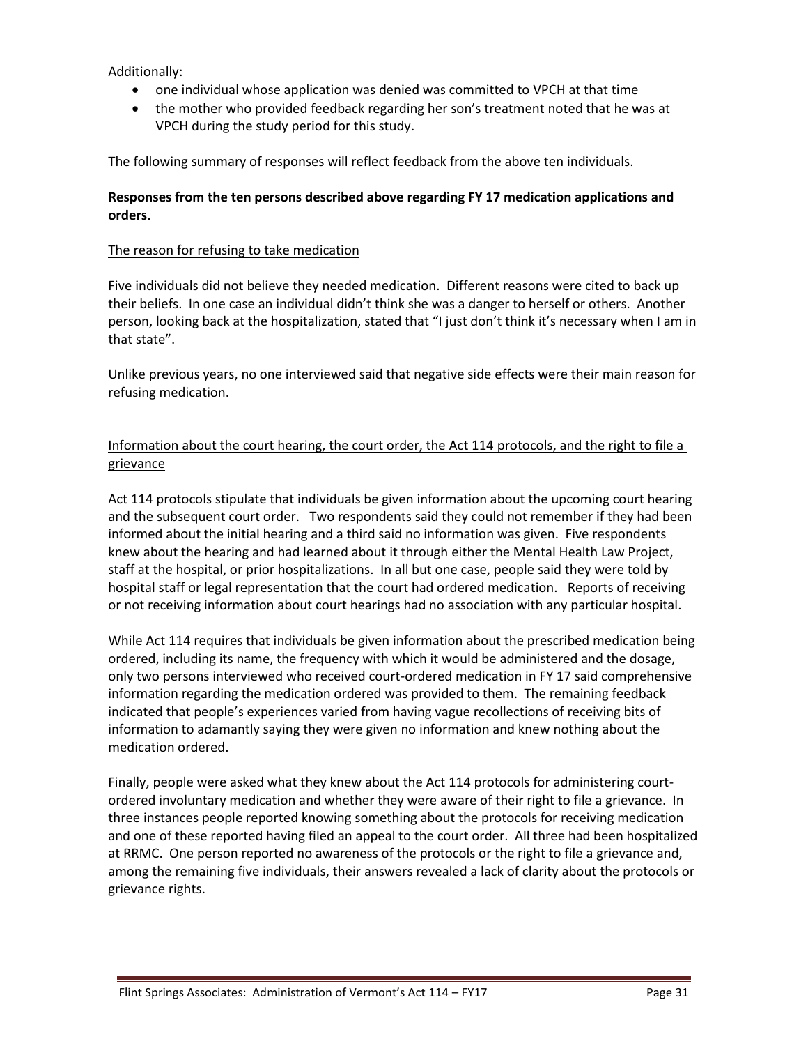Additionally:

- one individual whose application was denied was committed to VPCH at that time
- the mother who provided feedback regarding her son's treatment noted that he was at VPCH during the study period for this study.

The following summary of responses will reflect feedback from the above ten individuals.

**Responses from the ten persons described above regarding FY 17 medication applications and orders.**

<u>The reason for refusing to take medication</u>

Five individuals did not believe they needed medication. Different reasons were cited to back up their beliefs. In one case an individual didn't think she was a danger to herself or others. Another person, looking back at the hospitalization, stated that "I just don't think it's necessary when I am in that state".

Unlike previous years, no one interviewed said that negative side effects were their main reason for refusing medication.

<u>Information about the court hearing, the court order, the Act 114 protocols, and the right to file a grievance</u>

Act 114 protocols stipulate that individuals be given information about the upcoming court hearing and the subsequent court order. Two respondents said they could not remember if they had been informed about the initial hearing and a third said no information was given. Five respondents knew about the hearing and had learned about it through either the Mental Health Law Project, staff at the hospital, or prior hospitalizations. In all but one case, people said they were told by hospital staff or legal representation that the court had ordered medication. Reports of receiving or not receiving information about court hearings had no association with any particular hospital.

While Act 114 requires that individuals be given information about the prescribed medication being ordered, including its name, the frequency with which it would be administered and the dosage, only two persons interviewed who received court-ordered medication in FY 17 said comprehensive information regarding the medication ordered was provided to them. The remaining feedback indicated that people's experiences varied from having vague recollections of receiving bits of information to adamantly saying they were given no information and knew nothing about the medication ordered.

Finally, people were asked what they knew about the Act 114 protocols for administering court-ordered involuntary medication and whether they were aware of their right to file a grievance. In three instances people reported knowing something about the protocols for receiving medication and one of these reported having filed an appeal to the court order. All three had been hospitalized at RRMC. One person reported no awareness of the protocols or the right to file a grievance and, among the remaining five individuals, their answers revealed a lack of clarity about the protocols or grievance rights.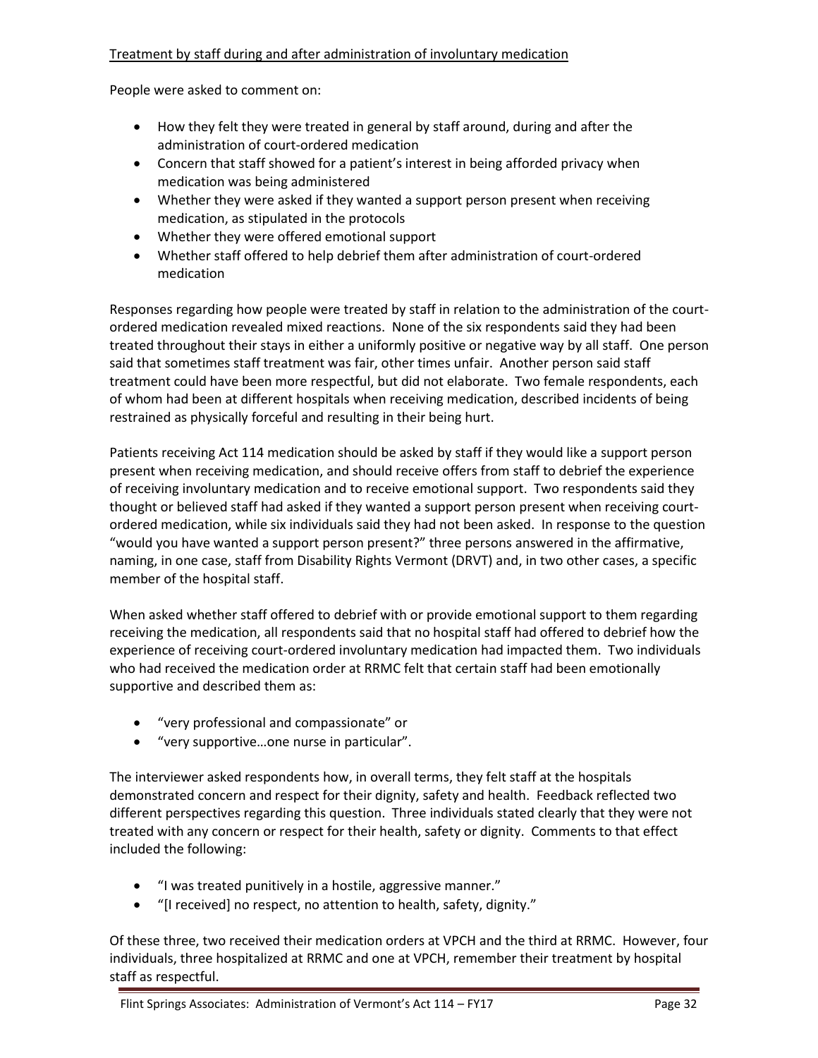Treatment by staff during and after administration of involuntary medication

People were asked to comment on:

- How they felt they were treated in general by staff around, during and after the administration of court-ordered medication
- Concern that staff showed for a patient's interest in being afforded privacy when medication was being administered
- Whether they were asked if they wanted a support person present when receiving medication, as stipulated in the protocols
- Whether they were offered emotional support
- Whether staff offered to help debrief them after administration of court-ordered medication

Responses regarding how people were treated by staff in relation to the administration of the court-ordered medication revealed mixed reactions. None of the six respondents said they had been treated throughout their stays in either a uniformly positive or negative way by all staff. One person said that sometimes staff treatment was fair, other times unfair. Another person said staff treatment could have been more respectful, but did not elaborate. Two female respondents, each of whom had been at different hospitals when receiving medication, described incidents of being restrained as physically forceful and resulting in their being hurt.

Patients receiving Act 114 medication should be asked by staff if they would like a support person present when receiving medication, and should receive offers from staff to debrief the experience of receiving involuntary medication and to receive emotional support. Two respondents said they thought or believed staff had asked if they wanted a support person present when receiving court-ordered medication, while six individuals said they had not been asked. In response to the question "would you have wanted a support person present?" three persons answered in the affirmative, naming, in one case, staff from Disability Rights Vermont (DRVT) and, in two other cases, a specific member of the hospital staff.

When asked whether staff offered to debrief with or provide emotional support to them regarding receiving the medication, all respondents said that no hospital staff had offered to debrief how the experience of receiving court-ordered involuntary medication had impacted them. Two individuals who had received the medication order at RRMC felt that certain staff had been emotionally supportive and described them as:

- "very professional and compassionate" or
- "very supportive…one nurse in particular".

The interviewer asked respondents how, in overall terms, they felt staff at the hospitals demonstrated concern and respect for their dignity, safety and health. Feedback reflected two different perspectives regarding this question. Three individuals stated clearly that they were not treated with any concern or respect for their health, safety or dignity. Comments to that effect included the following:

- "I was treated punitively in a hostile, aggressive manner."
- "[I received] no respect, no attention to health, safety, dignity."

Of these three, two received their medication orders at VPCH and the third at RRMC. However, four individuals, three hospitalized at RRMC and one at VPCH, remember their treatment by hospital staff as respectful.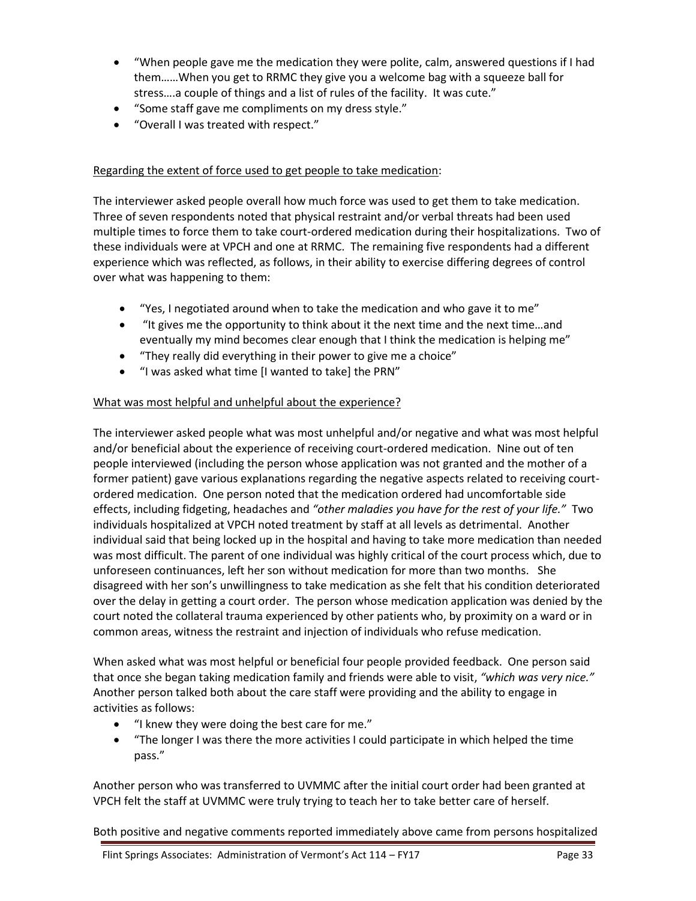- "When people gave me the medication they were polite, calm, answered questions if I had them……When you get to RRMC they give you a welcome bag with a squeeze ball for stress….a couple of things and a list of rules of the facility. It was cute."
- "Some staff gave me compliments on my dress style."
- "Overall I was treated with respect."

Regarding the extent of force used to get people to take medication:

The interviewer asked people overall how much force was used to get them to take medication. Three of seven respondents noted that physical restraint and/or verbal threats had been used multiple times to force them to take court-ordered medication during their hospitalizations. Two of these individuals were at VPCH and one at RRMC. The remaining five respondents had a different experience which was reflected, as follows, in their ability to exercise differing degrees of control over what was happening to them:

- "Yes, I negotiated around when to take the medication and who gave it to me"
- "It gives me the opportunity to think about it the next time and the next time…and eventually my mind becomes clear enough that I think the medication is helping me"
- "They really did everything in their power to give me a choice"
- "I was asked what time [I wanted to take] the PRN"

What was most helpful and unhelpful about the experience?

The interviewer asked people what was most unhelpful and/or negative and what was most helpful and/or beneficial about the experience of receiving court-ordered medication. Nine out of ten people interviewed (including the person whose application was not granted and the mother of a former patient) gave various explanations regarding the negative aspects related to receiving court-ordered medication. One person noted that the medication ordered had uncomfortable side effects, including fidgeting, headaches and *"other maladies you have for the rest of your life."* Two individuals hospitalized at VPCH noted treatment by staff at all levels as detrimental. Another individual said that being locked up in the hospital and having to take more medication than needed was most difficult. The parent of one individual was highly critical of the court process which, due to unforeseen continuances, left her son without medication for more than two months. She disagreed with her son's unwillingness to take medication as she felt that his condition deteriorated over the delay in getting a court order. The person whose medication application was denied by the court noted the collateral trauma experienced by other patients who, by proximity on a ward or in common areas, witness the restraint and injection of individuals who refuse medication.

When asked what was most helpful or beneficial four people provided feedback. One person said that once she began taking medication family and friends were able to visit, *"which was very nice."* Another person talked both about the care staff were providing and the ability to engage in activities as follows:

- "I knew they were doing the best care for me."
- "The longer I was there the more activities I could participate in which helped the time pass."

Another person who was transferred to UVMMC after the initial court order had been granted at VPCH felt the staff at UVMMC were truly trying to teach her to take better care of herself.

Both positive and negative comments reported immediately above came from persons hospitalized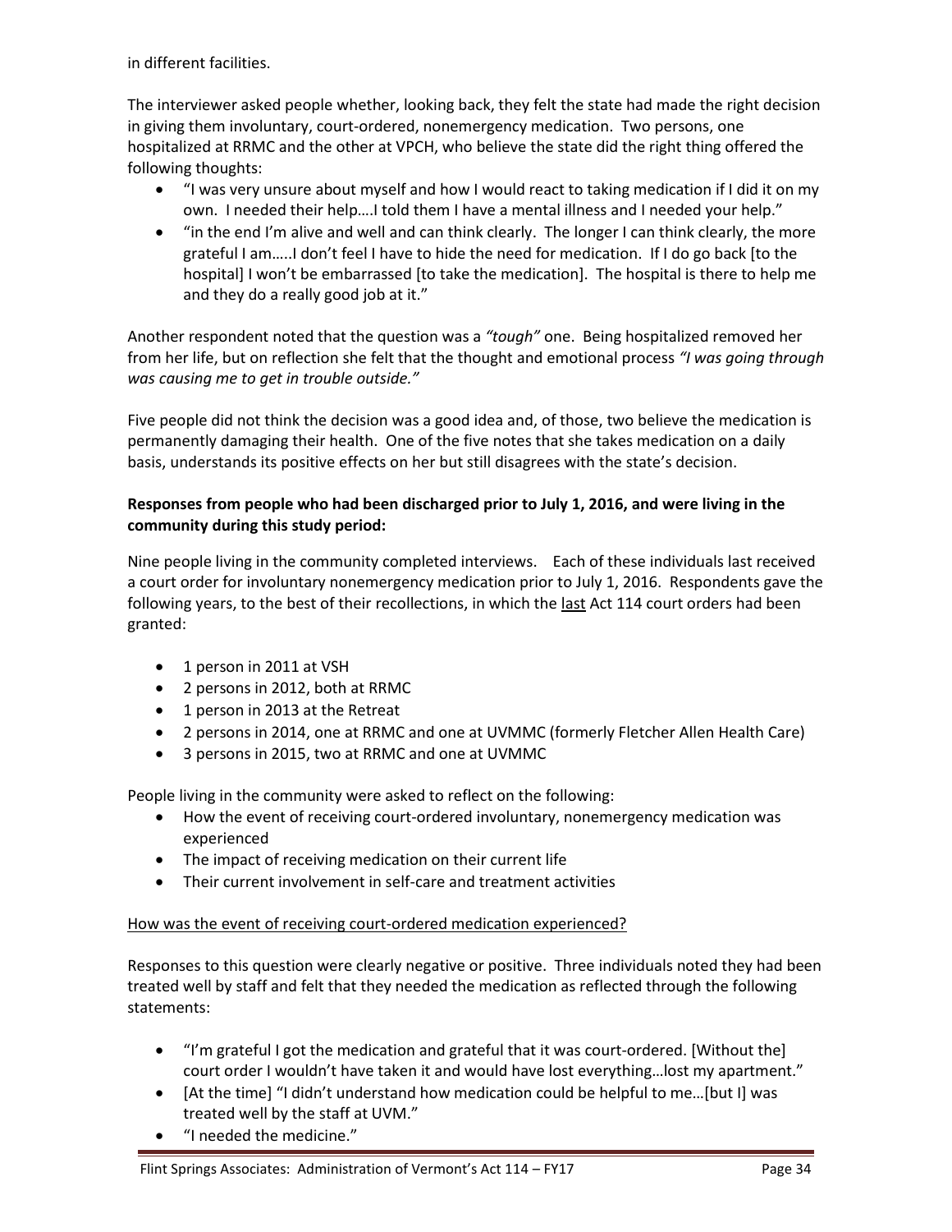in different facilities.

The interviewer asked people whether, looking back, they felt the state had made the right decision in giving them involuntary, court-ordered, nonemergency medication. Two persons, one hospitalized at RRMC and the other at VPCH, who believe the state did the right thing offered the following thoughts:

- "I was very unsure about myself and how I would react to taking medication if I did it on my own. I needed their help….I told them I have a mental illness and I needed your help."
- "in the end I'm alive and well and can think clearly. The longer I can think clearly, the more grateful I am…..I don't feel I have to hide the need for medication. If I do go back [to the hospital] I won't be embarrassed [to take the medication]. The hospital is there to help me and they do a really good job at it."

Another respondent noted that the question was a *"tough"* one. Being hospitalized removed her from her life, but on reflection she felt that the thought and emotional process *"I was going through was causing me to get in trouble outside."*

Five people did not think the decision was a good idea and, of those, two believe the medication is permanently damaging their health. One of the five notes that she takes medication on a daily basis, understands its positive effects on her but still disagrees with the state's decision.

**Responses from people who had been discharged prior to July 1, 2016, and were living in the community during this study period:**

Nine people living in the community completed interviews. Each of these individuals last received a court order for involuntary nonemergency medication prior to July 1, 2016. Respondents gave the following years, to the best of their recollections, in which the <u>last</u> Act 114 court orders had been granted:

- 1 person in 2011 at VSH
- 2 persons in 2012, both at RRMC
- 1 person in 2013 at the Retreat
- 2 persons in 2014, one at RRMC and one at UVMMC (formerly Fletcher Allen Health Care)
- 3 persons in 2015, two at RRMC and one at UVMMC

People living in the community were asked to reflect on the following:

- How the event of receiving court-ordered involuntary, nonemergency medication was experienced
- The impact of receiving medication on their current life
- Their current involvement in self-care and treatment activities

<u>How was the event of receiving court-ordered medication experienced?</u>

Responses to this question were clearly negative or positive. Three individuals noted they had been treated well by staff and felt that they needed the medication as reflected through the following statements:

- "I'm grateful I got the medication and grateful that it was court-ordered. [Without the] court order I wouldn't have taken it and would have lost everything…lost my apartment."
- [At the time] "I didn't understand how medication could be helpful to me…[but I] was treated well by the staff at UVM."
- "I needed the medicine."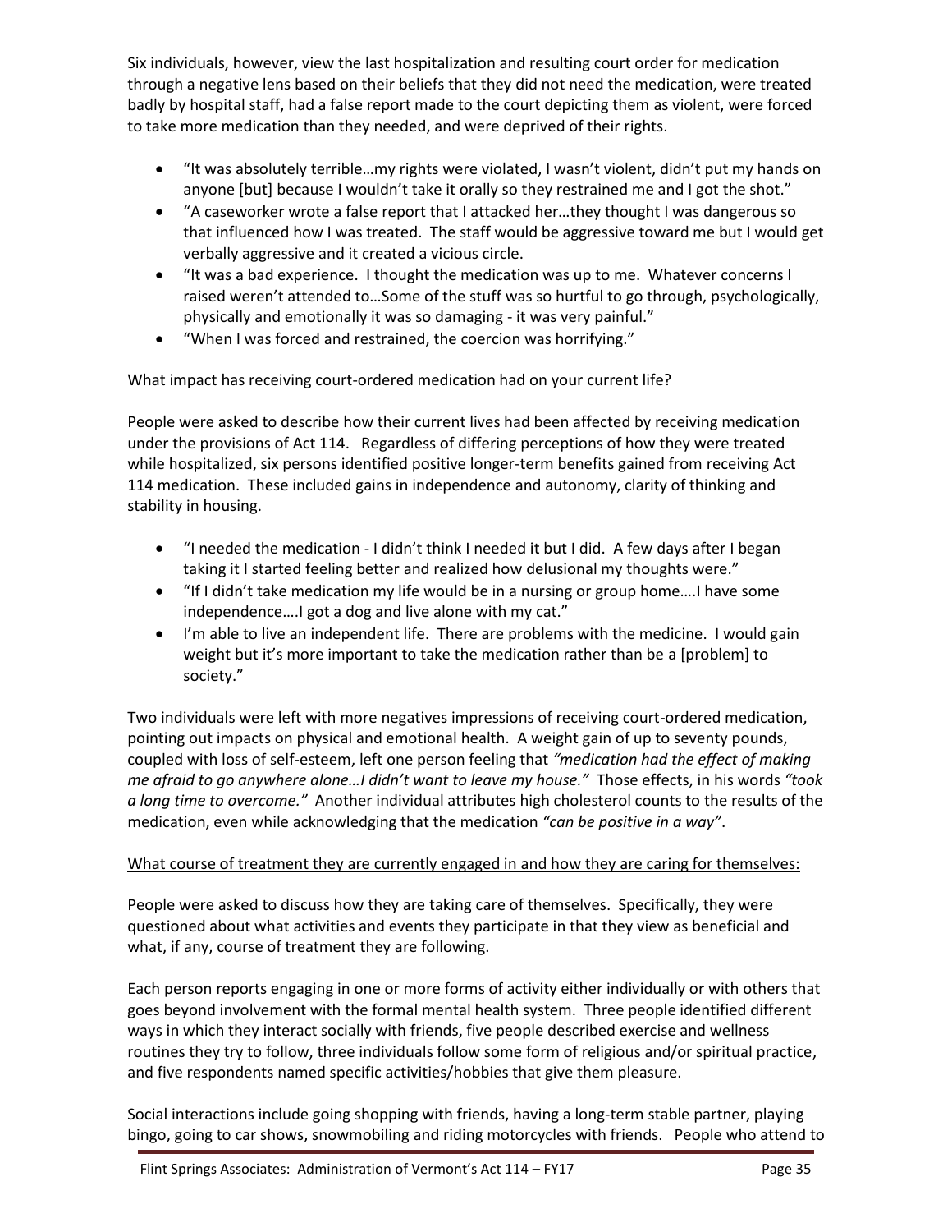Six individuals, however, view the last hospitalization and resulting court order for medication through a negative lens based on their beliefs that they did not need the medication, were treated badly by hospital staff, had a false report made to the court depicting them as violent, were forced to take more medication than they needed, and were deprived of their rights.

- "It was absolutely terrible…my rights were violated, I wasn't violent, didn't put my hands on anyone [but] because I wouldn't take it orally so they restrained me and I got the shot."
- "A caseworker wrote a false report that I attacked her…they thought I was dangerous so that influenced how I was treated. The staff would be aggressive toward me but I would get verbally aggressive and it created a vicious circle.
- "It was a bad experience. I thought the medication was up to me. Whatever concerns I raised weren't attended to…Some of the stuff was so hurtful to go through, psychologically, physically and emotionally it was so damaging - it was very painful."
- "When I was forced and restrained, the coercion was horrifying."

<u>What impact has receiving court-ordered medication had on your current life?</u>

People were asked to describe how their current lives had been affected by receiving medication under the provisions of Act 114. Regardless of differing perceptions of how they were treated while hospitalized, six persons identified positive longer-term benefits gained from receiving Act 114 medication. These included gains in independence and autonomy, clarity of thinking and stability in housing.

- "I needed the medication - I didn't think I needed it but I did. A few days after I began taking it I started feeling better and realized how delusional my thoughts were."
- "If I didn't take medication my life would be in a nursing or group home….I have some independence….I got a dog and live alone with my cat."
- I'm able to live an independent life. There are problems with the medicine. I would gain weight but it's more important to take the medication rather than be a [problem] to society."

Two individuals were left with more negatives impressions of receiving court-ordered medication, pointing out impacts on physical and emotional health. A weight gain of up to seventy pounds, coupled with loss of self-esteem, left one person feeling that *"medication had the effect of making me afraid to go anywhere alone…I didn't want to leave my house."* Those effects, in his words *"took a long time to overcome."* Another individual attributes high cholesterol counts to the results of the medication, even while acknowledging that the medication *"can be positive in a way"*.

<u>What course of treatment they are currently engaged in and how they are caring for themselves:</u>

People were asked to discuss how they are taking care of themselves. Specifically, they were questioned about what activities and events they participate in that they view as beneficial and what, if any, course of treatment they are following.

Each person reports engaging in one or more forms of activity either individually or with others that goes beyond involvement with the formal mental health system. Three people identified different ways in which they interact socially with friends, five people described exercise and wellness routines they try to follow, three individuals follow some form of religious and/or spiritual practice, and five respondents named specific activities/hobbies that give them pleasure.

Social interactions include going shopping with friends, having a long-term stable partner, playing bingo, going to car shows, snowmobiling and riding motorcycles with friends. People who attend to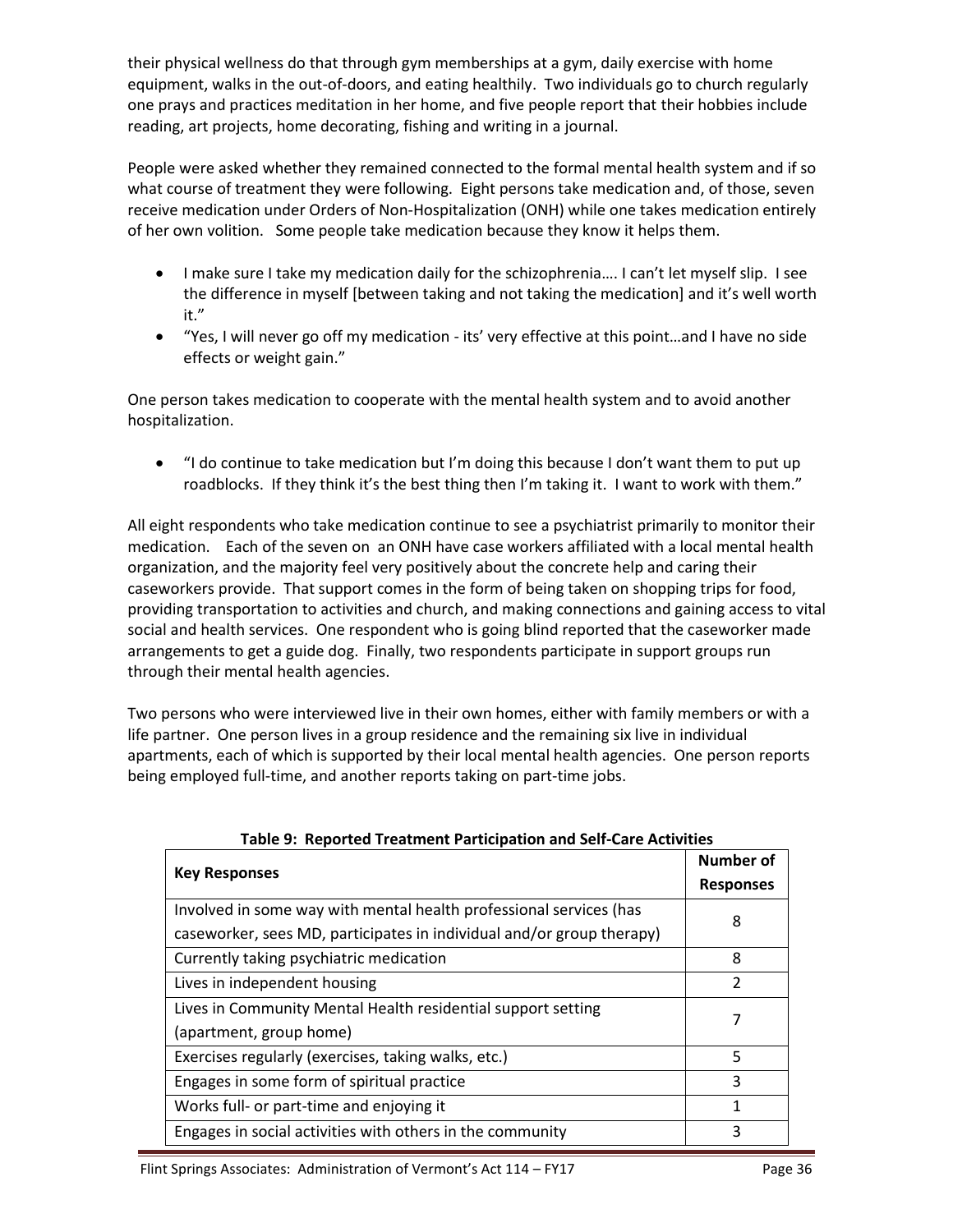their physical wellness do that through gym memberships at a gym, daily exercise with home equipment, walks in the out-of-doors, and eating healthily. Two individuals go to church regularly one prays and practices meditation in her home, and five people report that their hobbies include reading, art projects, home decorating, fishing and writing in a journal.

People were asked whether they remained connected to the formal mental health system and if so what course of treatment they were following. Eight persons take medication and, of those, seven receive medication under Orders of Non-Hospitalization (ONH) while one takes medication entirely of her own volition. Some people take medication because they know it helps them.

- I make sure I take my medication daily for the schizophrenia…. I can't let myself slip. I see the difference in myself [between taking and not taking the medication] and it's well worth it."
- "Yes, I will never go off my medication - its' very effective at this point…and I have no side effects or weight gain."

One person takes medication to cooperate with the mental health system and to avoid another hospitalization.

- "I do continue to take medication but I'm doing this because I don't want them to put up roadblocks. If they think it's the best thing then I'm taking it. I want to work with them."

All eight respondents who take medication continue to see a psychiatrist primarily to monitor their medication. Each of the seven on an ONH have case workers affiliated with a local mental health organization, and the majority feel very positively about the concrete help and caring their caseworkers provide. That support comes in the form of being taken on shopping trips for food, providing transportation to activities and church, and making connections and gaining access to vital social and health services. One respondent who is going blind reported that the caseworker made arrangements to get a guide dog. Finally, two respondents participate in support groups run through their mental health agencies.

Two persons who were interviewed live in their own homes, either with family members or with a life partner. One person lives in a group residence and the remaining six live in individual apartments, each of which is supported by their local mental health agencies. One person reports being employed full-time, and another reports taking on part-time jobs.

**Table 9: Reported Treatment Participation and Self-Care Activities**

| Key Responses | Number of Responses |
|---|---|
| Involved in some way with mental health professional services (has caseworker, sees MD, participates in individual and/or group therapy) | 8 |
| Currently taking psychiatric medication | 8 |
| Lives in independent housing | 2 |
| Lives in Community Mental Health residential support setting (apartment, group home) | 7 |
| Exercises regularly (exercises, taking walks, etc.) | 5 |
| Engages in some form of spiritual practice | 3 |
| Works full- or part-time and enjoying it | 1 |
| Engages in social activities with others in the community | 3 |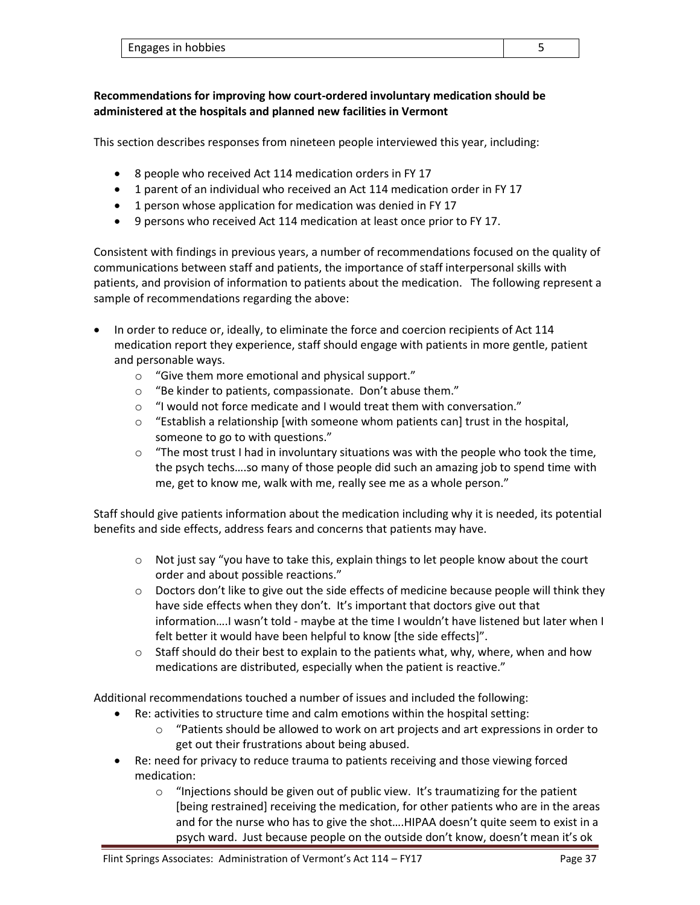| Engages in hobbies | 5 |
|---|---|

**Recommendations for improving how court-ordered involuntary medication should be administered at the hospitals and planned new facilities in Vermont**

This section describes responses from nineteen people interviewed this year, including:

- 8 people who received Act 114 medication orders in FY 17
- 1 parent of an individual who received an Act 114 medication order in FY 17
- 1 person whose application for medication was denied in FY 17
- 9 persons who received Act 114 medication at least once prior to FY 17.

Consistent with findings in previous years, a number of recommendations focused on the quality of communications between staff and patients, the importance of staff interpersonal skills with patients, and provision of information to patients about the medication. The following represent a sample of recommendations regarding the above:

- In order to reduce or, ideally, to eliminate the force and coercion recipients of Act 114 medication report they experience, staff should engage with patients in more gentle, patient and personable ways.
  - "Give them more emotional and physical support."
  - "Be kinder to patients, compassionate. Don't abuse them."
  - "I would not force medicate and I would treat them with conversation."
  - "Establish a relationship [with someone whom patients can] trust in the hospital, someone to go to with questions."
  - "The most trust I had in involuntary situations was with the people who took the time, the psych techs….so many of those people did such an amazing job to spend time with me, get to know me, walk with me, really see me as a whole person."

Staff should give patients information about the medication including why it is needed, its potential benefits and side effects, address fears and concerns that patients may have.

- Not just say "you have to take this, explain things to let people know about the court order and about possible reactions."
- Doctors don't like to give out the side effects of medicine because people will think they have side effects when they don't. It's important that doctors give out that information….I wasn't told - maybe at the time I wouldn't have listened but later when I felt better it would have been helpful to know [the side effects]".
- Staff should do their best to explain to the patients what, why, where, when and how medications are distributed, especially when the patient is reactive."

Additional recommendations touched a number of issues and included the following:

- Re: activities to structure time and calm emotions within the hospital setting:
  - "Patients should be allowed to work on art projects and art expressions in order to get out their frustrations about being abused.
- Re: need for privacy to reduce trauma to patients receiving and those viewing forced medication:
  - "Injections should be given out of public view. It's traumatizing for the patient [being restrained] receiving the medication, for other patients who are in the areas and for the nurse who has to give the shot….HIPAA doesn't quite seem to exist in a psych ward. Just because people on the outside don't know, doesn't mean it's ok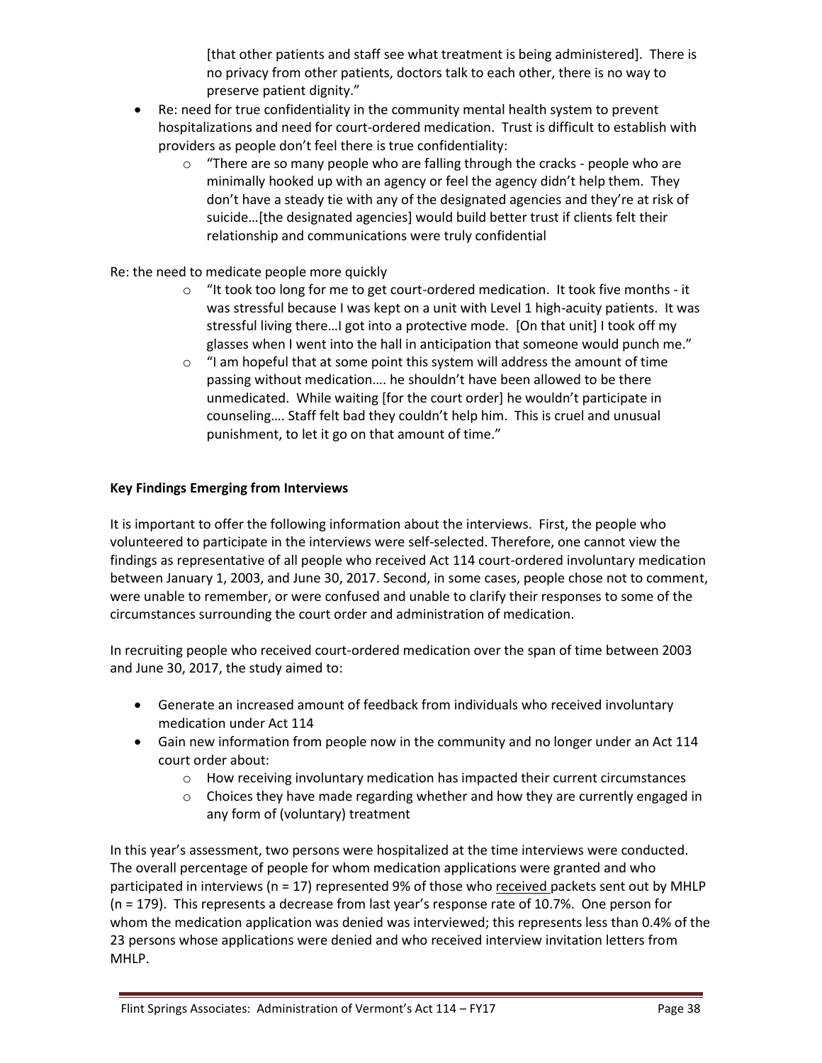[that other patients and staff see what treatment is being administered]. There is no privacy from other patients, doctors talk to each other, there is no way to preserve patient dignity."

- Re: need for true confidentiality in the community mental health system to prevent hospitalizations and need for court-ordered medication. Trust is difficult to establish with providers as people don't feel there is true confidentiality:
  - "There are so many people who are falling through the cracks - people who are minimally hooked up with an agency or feel the agency didn't help them. They don't have a steady tie with any of the designated agencies and they're at risk of suicide…[the designated agencies] would build better trust if clients felt their relationship and communications were truly confidential

Re: the need to medicate people more quickly

- "It took too long for me to get court-ordered medication. It took five months - it was stressful because I was kept on a unit with Level 1 high-acuity patients. It was stressful living there…I got into a protective mode. [On that unit] I took off my glasses when I went into the hall in anticipation that someone would punch me."
- "I am hopeful that at some point this system will address the amount of time passing without medication…. he shouldn't have been allowed to be there unmedicated. While waiting [for the court order] he wouldn't participate in counseling…. Staff felt bad they couldn't help him. This is cruel and unusual punishment, to let it go on that amount of time."

**Key Findings Emerging from Interviews**

It is important to offer the following information about the interviews. First, the people who volunteered to participate in the interviews were self-selected. Therefore, one cannot view the findings as representative of all people who received Act 114 court-ordered involuntary medication between January 1, 2003, and June 30, 2017. Second, in some cases, people chose not to comment, were unable to remember, or were confused and unable to clarify their responses to some of the circumstances surrounding the court order and administration of medication.

In recruiting people who received court-ordered medication over the span of time between 2003 and June 30, 2017, the study aimed to:

- Generate an increased amount of feedback from individuals who received involuntary medication under Act 114
- Gain new information from people now in the community and no longer under an Act 114 court order about:
  - How receiving involuntary medication has impacted their current circumstances
  - Choices they have made regarding whether and how they are currently engaged in any form of (voluntary) treatment

In this year's assessment, two persons were hospitalized at the time interviews were conducted. The overall percentage of people for whom medication applications were granted and who participated in interviews (n = 17) represented 9% of those who received packets sent out by MHLP (n = 179). This represents a decrease from last year's response rate of 10.7%. One person for whom the medication application was denied was interviewed; this represents less than 0.4% of the 23 persons whose applications were denied and who received interview invitation letters from MHLP.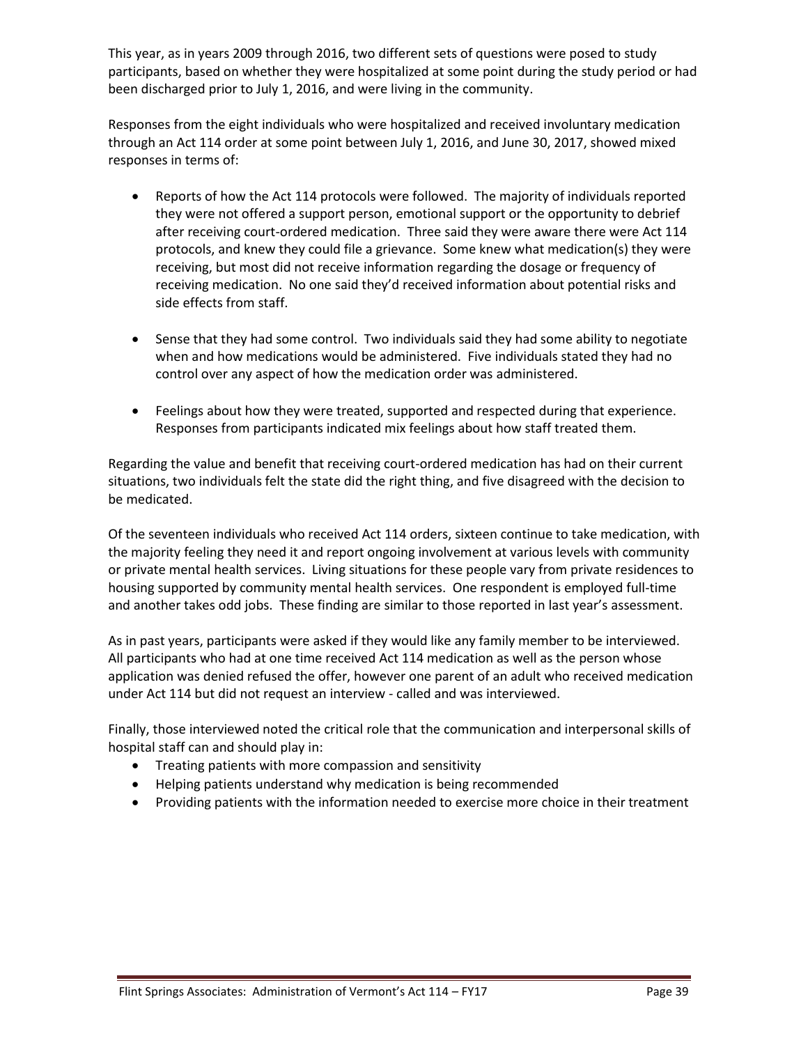This year, as in years 2009 through 2016, two different sets of questions were posed to study participants, based on whether they were hospitalized at some point during the study period or had been discharged prior to July 1, 2016, and were living in the community.

Responses from the eight individuals who were hospitalized and received involuntary medication through an Act 114 order at some point between July 1, 2016, and June 30, 2017, showed mixed responses in terms of:

- Reports of how the Act 114 protocols were followed. The majority of individuals reported they were not offered a support person, emotional support or the opportunity to debrief after receiving court-ordered medication. Three said they were aware there were Act 114 protocols, and knew they could file a grievance. Some knew what medication(s) they were receiving, but most did not receive information regarding the dosage or frequency of receiving medication. No one said they'd received information about potential risks and side effects from staff.

- Sense that they had some control. Two individuals said they had some ability to negotiate when and how medications would be administered. Five individuals stated they had no control over any aspect of how the medication order was administered.

- Feelings about how they were treated, supported and respected during that experience. Responses from participants indicated mix feelings about how staff treated them.

Regarding the value and benefit that receiving court-ordered medication has had on their current situations, two individuals felt the state did the right thing, and five disagreed with the decision to be medicated.

Of the seventeen individuals who received Act 114 orders, sixteen continue to take medication, with the majority feeling they need it and report ongoing involvement at various levels with community or private mental health services. Living situations for these people vary from private residences to housing supported by community mental health services. One respondent is employed full-time and another takes odd jobs. These finding are similar to those reported in last year's assessment.

As in past years, participants were asked if they would like any family member to be interviewed. All participants who had at one time received Act 114 medication as well as the person whose application was denied refused the offer, however one parent of an adult who received medication under Act 114 but did not request an interview - called and was interviewed.

Finally, those interviewed noted the critical role that the communication and interpersonal skills of hospital staff can and should play in:

- Treating patients with more compassion and sensitivity
- Helping patients understand why medication is being recommended
- Providing patients with the information needed to exercise more choice in their treatment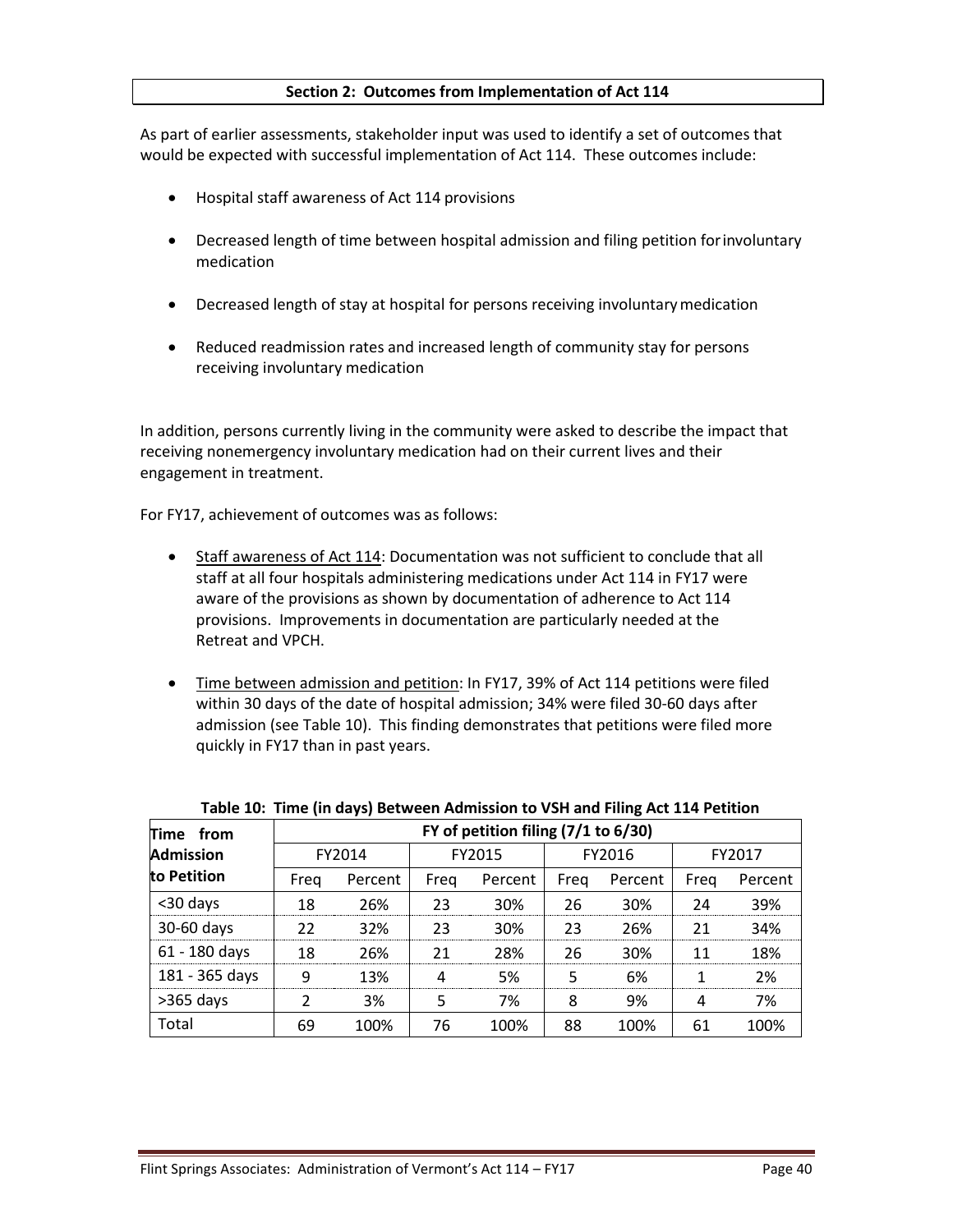## Section 2: Outcomes from Implementation of Act 114

As part of earlier assessments, stakeholder input was used to identify a set of outcomes that would be expected with successful implementation of Act 114. These outcomes include:

- Hospital staff awareness of Act 114 provisions
- Decreased length of time between hospital admission and filing petition for involuntary medication
- Decreased length of stay at hospital for persons receiving involuntary medication
- Reduced readmission rates and increased length of community stay for persons receiving involuntary medication

In addition, persons currently living in the community were asked to describe the impact that receiving nonemergency involuntary medication had on their current lives and their engagement in treatment.

For FY17, achievement of outcomes was as follows:

- Staff awareness of Act 114: Documentation was not sufficient to conclude that all staff at all four hospitals administering medications under Act 114 in FY17 were aware of the provisions as shown by documentation of adherence to Act 114 provisions. Improvements in documentation are particularly needed at the Retreat and VPCH.
- Time between admission and petition: In FY17, 39% of Act 114 petitions were filed within 30 days of the date of hospital admission; 34% were filed 30-60 days after admission (see Table 10). This finding demonstrates that petitions were filed more quickly in FY17 than in past years.

**Table 10: Time (in days) Between Admission to VSH and Filing Act 114 Petition**

| Time from Admission to Petition | FY of petition filing (7/1 to 6/30) | | | | | | | |
|---|---|---|---|---|---|---|---|---|
| | FY2014 | | FY2015 | | FY2016 | | FY2017 | |
| | Freq | Percent | Freq | Percent | Freq | Percent | Freq | Percent |
| <30 days | 18 | 26% | 23 | 30% | 26 | 30% | 24 | 39% |
| 30-60 days | 22 | 32% | 23 | 30% | 23 | 26% | 21 | 34% |
| 61 - 180 days | 18 | 26% | 21 | 28% | 26 | 30% | 11 | 18% |
| 181 - 365 days | 9 | 13% | 4 | 5% | 5 | 6% | 1 | 2% |
| >365 days | 2 | 3% | 5 | 7% | 8 | 9% | 4 | 7% |
| Total | 69 | 100% | 76 | 100% | 88 | 100% | 61 | 100% |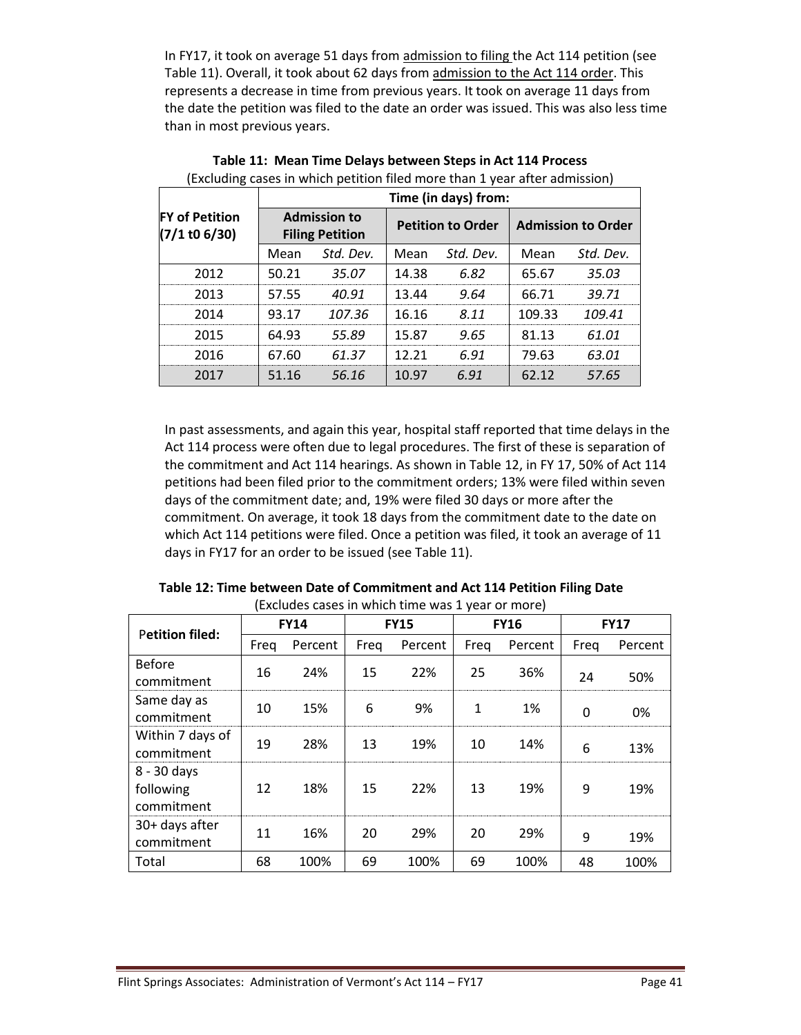In FY17, it took on average 51 days from admission to filing the Act 114 petition (see Table 11). Overall, it took about 62 days from admission to the Act 114 order. This represents a decrease in time from previous years. It took on average 11 days from the date the petition was filed to the date an order was issued. This was also less time than in most previous years.

**Table 11: Mean Time Delays between Steps in Act 114 Process**
(Excluding cases in which petition filed more than 1 year after admission)

| FY of Petition (7/1 t0 6/30) | Time (in days) from: | | | | | |
|---|---|---|---|---|---|---|
| | Admission to Filing Petition | | Petition to Order | | Admission to Order | |
| | Mean | *Std. Dev.* | Mean | *Std. Dev.* | Mean | *Std. Dev.* |
| 2012 | 50.21 | *35.07* | 14.38 | *6.82* | 65.67 | *35.03* |
| 2013 | 57.55 | *40.91* | 13.44 | *9.64* | 66.71 | *39.71* |
| 2014 | 93.17 | *107.36* | 16.16 | *8.11* | 109.33 | *109.41* |
| 2015 | 64.93 | *55.89* | 15.87 | *9.65* | 81.13 | *61.01* |
| 2016 | 67.60 | *61.37* | 12.21 | *6.91* | 79.63 | *63.01* |
| 2017 | 51.16 | *56.16* | 10.97 | *6.91* | 62.12 | *57.65* |

In past assessments, and again this year, hospital staff reported that time delays in the Act 114 process were often due to legal procedures. The first of these is separation of the commitment and Act 114 hearings. As shown in Table 12, in FY 17, 50% of Act 114 petitions had been filed prior to the commitment orders; 13% were filed within seven days of the commitment date; and, 19% were filed 30 days or more after the commitment. On average, it took 18 days from the commitment date to the date on which Act 114 petitions were filed. Once a petition was filed, it took an average of 11 days in FY17 for an order to be issued (see Table 11).

**Table 12: Time between Date of Commitment and Act 114 Petition Filing Date**
(Excludes cases in which time was 1 year or more)

| Petition filed: | FY14 | | FY15 | | FY16 | | FY17 | |
|---|---|---|---|---|---|---|---|---|
| | Freq | Percent | Freq | Percent | Freq | Percent | Freq | Percent |
| Before commitment | 16 | 24% | 15 | 22% | 25 | 36% | 24 | 50% |
| Same day as commitment | 10 | 15% | 6 | 9% | 1 | 1% | 0 | 0% |
| Within 7 days of commitment | 19 | 28% | 13 | 19% | 10 | 14% | 6 | 13% |
| 8 - 30 days following commitment | 12 | 18% | 15 | 22% | 13 | 19% | 9 | 19% |
| 30+ days after commitment | 11 | 16% | 20 | 29% | 20 | 29% | 9 | 19% |
| Total | 68 | 100% | 69 | 100% | 69 | 100% | 48 | 100% |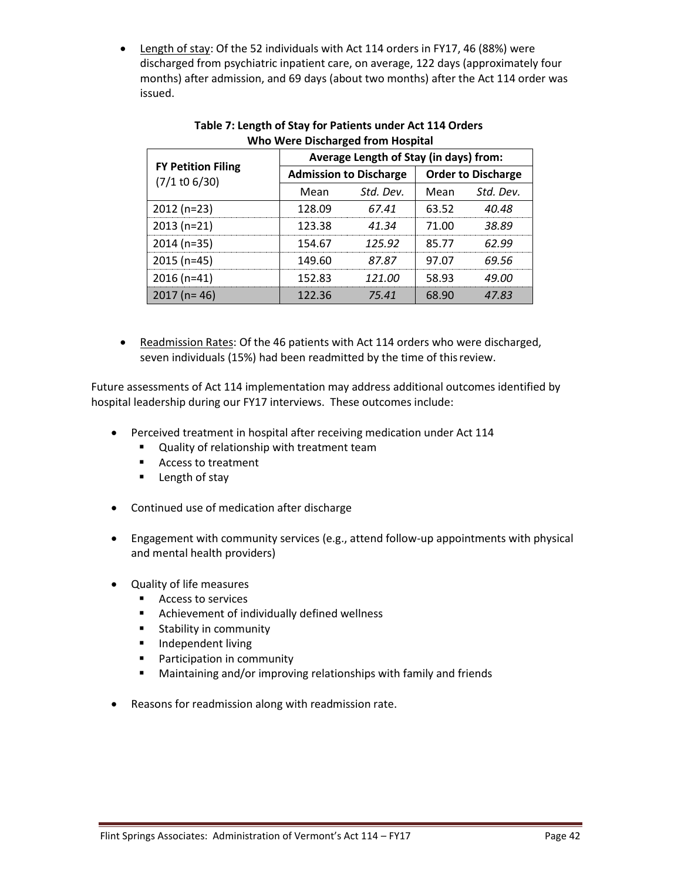- Length of stay: Of the 52 individuals with Act 114 orders in FY17, 46 (88%) were discharged from psychiatric inpatient care, on average, 122 days (approximately four months) after admission, and 69 days (about two months) after the Act 114 order was issued.

**Table 7: Length of Stay for Patients under Act 114 Orders Who Were Discharged from Hospital**

| FY Petition Filing (7/1 t0 6/30) | Average Length of Stay (in days) from: | | | |
|---|---|---|---|---|
| | Admission to Discharge | | Order to Discharge | |
| | Mean | *Std. Dev.* | Mean | *Std. Dev.* |
| 2012 (n=23) | 128.09 | *67.41* | 63.52 | *40.48* |
| 2013 (n=21) | 123.38 | *41.34* | 71.00 | *38.89* |
| 2014 (n=35) | 154.67 | *125.92* | 85.77 | *62.99* |
| 2015 (n=45) | 149.60 | *87.87* | 97.07 | *69.56* |
| 2016 (n=41) | 152.83 | *121.00* | 58.93 | *49.00* |
| 2017 (n= 46) | 122.36 | *75.41* | 68.90 | *47.83* |

- Readmission Rates: Of the 46 patients with Act 114 orders who were discharged, seven individuals (15%) had been readmitted by the time of this review.

Future assessments of Act 114 implementation may address additional outcomes identified by hospital leadership during our FY17 interviews. These outcomes include:

- Perceived treatment in hospital after receiving medication under Act 114
  - Quality of relationship with treatment team
  - Access to treatment
  - Length of stay
- Continued use of medication after discharge
- Engagement with community services (e.g., attend follow-up appointments with physical and mental health providers)
- Quality of life measures
  - Access to services
  - Achievement of individually defined wellness
  - Stability in community
  - Independent living
  - Participation in community
  - Maintaining and/or improving relationships with family and friends
- Reasons for readmission along with readmission rate.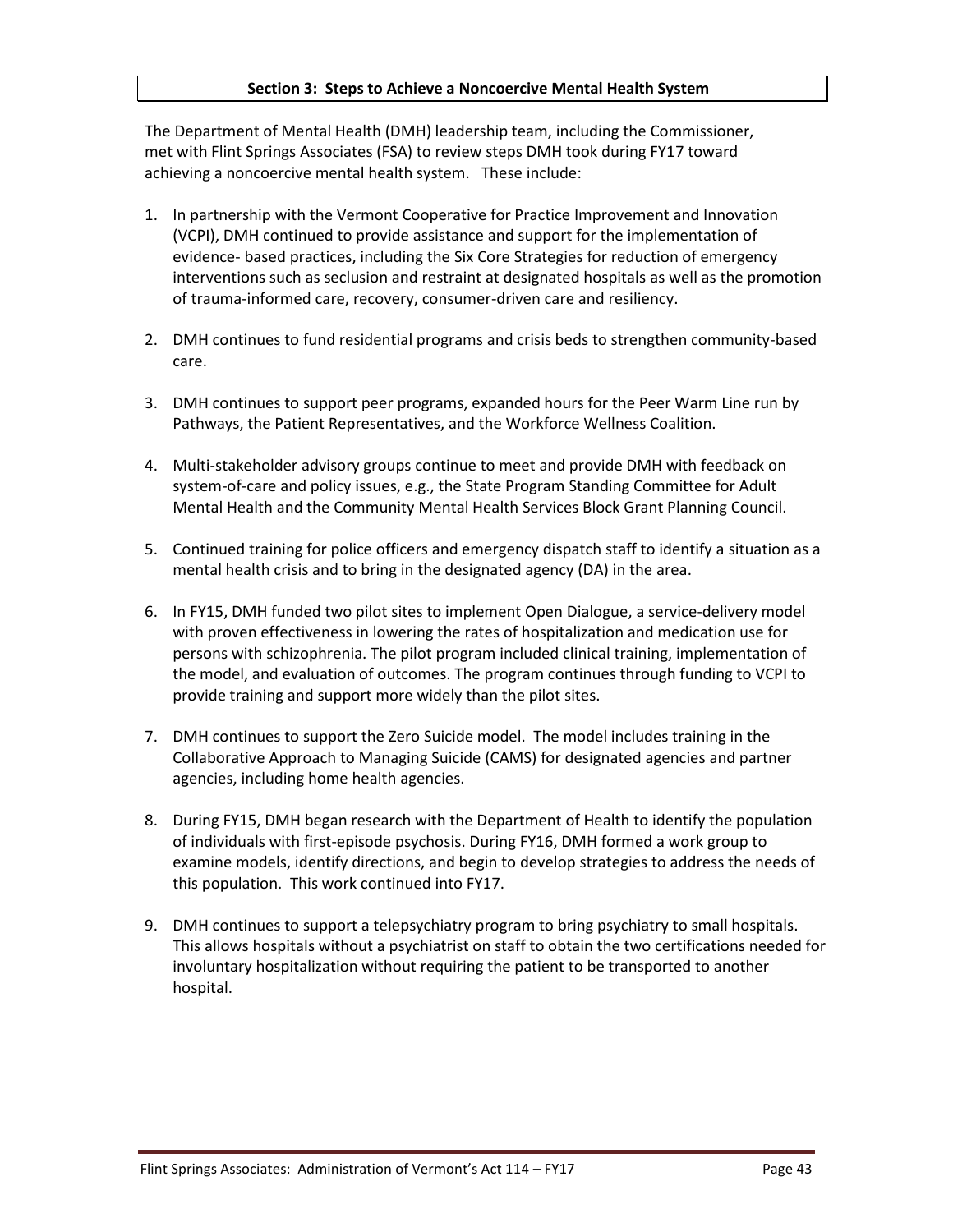## Section 3: Steps to Achieve a Noncoercive Mental Health System

The Department of Mental Health (DMH) leadership team, including the Commissioner, met with Flint Springs Associates (FSA) to review steps DMH took during FY17 toward achieving a noncoercive mental health system. These include:

1. In partnership with the Vermont Cooperative for Practice Improvement and Innovation (VCPI), DMH continued to provide assistance and support for the implementation of evidence- based practices, including the Six Core Strategies for reduction of emergency interventions such as seclusion and restraint at designated hospitals as well as the promotion of trauma-informed care, recovery, consumer-driven care and resiliency.

2. DMH continues to fund residential programs and crisis beds to strengthen community-based care.

3. DMH continues to support peer programs, expanded hours for the Peer Warm Line run by Pathways, the Patient Representatives, and the Workforce Wellness Coalition.

4. Multi-stakeholder advisory groups continue to meet and provide DMH with feedback on system-of-care and policy issues, e.g., the State Program Standing Committee for Adult Mental Health and the Community Mental Health Services Block Grant Planning Council.

5. Continued training for police officers and emergency dispatch staff to identify a situation as a mental health crisis and to bring in the designated agency (DA) in the area.

6. In FY15, DMH funded two pilot sites to implement Open Dialogue, a service-delivery model with proven effectiveness in lowering the rates of hospitalization and medication use for persons with schizophrenia. The pilot program included clinical training, implementation of the model, and evaluation of outcomes. The program continues through funding to VCPI to provide training and support more widely than the pilot sites.

7. DMH continues to support the Zero Suicide model. The model includes training in the Collaborative Approach to Managing Suicide (CAMS) for designated agencies and partner agencies, including home health agencies.

8. During FY15, DMH began research with the Department of Health to identify the population of individuals with first-episode psychosis. During FY16, DMH formed a work group to examine models, identify directions, and begin to develop strategies to address the needs of this population. This work continued into FY17.

9. DMH continues to support a telepsychiatry program to bring psychiatry to small hospitals. This allows hospitals without a psychiatrist on staff to obtain the two certifications needed for involuntary hospitalization without requiring the patient to be transported to another hospital.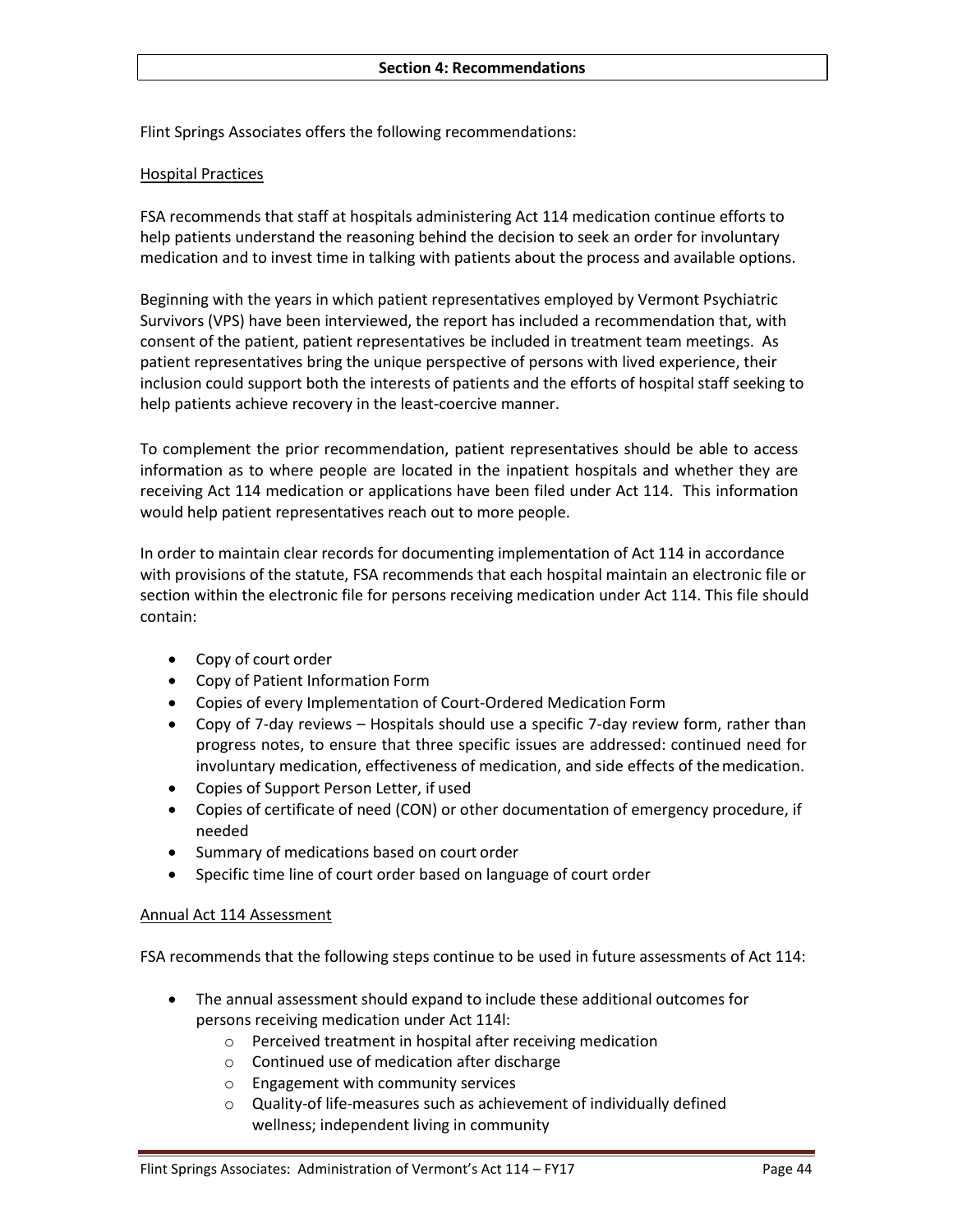## Section 4: Recommendations

Flint Springs Associates offers the following recommendations:

### Hospital Practices

FSA recommends that staff at hospitals administering Act 114 medication continue efforts to help patients understand the reasoning behind the decision to seek an order for involuntary medication and to invest time in talking with patients about the process and available options.

Beginning with the years in which patient representatives employed by Vermont Psychiatric Survivors (VPS) have been interviewed, the report has included a recommendation that, with consent of the patient, patient representatives be included in treatment team meetings. As patient representatives bring the unique perspective of persons with lived experience, their inclusion could support both the interests of patients and the efforts of hospital staff seeking to help patients achieve recovery in the least-coercive manner.

To complement the prior recommendation, patient representatives should be able to access information as to where people are located in the inpatient hospitals and whether they are receiving Act 114 medication or applications have been filed under Act 114. This information would help patient representatives reach out to more people.

In order to maintain clear records for documenting implementation of Act 114 in accordance with provisions of the statute, FSA recommends that each hospital maintain an electronic file or section within the electronic file for persons receiving medication under Act 114. This file should contain:

- Copy of court order
- Copy of Patient Information Form
- Copies of every Implementation of Court-Ordered Medication Form
- Copy of 7-day reviews – Hospitals should use a specific 7-day review form, rather than progress notes, to ensure that three specific issues are addressed: continued need for involuntary medication, effectiveness of medication, and side effects of the medication.
- Copies of Support Person Letter, if used
- Copies of certificate of need (CON) or other documentation of emergency procedure, if needed
- Summary of medications based on court order
- Specific time line of court order based on language of court order

### Annual Act 114 Assessment

FSA recommends that the following steps continue to be used in future assessments of Act 114:

- The annual assessment should expand to include these additional outcomes for persons receiving medication under Act 114l:
  - Perceived treatment in hospital after receiving medication
  - Continued use of medication after discharge
  - Engagement with community services
  - Quality-of life-measures such as achievement of individually defined wellness; independent living in community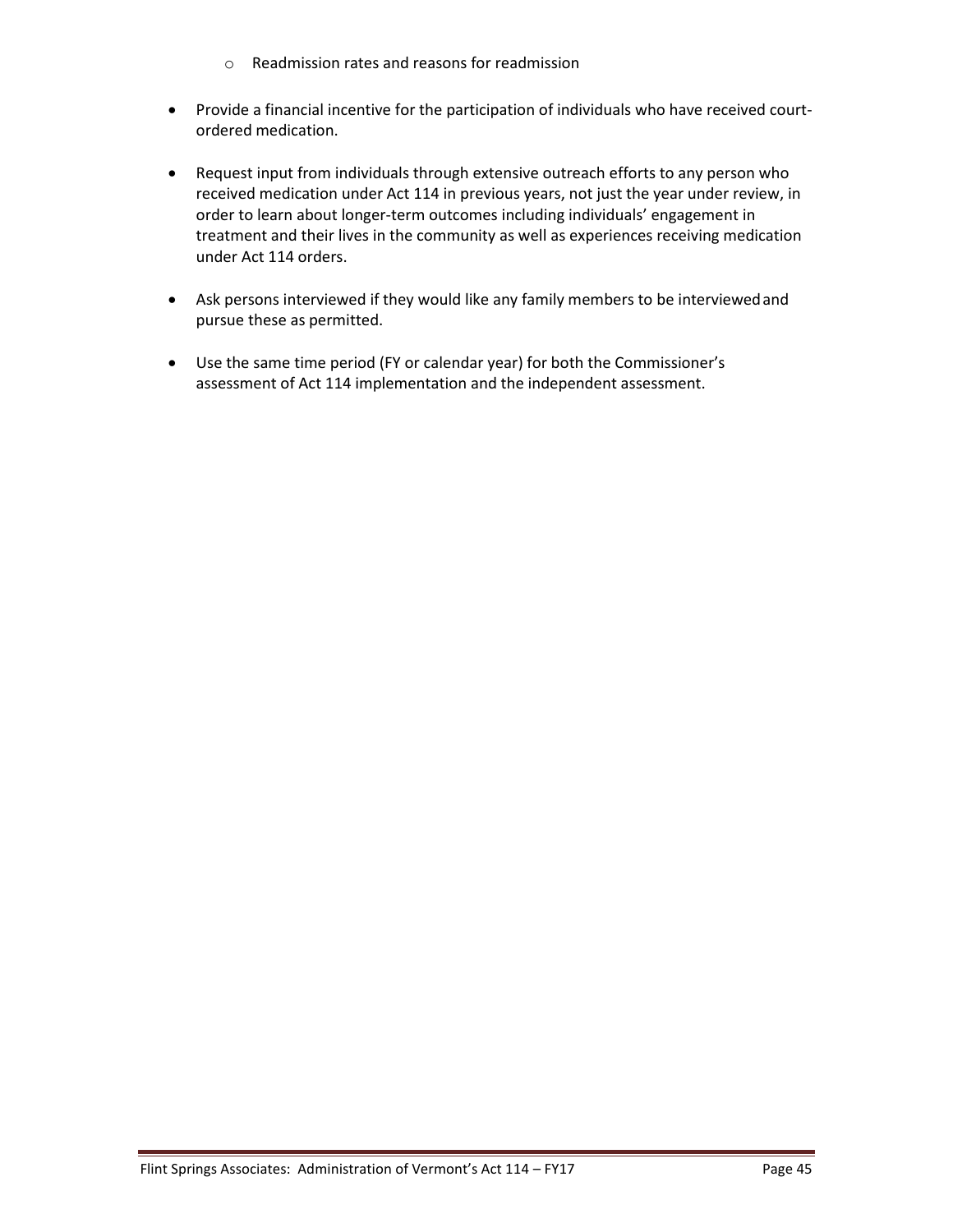- Readmission rates and reasons for readmission

- Provide a financial incentive for the participation of individuals who have received court-ordered medication.

- Request input from individuals through extensive outreach efforts to any person who received medication under Act 114 in previous years, not just the year under review, in order to learn about longer-term outcomes including individuals' engagement in treatment and their lives in the community as well as experiences receiving medication under Act 114 orders.

- Ask persons interviewed if they would like any family members to be interviewed and pursue these as permitted.

- Use the same time period (FY or calendar year) for both the Commissioner's assessment of Act 114 implementation and the independent assessment.